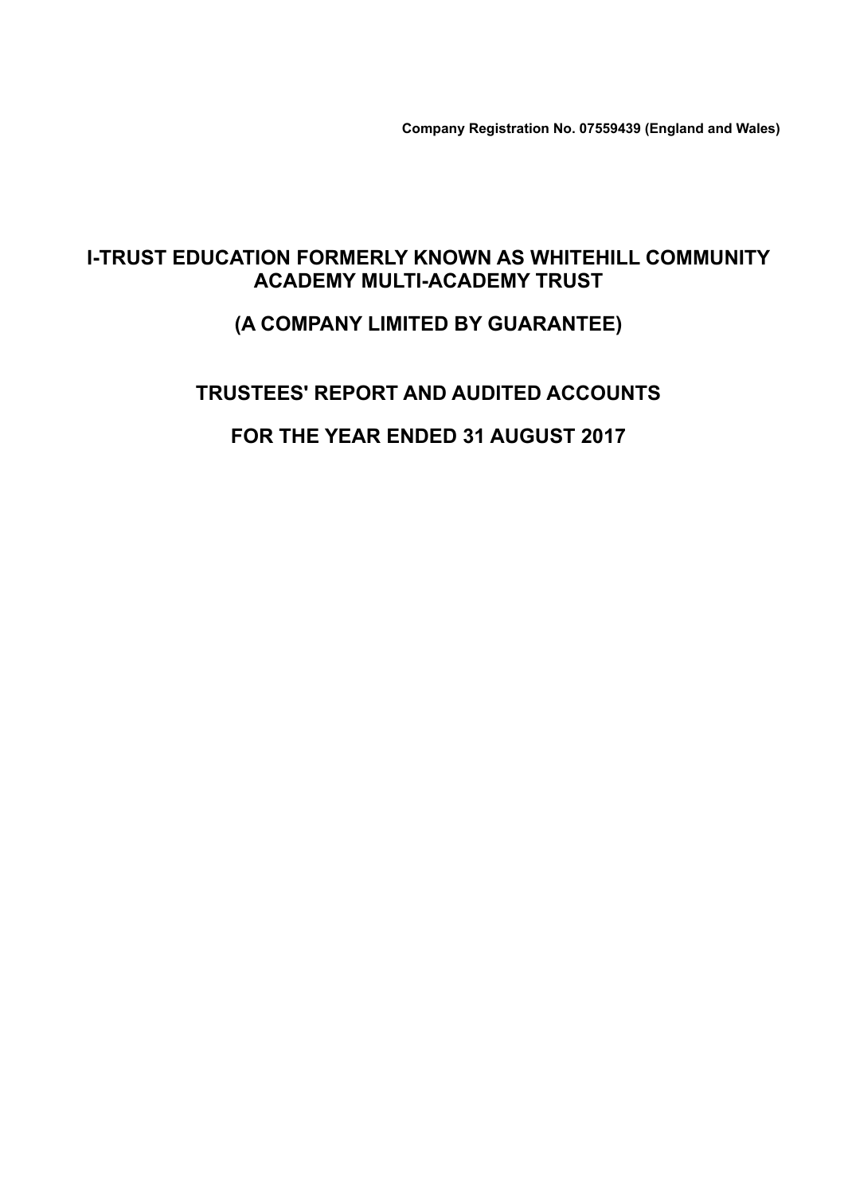**Company Registration No. 07559439 (England and Wales)**

# I-TRUST EDUCATION FORMERLY KNOWN AS WHITEHILL COMMUNITY ACADEMY MULTI-ACADEMY TRUST

## (A COMPANY LIMITED BY GUARANTEE)

## TRUSTEES' REPORT AND AUDITED ACCOUNTS

## FOR THE YEAR ENDED 31 AUGUST 2017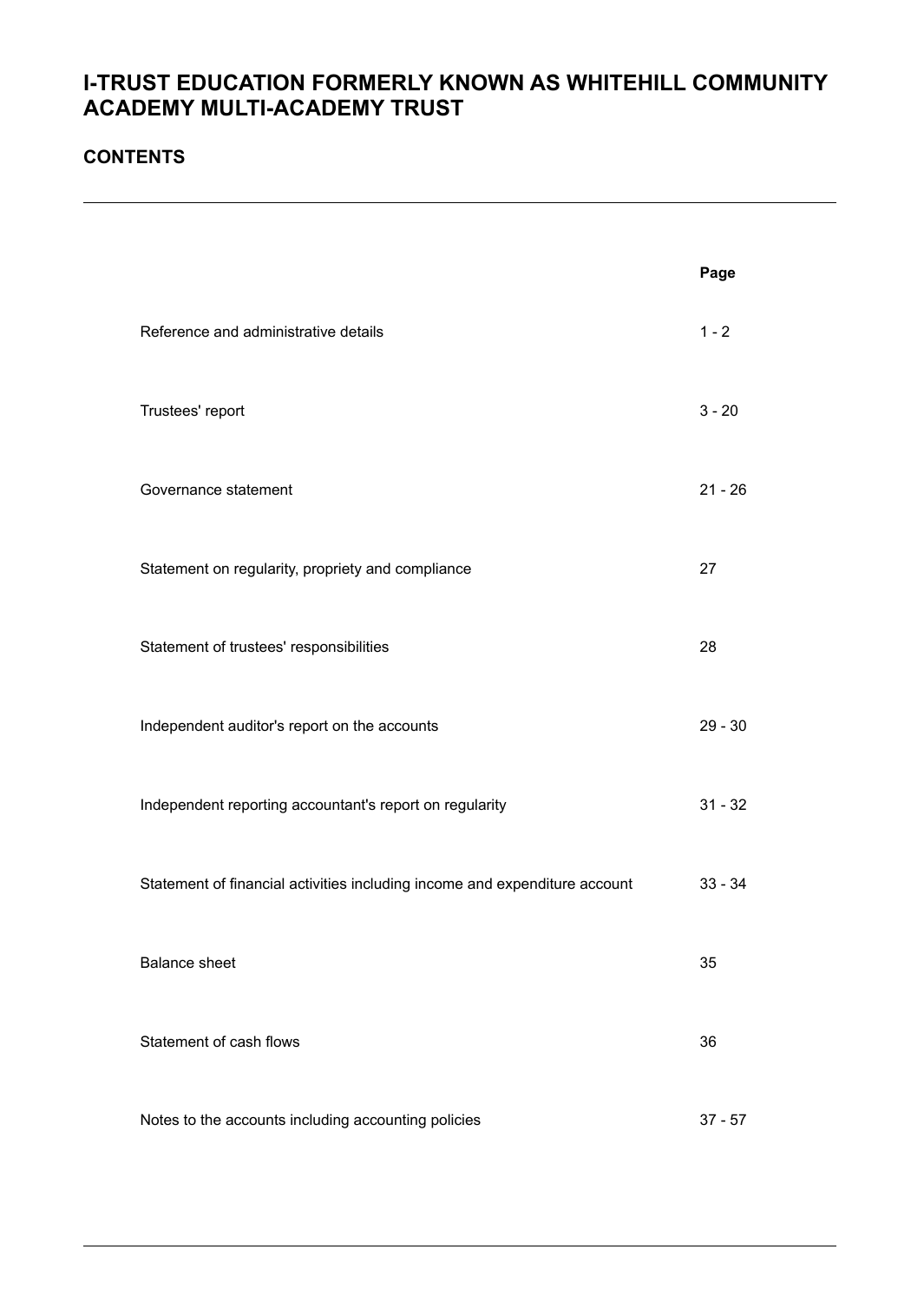# I-TRUST EDUCATION FORMERLY KNOWN AS WHITEHILL COMMUNITY ACADEMY MULTI-ACADEMY TRUST

## CONTENTS

| | Page |
|---|---|
| Reference and administrative details | 1 - 2 |
| Trustees' report | 3 - 20 |
| Governance statement | 21 - 26 |
| Statement on regularity, propriety and compliance | 27 |
| Statement of trustees' responsibilities | 28 |
| Independent auditor's report on the accounts | 29 - 30 |
| Independent reporting accountant's report on regularity | 31 - 32 |
| Statement of financial activities including income and expenditure account | 33 - 34 |
| Balance sheet | 35 |
| Statement of cash flows | 36 |
| Notes to the accounts including accounting policies | 37 - 57 |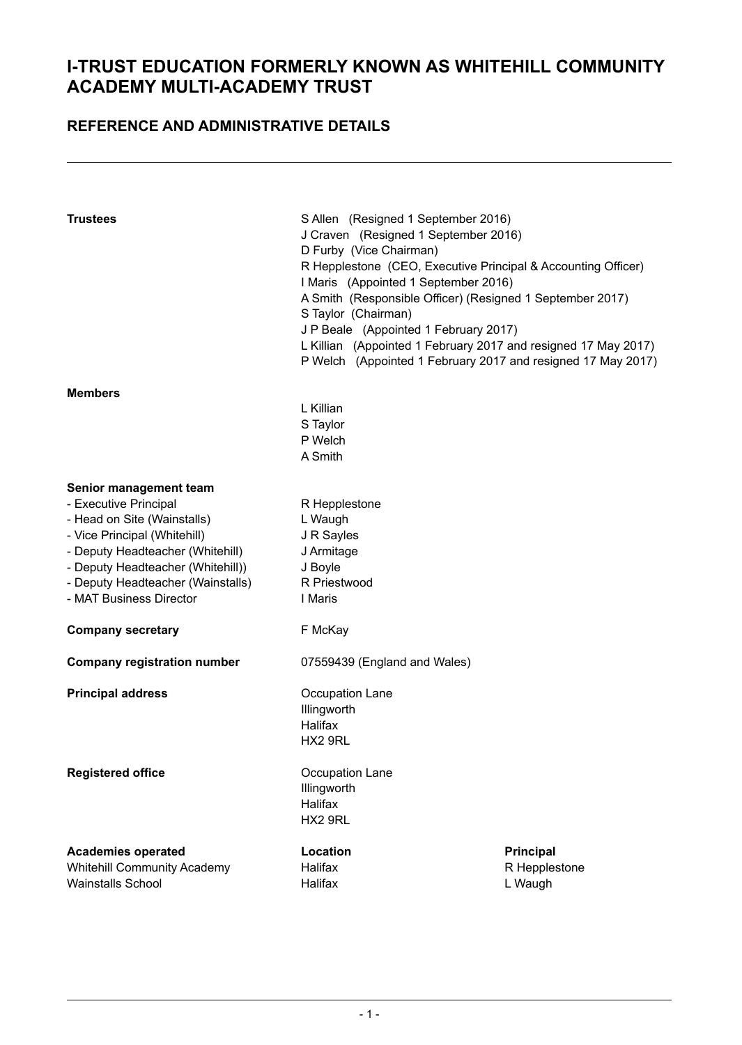# I-TRUST EDUCATION FORMERLY KNOWN AS WHITEHILL COMMUNITY ACADEMY MULTI-ACADEMY TRUST

## REFERENCE AND ADMINISTRATIVE DETAILS

| | |
|---|---|
| **Trustees** | S Allen (Resigned 1 September 2016)<br>J Craven (Resigned 1 September 2016)<br>D Furby (Vice Chairman)<br>R Hepplestone (CEO, Executive Principal & Accounting Officer)<br>I Maris (Appointed 1 September 2016)<br>A Smith (Responsible Officer) (Resigned 1 September 2017)<br>S Taylor (Chairman)<br>J P Beale (Appointed 1 February 2017)<br>L Killian (Appointed 1 February 2017 and resigned 17 May 2017)<br>P Welch (Appointed 1 February 2017 and resigned 17 May 2017) |
| **Members** | L Killian<br>S Taylor<br>P Welch<br>A Smith |

**Senior management team**

| | |
|---|---|
| - Executive Principal | R Hepplestone |
| - Head on Site (Wainstalls) | L Waugh |
| - Vice Principal (Whitehill) | J R Sayles |
| - Deputy Headteacher (Whitehill) | J Armitage |
| - Deputy Headteacher (Whitehill)) | J Boyle |
| - Deputy Headteacher (Wainstalls) | R Priestwood |
| - MAT Business Director | I Maris |

| | |
|---|---|
| **Company secretary** | F McKay |
| **Company registration number** | 07559439 (England and Wales) |
| **Principal address** | Occupation Lane<br>Illingworth<br>Halifax<br>HX2 9RL |
| **Registered office** | Occupation Lane<br>Illingworth<br>Halifax<br>HX2 9RL |

| **Academies operated** | **Location** | **Principal** |
|---|---|---|
| Whitehill Community Academy | Halifax | R Hepplestone |
| Wainstalls School | Halifax | L Waugh |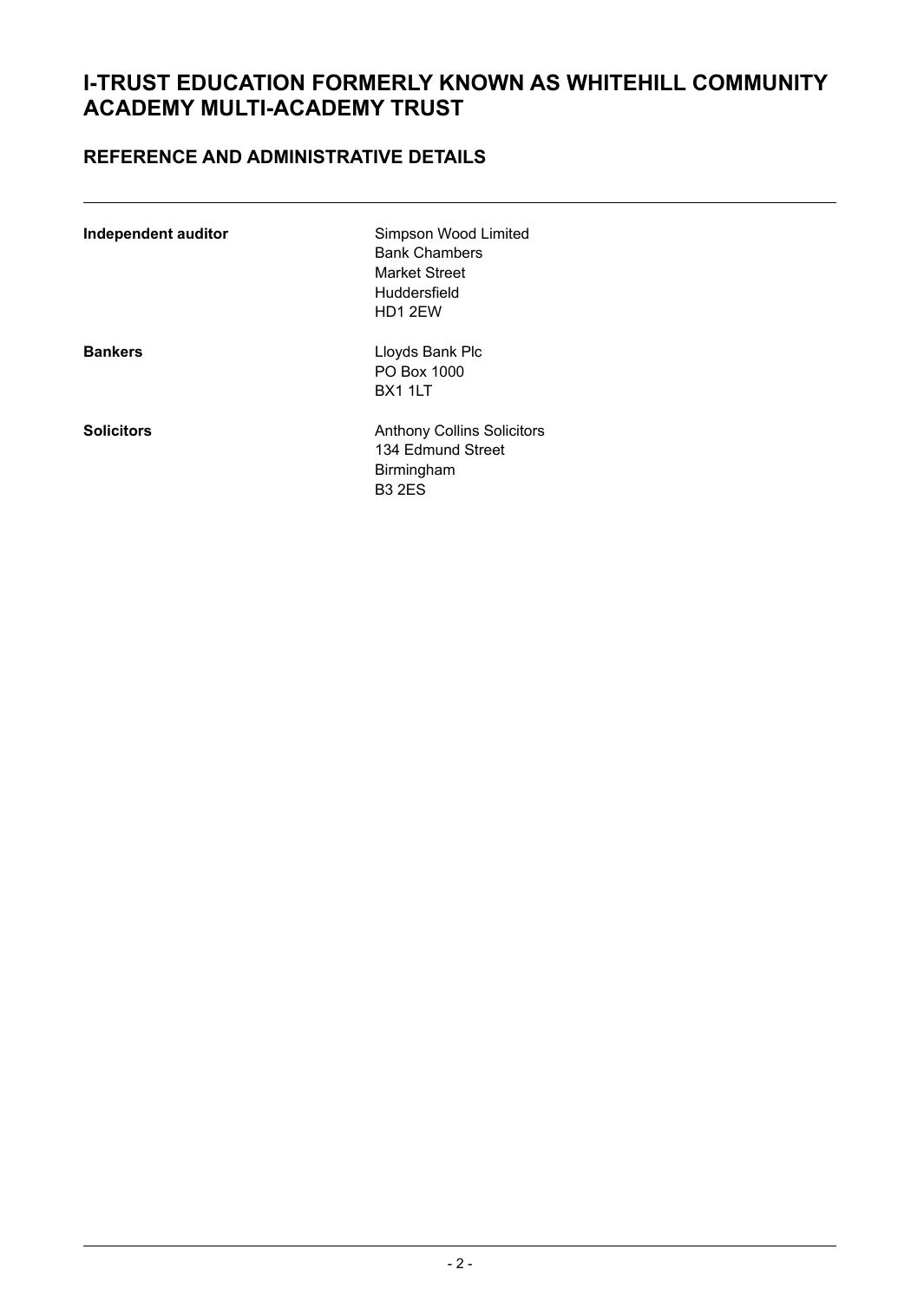# I-TRUST EDUCATION FORMERLY KNOWN AS WHITEHILL COMMUNITY ACADEMY MULTI-ACADEMY TRUST

## REFERENCE AND ADMINISTRATIVE DETAILS

| | |
|---|---|
| **Independent auditor** | Simpson Wood Limited<br>Bank Chambers<br>Market Street<br>Huddersfield<br>HD1 2EW |
| **Bankers** | Lloyds Bank Plc<br>PO Box 1000<br>BX1 1LT |
| **Solicitors** | Anthony Collins Solicitors<br>134 Edmund Street<br>Birmingham<br>B3 2ES |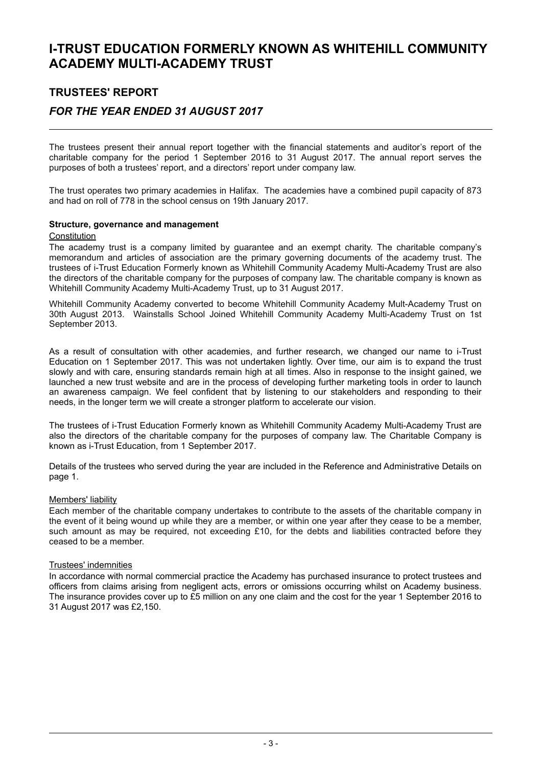# I-TRUST EDUCATION FORMERLY KNOWN AS WHITEHILL COMMUNITY ACADEMY MULTI-ACADEMY TRUST

## TRUSTEES' REPORT

### *FOR THE YEAR ENDED 31 AUGUST 2017*

The trustees present their annual report together with the financial statements and auditor's report of the charitable company for the period 1 September 2016 to 31 August 2017. The annual report serves the purposes of both a trustees' report, and a directors' report under company law.

The trust operates two primary academies in Halifax. The academies have a combined pupil capacity of 873 and had on roll of 778 in the school census on 19th January 2017.

**Structure, governance and management**

Constitution

The academy trust is a company limited by guarantee and an exempt charity. The charitable company's memorandum and articles of association are the primary governing documents of the academy trust. The trustees of i-Trust Education Formerly known as Whitehill Community Academy Multi-Academy Trust are also the directors of the charitable company for the purposes of company law. The charitable company is known as Whitehill Community Academy Multi-Academy Trust, up to 31 August 2017.

Whitehill Community Academy converted to become Whitehill Community Academy Mult-Academy Trust on 30th August 2013. Wainstalls School Joined Whitehill Community Academy Multi-Academy Trust on 1st September 2013.

As a result of consultation with other academies, and further research, we changed our name to i-Trust Education on 1 September 2017. This was not undertaken lightly. Over time, our aim is to expand the trust slowly and with care, ensuring standards remain high at all times. Also in response to the insight gained, we launched a new trust website and are in the process of developing further marketing tools in order to launch an awareness campaign. We feel confident that by listening to our stakeholders and responding to their needs, in the longer term we will create a stronger platform to accelerate our vision.

The trustees of i-Trust Education Formerly known as Whitehill Community Academy Multi-Academy Trust are also the directors of the charitable company for the purposes of company law. The Charitable Company is known as i-Trust Education, from 1 September 2017.

Details of the trustees who served during the year are included in the Reference and Administrative Details on page 1.

Members' liability

Each member of the charitable company undertakes to contribute to the assets of the charitable company in the event of it being wound up while they are a member, or within one year after they cease to be a member, such amount as may be required, not exceeding £10, for the debts and liabilities contracted before they ceased to be a member.

Trustees' indemnities

In accordance with normal commercial practice the Academy has purchased insurance to protect trustees and officers from claims arising from negligent acts, errors or omissions occurring whilst on Academy business. The insurance provides cover up to £5 million on any one claim and the cost for the year 1 September 2016 to 31 August 2017 was £2,150.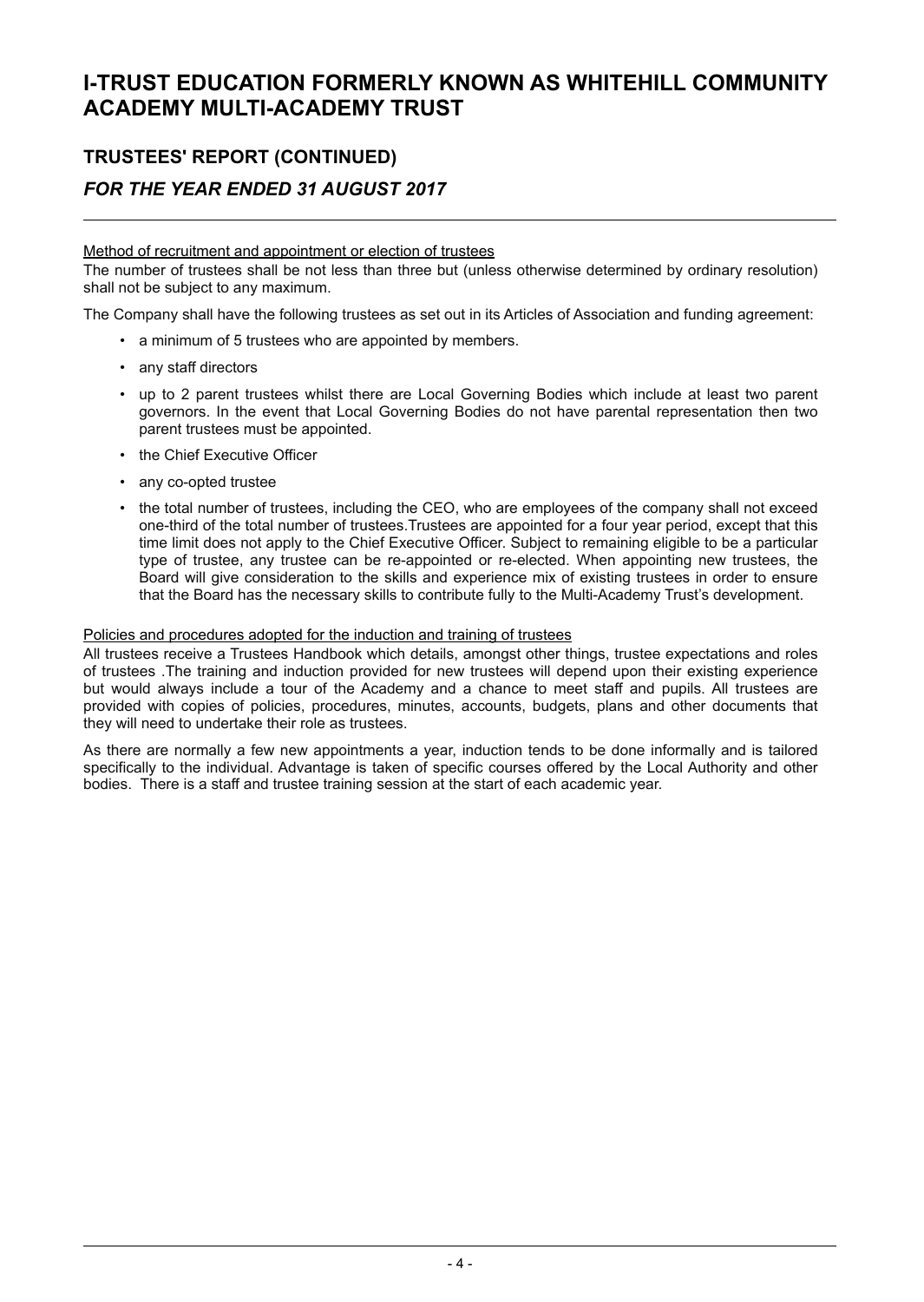# I-TRUST EDUCATION FORMERLY KNOWN AS WHITEHILL COMMUNITY ACADEMY MULTI-ACADEMY TRUST

## TRUSTEES' REPORT (CONTINUED)

### *FOR THE YEAR ENDED 31 AUGUST 2017*

Method of recruitment and appointment or election of trustees

The number of trustees shall be not less than three but (unless otherwise determined by ordinary resolution) shall not be subject to any maximum.

The Company shall have the following trustees as set out in its Articles of Association and funding agreement:

- a minimum of 5 trustees who are appointed by members.
- any staff directors
- up to 2 parent trustees whilst there are Local Governing Bodies which include at least two parent governors. In the event that Local Governing Bodies do not have parental representation then two parent trustees must be appointed.
- the Chief Executive Officer
- any co-opted trustee
- the total number of trustees, including the CEO, who are employees of the company shall not exceed one-third of the total number of trustees.Trustees are appointed for a four year period, except that this time limit does not apply to the Chief Executive Officer. Subject to remaining eligible to be a particular type of trustee, any trustee can be re-appointed or re-elected. When appointing new trustees, the Board will give consideration to the skills and experience mix of existing trustees in order to ensure that the Board has the necessary skills to contribute fully to the Multi-Academy Trust's development.

Policies and procedures adopted for the induction and training of trustees

All trustees receive a Trustees Handbook which details, amongst other things, trustee expectations and roles of trustees .The training and induction provided for new trustees will depend upon their existing experience but would always include a tour of the Academy and a chance to meet staff and pupils. All trustees are provided with copies of policies, procedures, minutes, accounts, budgets, plans and other documents that they will need to undertake their role as trustees.

As there are normally a few new appointments a year, induction tends to be done informally and is tailored specifically to the individual. Advantage is taken of specific courses offered by the Local Authority and other bodies. There is a staff and trustee training session at the start of each academic year.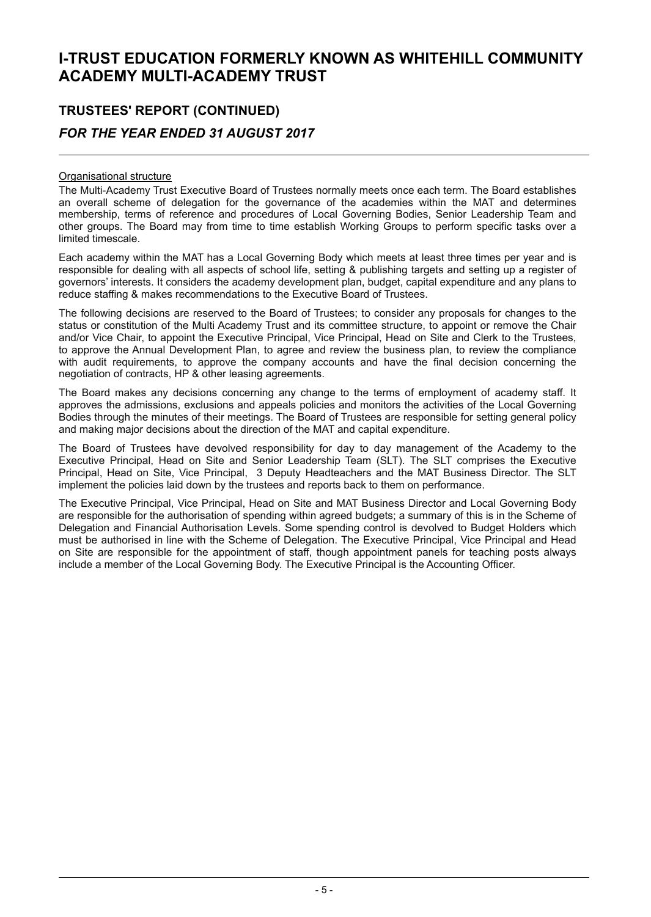# I-TRUST EDUCATION FORMERLY KNOWN AS WHITEHILL COMMUNITY ACADEMY MULTI-ACADEMY TRUST

## TRUSTEES' REPORT (CONTINUED)

### *FOR THE YEAR ENDED 31 AUGUST 2017*

Organisational structure

The Multi-Academy Trust Executive Board of Trustees normally meets once each term. The Board establishes an overall scheme of delegation for the governance of the academies within the MAT and determines membership, terms of reference and procedures of Local Governing Bodies, Senior Leadership Team and other groups. The Board may from time to time establish Working Groups to perform specific tasks over a limited timescale.

Each academy within the MAT has a Local Governing Body which meets at least three times per year and is responsible for dealing with all aspects of school life, setting & publishing targets and setting up a register of governors' interests. It considers the academy development plan, budget, capital expenditure and any plans to reduce staffing & makes recommendations to the Executive Board of Trustees.

The following decisions are reserved to the Board of Trustees; to consider any proposals for changes to the status or constitution of the Multi Academy Trust and its committee structure, to appoint or remove the Chair and/or Vice Chair, to appoint the Executive Principal, Vice Principal, Head on Site and Clerk to the Trustees, to approve the Annual Development Plan, to agree and review the business plan, to review the compliance with audit requirements, to approve the company accounts and have the final decision concerning the negotiation of contracts, HP & other leasing agreements.

The Board makes any decisions concerning any change to the terms of employment of academy staff. It approves the admissions, exclusions and appeals policies and monitors the activities of the Local Governing Bodies through the minutes of their meetings. The Board of Trustees are responsible for setting general policy and making major decisions about the direction of the MAT and capital expenditure.

The Board of Trustees have devolved responsibility for day to day management of the Academy to the Executive Principal, Head on Site and Senior Leadership Team (SLT). The SLT comprises the Executive Principal, Head on Site, Vice Principal, 3 Deputy Headteachers and the MAT Business Director. The SLT implement the policies laid down by the trustees and reports back to them on performance.

The Executive Principal, Vice Principal, Head on Site and MAT Business Director and Local Governing Body are responsible for the authorisation of spending within agreed budgets; a summary of this is in the Scheme of Delegation and Financial Authorisation Levels. Some spending control is devolved to Budget Holders which must be authorised in line with the Scheme of Delegation. The Executive Principal, Vice Principal and Head on Site are responsible for the appointment of staff, though appointment panels for teaching posts always include a member of the Local Governing Body. The Executive Principal is the Accounting Officer.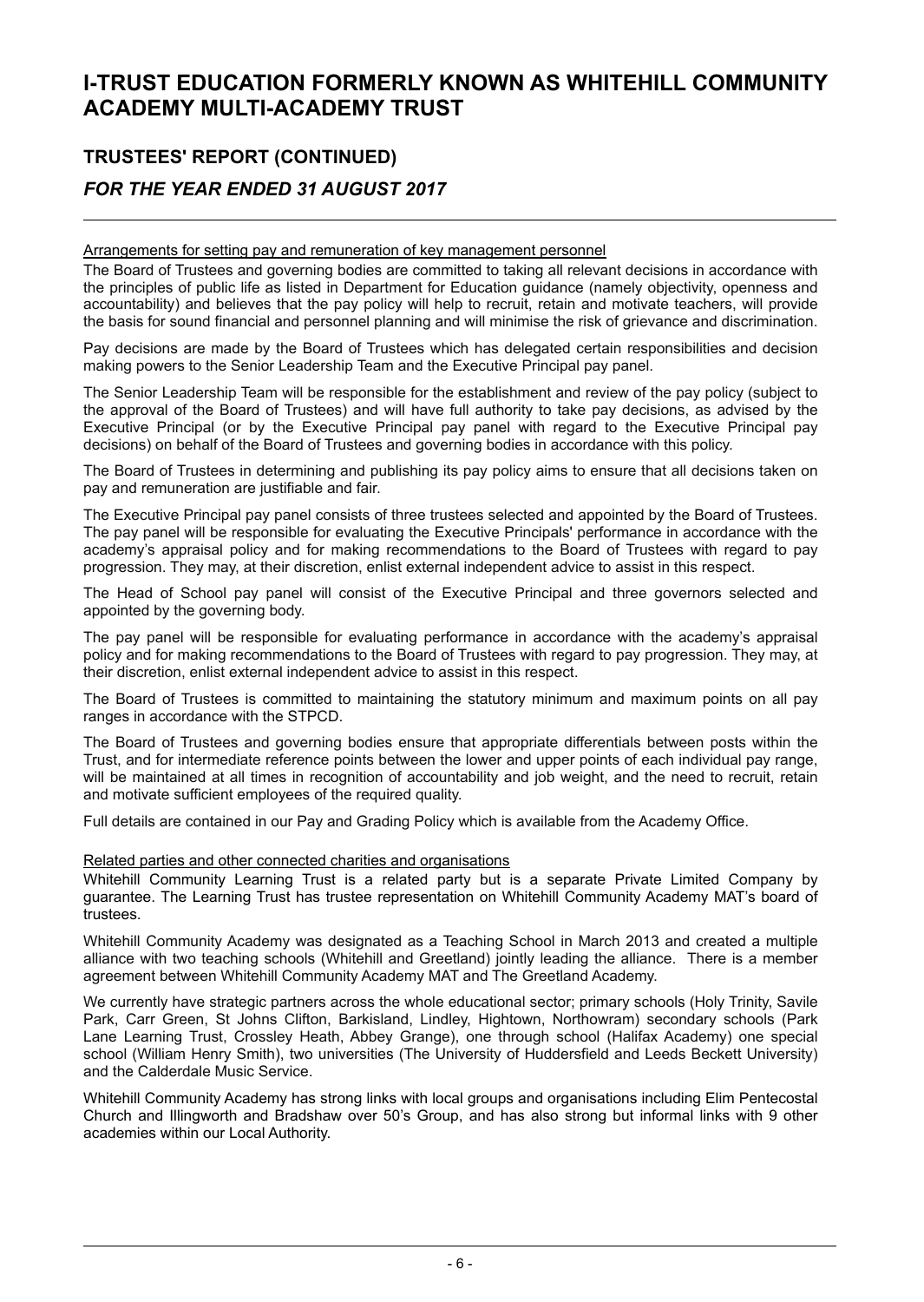# I-TRUST EDUCATION FORMERLY KNOWN AS WHITEHILL COMMUNITY ACADEMY MULTI-ACADEMY TRUST

## TRUSTEES' REPORT (CONTINUED)

### *FOR THE YEAR ENDED 31 AUGUST 2017*

Arrangements for setting pay and remuneration of key management personnel

The Board of Trustees and governing bodies are committed to taking all relevant decisions in accordance with the principles of public life as listed in Department for Education guidance (namely objectivity, openness and accountability) and believes that the pay policy will help to recruit, retain and motivate teachers, will provide the basis for sound financial and personnel planning and will minimise the risk of grievance and discrimination.

Pay decisions are made by the Board of Trustees which has delegated certain responsibilities and decision making powers to the Senior Leadership Team and the Executive Principal pay panel.

The Senior Leadership Team will be responsible for the establishment and review of the pay policy (subject to the approval of the Board of Trustees) and will have full authority to take pay decisions, as advised by the Executive Principal (or by the Executive Principal pay panel with regard to the Executive Principal pay decisions) on behalf of the Board of Trustees and governing bodies in accordance with this policy.

The Board of Trustees in determining and publishing its pay policy aims to ensure that all decisions taken on pay and remuneration are justifiable and fair.

The Executive Principal pay panel consists of three trustees selected and appointed by the Board of Trustees. The pay panel will be responsible for evaluating the Executive Principals' performance in accordance with the academy's appraisal policy and for making recommendations to the Board of Trustees with regard to pay progression. They may, at their discretion, enlist external independent advice to assist in this respect.

The Head of School pay panel will consist of the Executive Principal and three governors selected and appointed by the governing body.

The pay panel will be responsible for evaluating performance in accordance with the academy's appraisal policy and for making recommendations to the Board of Trustees with regard to pay progression. They may, at their discretion, enlist external independent advice to assist in this respect.

The Board of Trustees is committed to maintaining the statutory minimum and maximum points on all pay ranges in accordance with the STPCD.

The Board of Trustees and governing bodies ensure that appropriate differentials between posts within the Trust, and for intermediate reference points between the lower and upper points of each individual pay range, will be maintained at all times in recognition of accountability and job weight, and the need to recruit, retain and motivate sufficient employees of the required quality.

Full details are contained in our Pay and Grading Policy which is available from the Academy Office.

Related parties and other connected charities and organisations

Whitehill Community Learning Trust is a related party but is a separate Private Limited Company by guarantee. The Learning Trust has trustee representation on Whitehill Community Academy MAT's board of trustees.

Whitehill Community Academy was designated as a Teaching School in March 2013 and created a multiple alliance with two teaching schools (Whitehill and Greetland) jointly leading the alliance. There is a member agreement between Whitehill Community Academy MAT and The Greetland Academy.

We currently have strategic partners across the whole educational sector; primary schools (Holy Trinity, Savile Park, Carr Green, St Johns Clifton, Barkisland, Lindley, Hightown, Northowram) secondary schools (Park Lane Learning Trust, Crossley Heath, Abbey Grange), one through school (Halifax Academy) one special school (William Henry Smith), two universities (The University of Huddersfield and Leeds Beckett University) and the Calderdale Music Service.

Whitehill Community Academy has strong links with local groups and organisations including Elim Pentecostal Church and Illingworth and Bradshaw over 50's Group, and has also strong but informal links with 9 other academies within our Local Authority.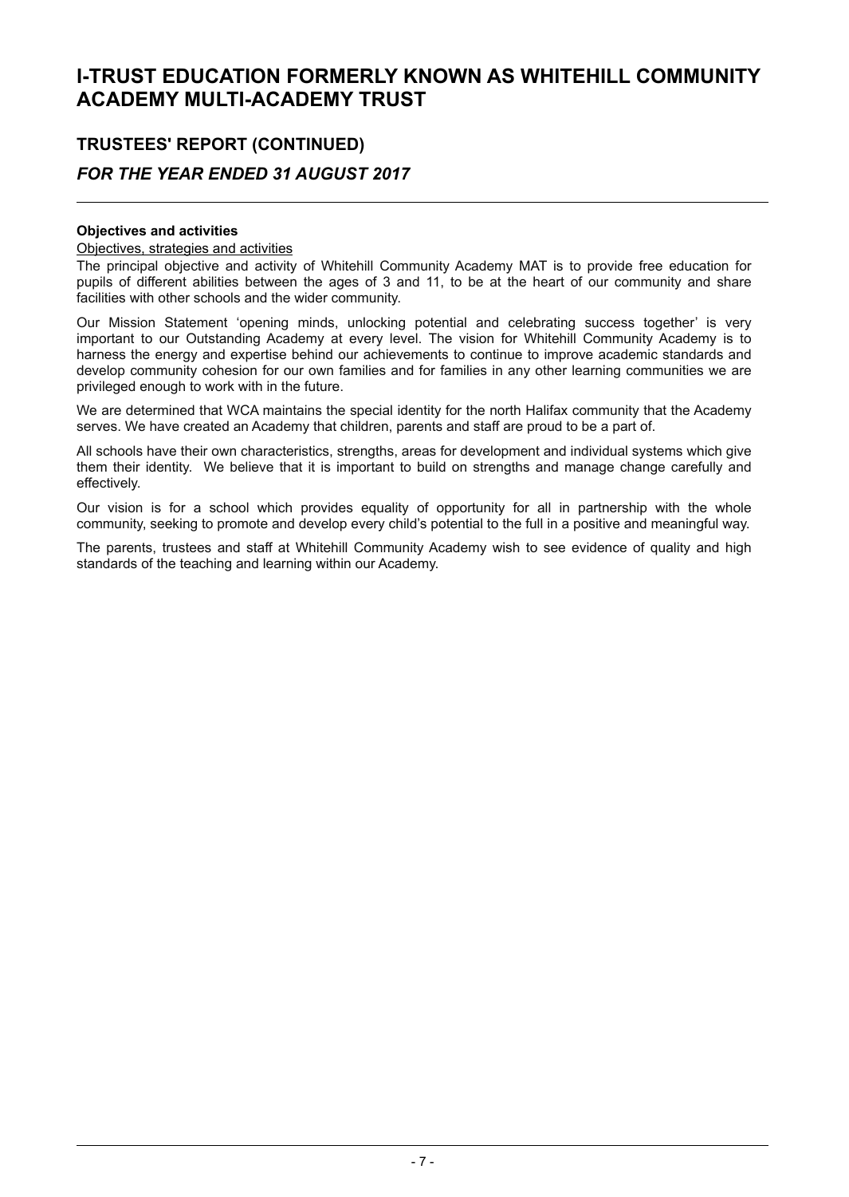# I-TRUST EDUCATION FORMERLY KNOWN AS WHITEHILL COMMUNITY ACADEMY MULTI-ACADEMY TRUST

## TRUSTEES' REPORT (CONTINUED)

### *FOR THE YEAR ENDED 31 AUGUST 2017*

**Objectives and activities**

Objectives, strategies and activities

The principal objective and activity of Whitehill Community Academy MAT is to provide free education for pupils of different abilities between the ages of 3 and 11, to be at the heart of our community and share facilities with other schools and the wider community.

Our Mission Statement 'opening minds, unlocking potential and celebrating success together' is very important to our Outstanding Academy at every level. The vision for Whitehill Community Academy is to harness the energy and expertise behind our achievements to continue to improve academic standards and develop community cohesion for our own families and for families in any other learning communities we are privileged enough to work with in the future.

We are determined that WCA maintains the special identity for the north Halifax community that the Academy serves. We have created an Academy that children, parents and staff are proud to be a part of.

All schools have their own characteristics, strengths, areas for development and individual systems which give them their identity. We believe that it is important to build on strengths and manage change carefully and effectively.

Our vision is for a school which provides equality of opportunity for all in partnership with the whole community, seeking to promote and develop every child's potential to the full in a positive and meaningful way.

The parents, trustees and staff at Whitehill Community Academy wish to see evidence of quality and high standards of the teaching and learning within our Academy.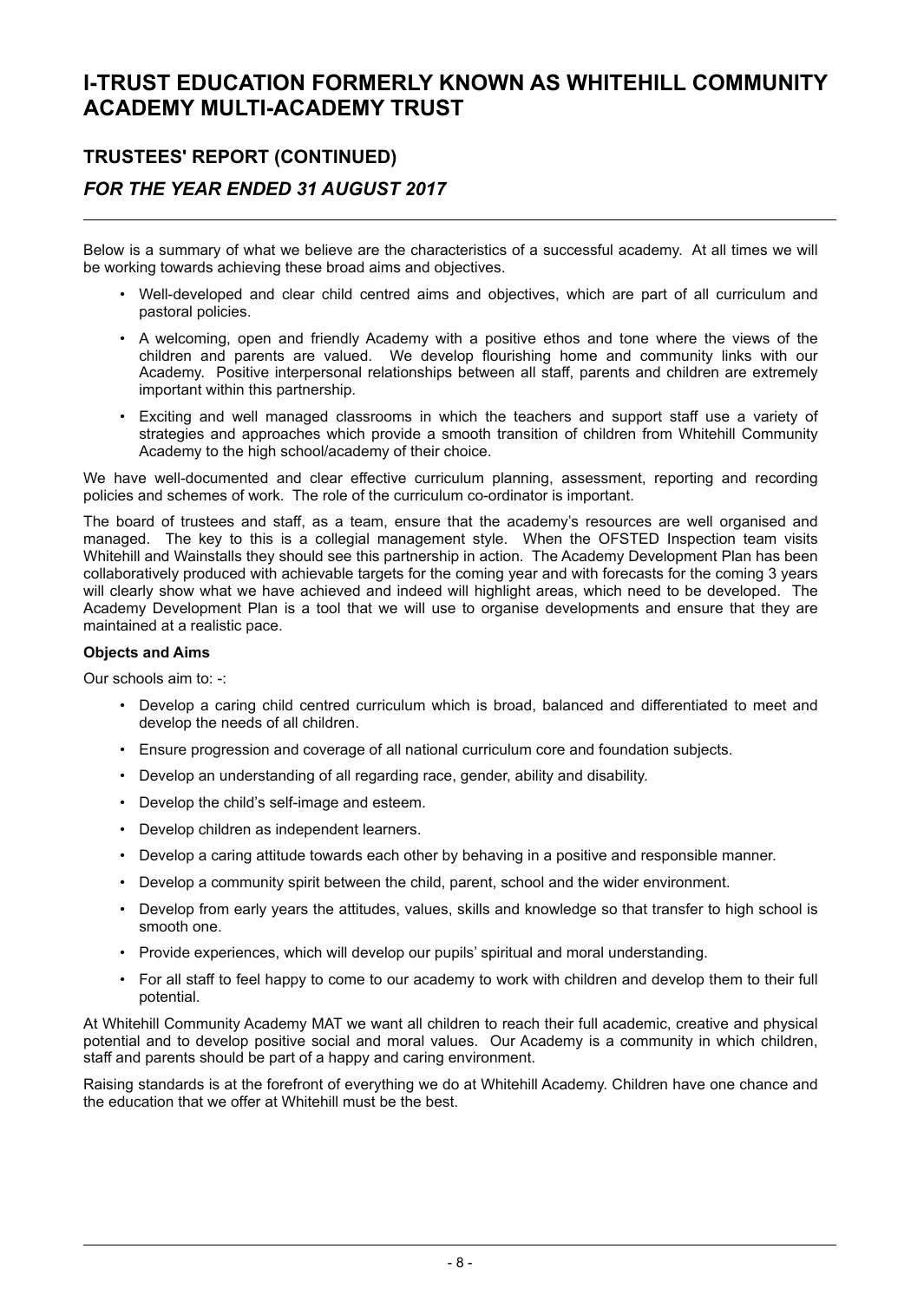Below is a summary of what we believe are the characteristics of a successful academy. At all times we will be working towards achieving these broad aims and objectives.

- Well-developed and clear child centred aims and objectives, which are part of all curriculum and pastoral policies.
- A welcoming, open and friendly Academy with a positive ethos and tone where the views of the children and parents are valued. We develop flourishing home and community links with our Academy. Positive interpersonal relationships between all staff, parents and children are extremely important within this partnership.
- Exciting and well managed classrooms in which the teachers and support staff use a variety of strategies and approaches which provide a smooth transition of children from Whitehill Community Academy to the high school/academy of their choice.

We have well-documented and clear effective curriculum planning, assessment, reporting and recording policies and schemes of work. The role of the curriculum co-ordinator is important.

The board of trustees and staff, as a team, ensure that the academy's resources are well organised and managed. The key to this is a collegial management style. When the OFSTED Inspection team visits Whitehill and Wainstalls they should see this partnership in action. The Academy Development Plan has been collaboratively produced with achievable targets for the coming year and with forecasts for the coming 3 years will clearly show what we have achieved and indeed will highlight areas, which need to be developed. The Academy Development Plan is a tool that we will use to organise developments and ensure that they are maintained at a realistic pace.

**Objects and Aims**

Our schools aim to: -:

- Develop a caring child centred curriculum which is broad, balanced and differentiated to meet and develop the needs of all children.
- Ensure progression and coverage of all national curriculum core and foundation subjects.
- Develop an understanding of all regarding race, gender, ability and disability.
- Develop the child's self-image and esteem.
- Develop children as independent learners.
- Develop a caring attitude towards each other by behaving in a positive and responsible manner.
- Develop a community spirit between the child, parent, school and the wider environment.
- Develop from early years the attitudes, values, skills and knowledge so that transfer to high school is smooth one.
- Provide experiences, which will develop our pupils' spiritual and moral understanding.
- For all staff to feel happy to come to our academy to work with children and develop them to their full potential.

At Whitehill Community Academy MAT we want all children to reach their full academic, creative and physical potential and to develop positive social and moral values. Our Academy is a community in which children, staff and parents should be part of a happy and caring environment.

Raising standards is at the forefront of everything we do at Whitehill Academy. Children have one chance and the education that we offer at Whitehill must be the best.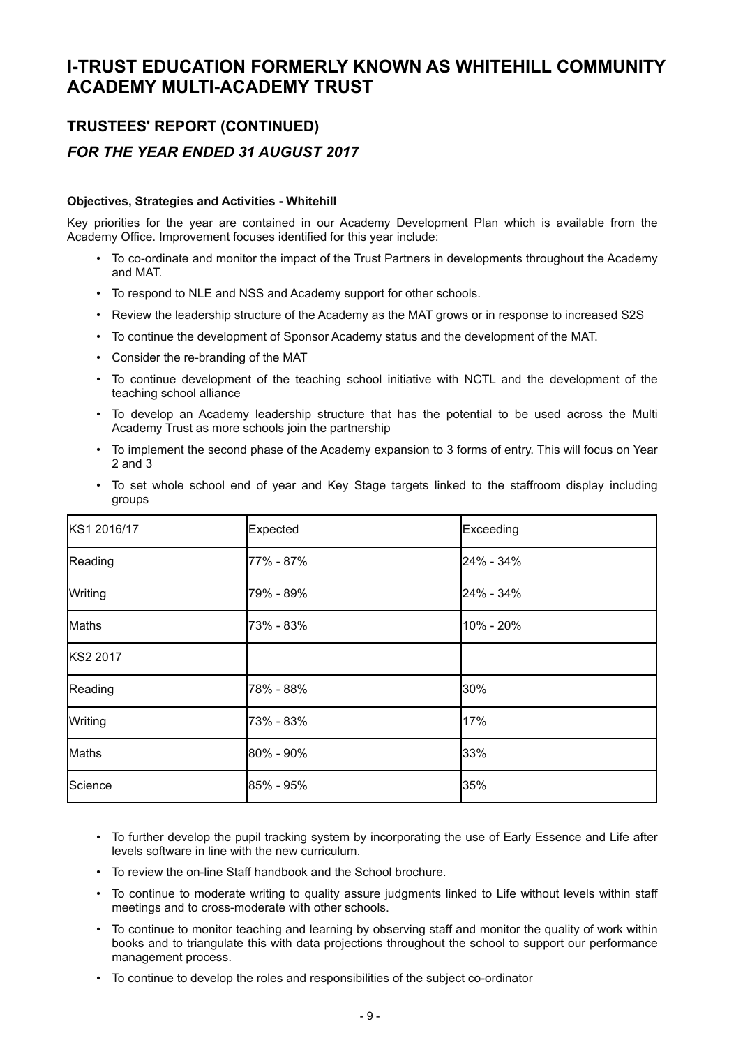# I-TRUST EDUCATION FORMERLY KNOWN AS WHITEHILL COMMUNITY ACADEMY MULTI-ACADEMY TRUST

## TRUSTEES' REPORT (CONTINUED)

### *FOR THE YEAR ENDED 31 AUGUST 2017*

**Objectives, Strategies and Activities - Whitehill**

Key priorities for the year are contained in our Academy Development Plan which is available from the Academy Office. Improvement focuses identified for this year include:

- To co-ordinate and monitor the impact of the Trust Partners in developments throughout the Academy and MAT.
- To respond to NLE and NSS and Academy support for other schools.
- Review the leadership structure of the Academy as the MAT grows or in response to increased S2S
- To continue the development of Sponsor Academy status and the development of the MAT.
- Consider the re-branding of the MAT
- To continue development of the teaching school initiative with NCTL and the development of the teaching school alliance
- To develop an Academy leadership structure that has the potential to be used across the Multi Academy Trust as more schools join the partnership
- To implement the second phase of the Academy expansion to 3 forms of entry. This will focus on Year 2 and 3
- To set whole school end of year and Key Stage targets linked to the staffroom display including groups

| KS1 2016/17 | Expected | Exceeding |
|---|---|---|
| Reading | 77% - 87% | 24% - 34% |
| Writing | 79% - 89% | 24% - 34% |
| Maths | 73% - 83% | 10% - 20% |
| KS2 2017 | | |
| Reading | 78% - 88% | 30% |
| Writing | 73% - 83% | 17% |
| Maths | 80% - 90% | 33% |
| Science | 85% - 95% | 35% |

- To further develop the pupil tracking system by incorporating the use of Early Essence and Life after levels software in line with the new curriculum.
- To review the on-line Staff handbook and the School brochure.
- To continue to moderate writing to quality assure judgments linked to Life without levels within staff meetings and to cross-moderate with other schools.
- To continue to monitor teaching and learning by observing staff and monitor the quality of work within books and to triangulate this with data projections throughout the school to support our performance management process.
- To continue to develop the roles and responsibilities of the subject co-ordinator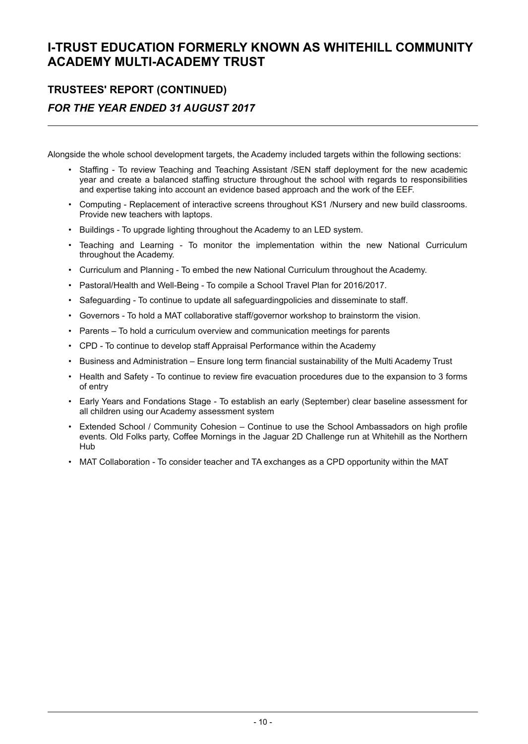# I-TRUST EDUCATION FORMERLY KNOWN AS WHITEHILL COMMUNITY ACADEMY MULTI-ACADEMY TRUST

## TRUSTEES' REPORT (CONTINUED)

### *FOR THE YEAR ENDED 31 AUGUST 2017*

Alongside the whole school development targets, the Academy included targets within the following sections:

- Staffing - To review Teaching and Teaching Assistant /SEN staff deployment for the new academic year and create a balanced staffing structure throughout the school with regards to responsibilities and expertise taking into account an evidence based approach and the work of the EEF.
- Computing - Replacement of interactive screens throughout KS1 /Nursery and new build classrooms. Provide new teachers with laptops.
- Buildings - To upgrade lighting throughout the Academy to an LED system.
- Teaching and Learning - To monitor the implementation within the new National Curriculum throughout the Academy.
- Curriculum and Planning - To embed the new National Curriculum throughout the Academy.
- Pastoral/Health and Well-Being - To compile a School Travel Plan for 2016/2017.
- Safeguarding - To continue to update all safeguardingpolicies and disseminate to staff.
- Governors - To hold a MAT collaborative staff/governor workshop to brainstorm the vision.
- Parents – To hold a curriculum overview and communication meetings for parents
- CPD - To continue to develop staff Appraisal Performance within the Academy
- Business and Administration – Ensure long term financial sustainability of the Multi Academy Trust
- Health and Safety - To continue to review fire evacuation procedures due to the expansion to 3 forms of entry
- Early Years and Fondations Stage - To establish an early (September) clear baseline assessment for all children using our Academy assessment system
- Extended School / Community Cohesion – Continue to use the School Ambassadors on high profile events. Old Folks party, Coffee Mornings in the Jaguar 2D Challenge run at Whitehill as the Northern Hub
- MAT Collaboration - To consider teacher and TA exchanges as a CPD opportunity within the MAT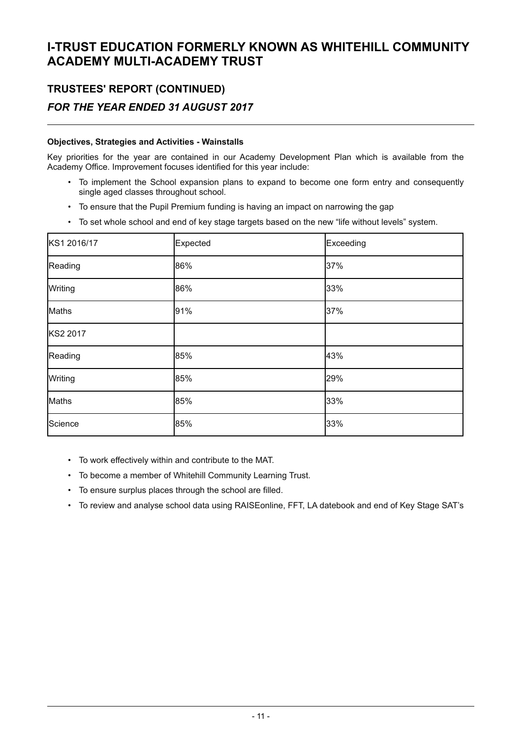# I-TRUST EDUCATION FORMERLY KNOWN AS WHITEHILL COMMUNITY ACADEMY MULTI-ACADEMY TRUST

## TRUSTEES' REPORT (CONTINUED)

### *FOR THE YEAR ENDED 31 AUGUST 2017*

**Objectives, Strategies and Activities - Wainstalls**

Key priorities for the year are contained in our Academy Development Plan which is available from the Academy Office. Improvement focuses identified for this year include:

- To implement the School expansion plans to expand to become one form entry and consequently single aged classes throughout school.
- To ensure that the Pupil Premium funding is having an impact on narrowing the gap
- To set whole school and end of key stage targets based on the new "life without levels" system.

| KS1 2016/17 | Expected | Exceeding |
|---|---|---|
| Reading | 86% | 37% |
| Writing | 86% | 33% |
| Maths | 91% | 37% |
| KS2 2017 | | |
| Reading | 85% | 43% |
| Writing | 85% | 29% |
| Maths | 85% | 33% |
| Science | 85% | 33% |

- To work effectively within and contribute to the MAT.
- To become a member of Whitehill Community Learning Trust.
- To ensure surplus places through the school are filled.
- To review and analyse school data using RAISEonline, FFT, LA datebook and end of Key Stage SAT's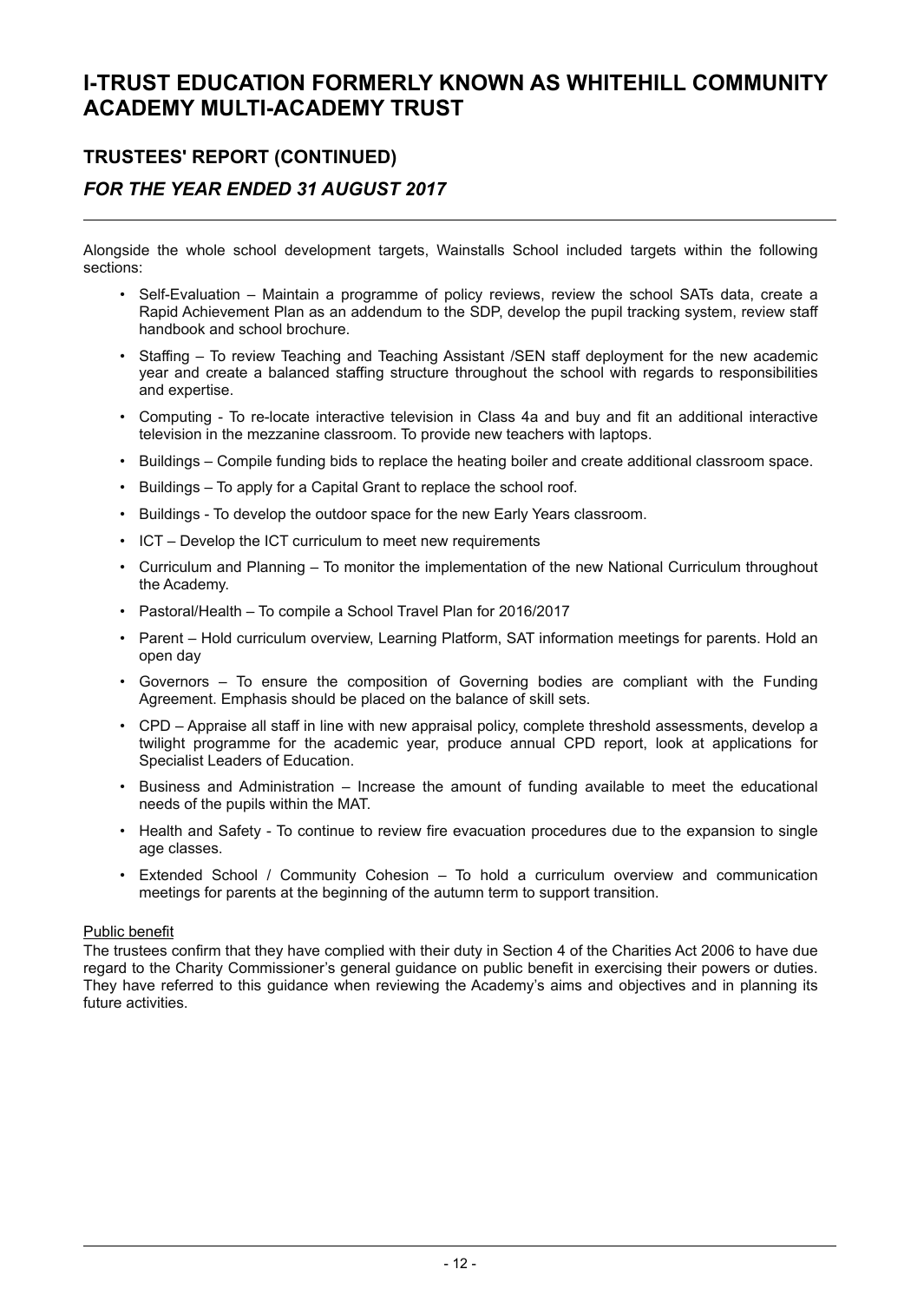Alongside the whole school development targets, Wainstalls School included targets within the following sections:

- Self-Evaluation – Maintain a programme of policy reviews, review the school SATs data, create a Rapid Achievement Plan as an addendum to the SDP, develop the pupil tracking system, review staff handbook and school brochure.
- Staffing – To review Teaching and Teaching Assistant /SEN staff deployment for the new academic year and create a balanced staffing structure throughout the school with regards to responsibilities and expertise.
- Computing - To re-locate interactive television in Class 4a and buy and fit an additional interactive television in the mezzanine classroom. To provide new teachers with laptops.
- Buildings – Compile funding bids to replace the heating boiler and create additional classroom space.
- Buildings – To apply for a Capital Grant to replace the school roof.
- Buildings - To develop the outdoor space for the new Early Years classroom.
- ICT – Develop the ICT curriculum to meet new requirements
- Curriculum and Planning – To monitor the implementation of the new National Curriculum throughout the Academy.
- Pastoral/Health – To compile a School Travel Plan for 2016/2017
- Parent – Hold curriculum overview, Learning Platform, SAT information meetings for parents. Hold an open day
- Governors – To ensure the composition of Governing bodies are compliant with the Funding Agreement. Emphasis should be placed on the balance of skill sets.
- CPD – Appraise all staff in line with new appraisal policy, complete threshold assessments, develop a twilight programme for the academic year, produce annual CPD report, look at applications for Specialist Leaders of Education.
- Business and Administration – Increase the amount of funding available to meet the educational needs of the pupils within the MAT.
- Health and Safety - To continue to review fire evacuation procedures due to the expansion to single age classes.
- Extended School / Community Cohesion – To hold a curriculum overview and communication meetings for parents at the beginning of the autumn term to support transition.

Public benefit

The trustees confirm that they have complied with their duty in Section 4 of the Charities Act 2006 to have due regard to the Charity Commissioner's general guidance on public benefit in exercising their powers or duties. They have referred to this guidance when reviewing the Academy's aims and objectives and in planning its future activities.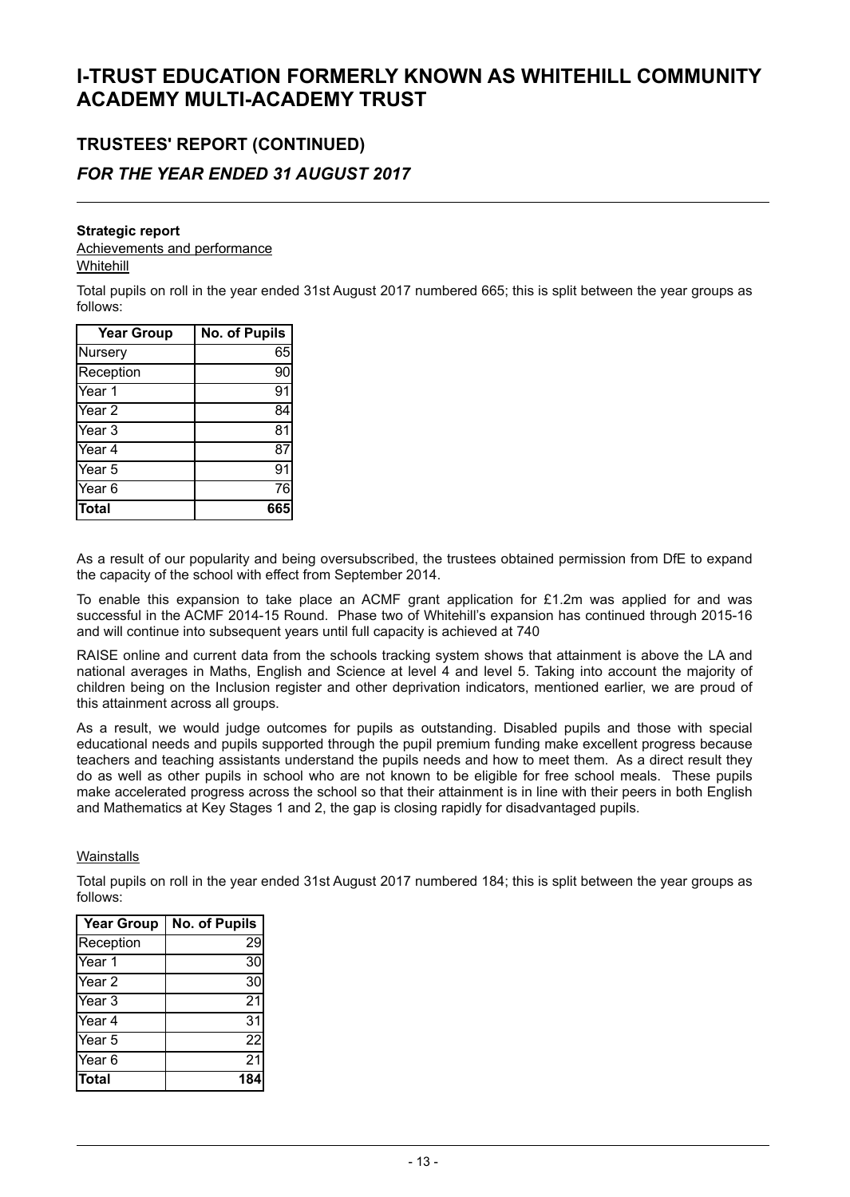**Strategic report**

Achievements and performance

Whitehill

Total pupils on roll in the year ended 31st August 2017 numbered 665; this is split between the year groups as follows:

| Year Group | No. of Pupils |
|---|---|
| Nursery | 65 |
| Reception | 90 |
| Year 1 | 91 |
| Year 2 | 84 |
| Year 3 | 81 |
| Year 4 | 87 |
| Year 5 | 91 |
| Year 6 | 76 |
| **Total** | **665** |

As a result of our popularity and being oversubscribed, the trustees obtained permission from DfE to expand the capacity of the school with effect from September 2014.

To enable this expansion to take place an ACMF grant application for £1.2m was applied for and was successful in the ACMF 2014-15 Round. Phase two of Whitehill's expansion has continued through 2015-16 and will continue into subsequent years until full capacity is achieved at 740

RAISE online and current data from the schools tracking system shows that attainment is above the LA and national averages in Maths, English and Science at level 4 and level 5. Taking into account the majority of children being on the Inclusion register and other deprivation indicators, mentioned earlier, we are proud of this attainment across all groups.

As a result, we would judge outcomes for pupils as outstanding. Disabled pupils and those with special educational needs and pupils supported through the pupil premium funding make excellent progress because teachers and teaching assistants understand the pupils needs and how to meet them. As a direct result they do as well as other pupils in school who are not known to be eligible for free school meals. These pupils make accelerated progress across the school so that their attainment is in line with their peers in both English and Mathematics at Key Stages 1 and 2, the gap is closing rapidly for disadvantaged pupils.

Wainstalls

Total pupils on roll in the year ended 31st August 2017 numbered 184; this is split between the year groups as follows:

| Year Group | No. of Pupils |
|---|---|
| Reception | 29 |
| Year 1 | 30 |
| Year 2 | 30 |
| Year 3 | 21 |
| Year 4 | 31 |
| Year 5 | 22 |
| Year 6 | 21 |
| **Total** | **184** |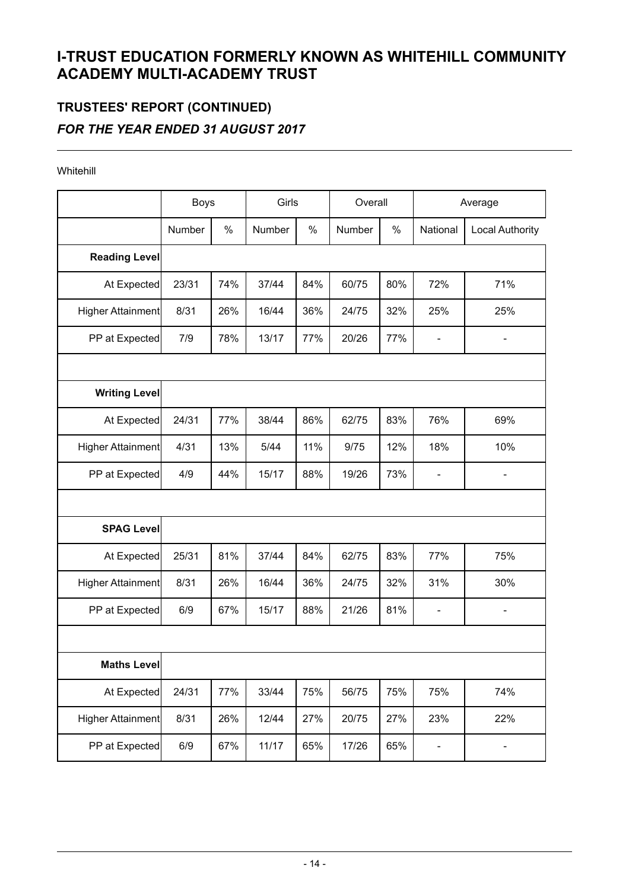# I-TRUST EDUCATION FORMERLY KNOWN AS WHITEHILL COMMUNITY ACADEMY MULTI-ACADEMY TRUST

## TRUSTEES' REPORT (CONTINUED)

### *FOR THE YEAR ENDED 31 AUGUST 2017*

Whitehill

| | Boys | | Girls | | Overall | | Average | |
|---|---|---|---|---|---|---|---|---|
| | Number | % | Number | % | Number | % | National | Local Authority |
| **Reading Level** | | | | | | | | |
| At Expected | 23/31 | 74% | 37/44 | 84% | 60/75 | 80% | 72% | 71% |
| Higher Attainment | 8/31 | 26% | 16/44 | 36% | 24/75 | 32% | 25% | 25% |
| PP at Expected | 7/9 | 78% | 13/17 | 77% | 20/26 | 77% | - | - |
| | | | | | | | | |
| **Writing Level** | | | | | | | | |
| At Expected | 24/31 | 77% | 38/44 | 86% | 62/75 | 83% | 76% | 69% |
| Higher Attainment | 4/31 | 13% | 5/44 | 11% | 9/75 | 12% | 18% | 10% |
| PP at Expected | 4/9 | 44% | 15/17 | 88% | 19/26 | 73% | - | - |
| | | | | | | | | |
| **SPAG Level** | | | | | | | | |
| At Expected | 25/31 | 81% | 37/44 | 84% | 62/75 | 83% | 77% | 75% |
| Higher Attainment | 8/31 | 26% | 16/44 | 36% | 24/75 | 32% | 31% | 30% |
| PP at Expected | 6/9 | 67% | 15/17 | 88% | 21/26 | 81% | - | - |
| | | | | | | | | |
| **Maths Level** | | | | | | | | |
| At Expected | 24/31 | 77% | 33/44 | 75% | 56/75 | 75% | 75% | 74% |
| Higher Attainment | 8/31 | 26% | 12/44 | 27% | 20/75 | 27% | 23% | 22% |
| PP at Expected | 6/9 | 67% | 11/17 | 65% | 17/26 | 65% | - | - |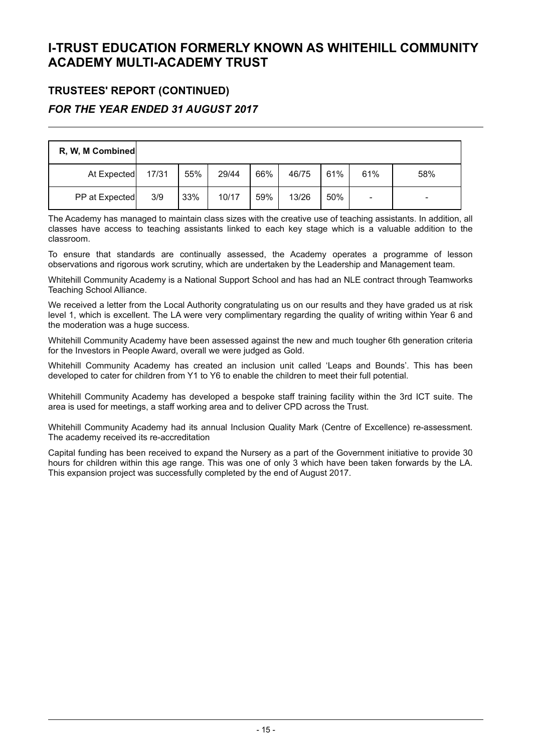# I-TRUST EDUCATION FORMERLY KNOWN AS WHITEHILL COMMUNITY ACADEMY MULTI-ACADEMY TRUST

## TRUSTEES' REPORT (CONTINUED)

### *FOR THE YEAR ENDED 31 AUGUST 2017*

| **R, W, M Combined** | | | | | | | | |
|---|---|---|---|---|---|---|---|---|
| At Expected | 17/31 | 55% | 29/44 | 66% | 46/75 | 61% | 61% | 58% |
| PP at Expected | 3/9 | 33% | 10/17 | 59% | 13/26 | 50% | - | - |

The Academy has managed to maintain class sizes with the creative use of teaching assistants. In addition, all classes have access to teaching assistants linked to each key stage which is a valuable addition to the classroom.

To ensure that standards are continually assessed, the Academy operates a programme of lesson observations and rigorous work scrutiny, which are undertaken by the Leadership and Management team.

Whitehill Community Academy is a National Support School and has had an NLE contract through Teamworks Teaching School Alliance.

We received a letter from the Local Authority congratulating us on our results and they have graded us at risk level 1, which is excellent. The LA were very complimentary regarding the quality of writing within Year 6 and the moderation was a huge success.

Whitehill Community Academy have been assessed against the new and much tougher 6th generation criteria for the Investors in People Award, overall we were judged as Gold.

Whitehill Community Academy has created an inclusion unit called 'Leaps and Bounds'. This has been developed to cater for children from Y1 to Y6 to enable the children to meet their full potential.

Whitehill Community Academy has developed a bespoke staff training facility within the 3rd ICT suite. The area is used for meetings, a staff working area and to deliver CPD across the Trust.

Whitehill Community Academy had its annual Inclusion Quality Mark (Centre of Excellence) re-assessment. The academy received its re-accreditation

Capital funding has been received to expand the Nursery as a part of the Government initiative to provide 30 hours for children within this age range. This was one of only 3 which have been taken forwards by the LA. This expansion project was successfully completed by the end of August 2017.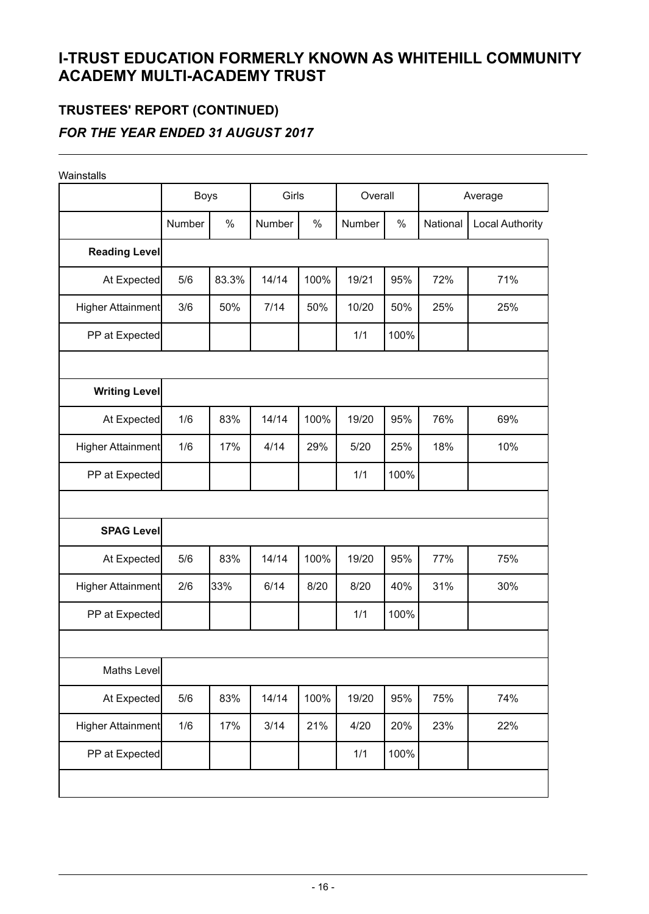# I-TRUST EDUCATION FORMERLY KNOWN AS WHITEHILL COMMUNITY ACADEMY MULTI-ACADEMY TRUST

## TRUSTEES' REPORT (CONTINUED)

### *FOR THE YEAR ENDED 31 AUGUST 2017*

Wainstalls

| | Boys | | Girls | | Overall | | Average | |
|---|---|---|---|---|---|---|---|---|
| | Number | % | Number | % | Number | % | National | Local Authority |
| **Reading Level** | | | | | | | | |
| At Expected | 5/6 | 83.3% | 14/14 | 100% | 19/21 | 95% | 72% | 71% |
| Higher Attainment | 3/6 | 50% | 7/14 | 50% | 10/20 | 50% | 25% | 25% |
| PP at Expected | | | | | 1/1 | 100% | | |
| | | | | | | | | |
| **Writing Level** | | | | | | | | |
| At Expected | 1/6 | 83% | 14/14 | 100% | 19/20 | 95% | 76% | 69% |
| Higher Attainment | 1/6 | 17% | 4/14 | 29% | 5/20 | 25% | 18% | 10% |
| PP at Expected | | | | | 1/1 | 100% | | |
| | | | | | | | | |
| **SPAG Level** | | | | | | | | |
| At Expected | 5/6 | 83% | 14/14 | 100% | 19/20 | 95% | 77% | 75% |
| Higher Attainment | 2/6 | 33% | 6/14 | 8/20 | 8/20 | 40% | 31% | 30% |
| PP at Expected | | | | | 1/1 | 100% | | |
| | | | | | | | | |
| Maths Level | | | | | | | | |
| At Expected | 5/6 | 83% | 14/14 | 100% | 19/20 | 95% | 75% | 74% |
| Higher Attainment | 1/6 | 17% | 3/14 | 21% | 4/20 | 20% | 23% | 22% |
| PP at Expected | | | | | 1/1 | 100% | | |
| | | | | | | | | |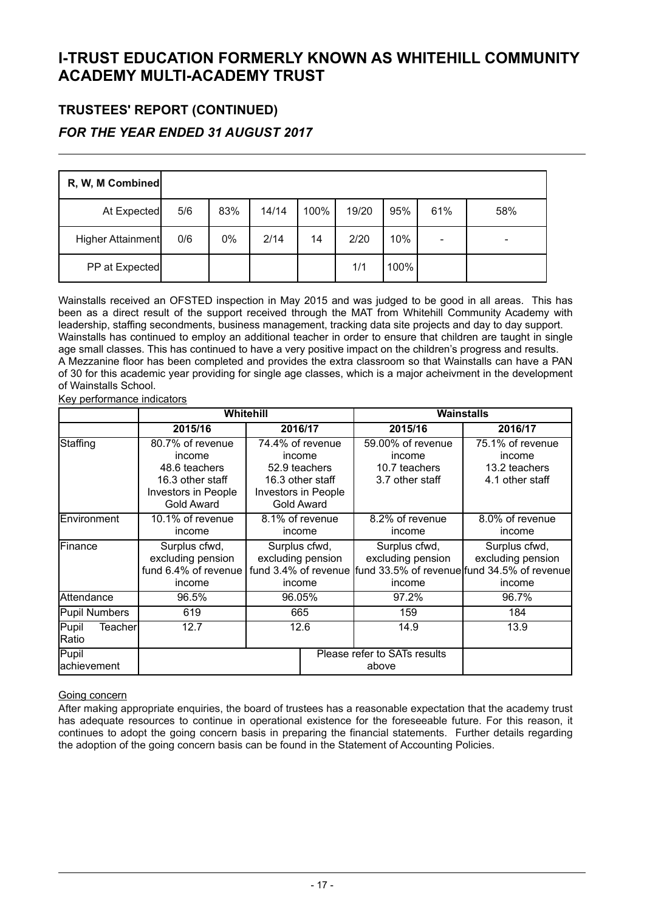# I-TRUST EDUCATION FORMERLY KNOWN AS WHITEHILL COMMUNITY ACADEMY MULTI-ACADEMY TRUST

## TRUSTEES' REPORT (CONTINUED)

### *FOR THE YEAR ENDED 31 AUGUST 2017*

| R, W, M Combined | | | | | | | | |
|---|---|---|---|---|---|---|---|---|
| At Expected | 5/6 | 83% | 14/14 | 100% | 19/20 | 95% | 61% | 58% |
| Higher Attainment | 0/6 | 0% | 2/14 | 14 | 2/20 | 10% | - | - |
| PP at Expected | | | | | 1/1 | 100% | | |

Wainstalls received an OFSTED inspection in May 2015 and was judged to be good in all areas. This has been as a direct result of the support received through the MAT from Whitehill Community Academy with leadership, staffing secondments, business management, tracking data site projects and day to day support. Wainstalls has continued to employ an additional teacher in order to ensure that children are taught in single age small classes. This has continued to have a very positive impact on the children's progress and results. A Mezzanine floor has been completed and provides the extra classroom so that Wainstalls can have a PAN of 30 for this academic year providing for single age classes, which is a major acheivment in the development of Wainstalls School.

Key performance indicators

| | Whitehill | | Wainstalls | |
|---|---|---|---|---|
| | 2015/16 | 2016/17 | 2015/16 | 2016/17 |
| Staffing | 80.7% of revenue income<br>48.6 teachers<br>16.3 other staff<br>Investors in People Gold Award | 74.4% of revenue income<br>52.9 teachers<br>16.3 other staff<br>Investors in People Gold Award | 59.00% of revenue income<br>10.7 teachers<br>3.7 other staff | 75.1% of revenue income<br>13.2 teachers<br>4.1 other staff |
| Environment | 10.1% of revenue income | 8.1% of revenue income | 8.2% of revenue income | 8.0% of revenue income |
| Finance | Surplus cfwd, excluding pension fund 6.4% of revenue income | Surplus cfwd, excluding pension fund 3.4% of revenue income | Surplus cfwd, excluding pension fund 33.5% of revenue income | Surplus cfwd, excluding pension fund 34.5% of revenue income |
| Attendance | 96.5% | 96.05% | 97.2% | 96.7% |
| Pupil Numbers | 619 | 665 | 159 | 184 |
| Pupil Teacher Ratio | 12.7 | 12.6 | 14.9 | 13.9 |
| Pupil achievement | | Please refer to SATs results above | | |

Going concern

After making appropriate enquiries, the board of trustees has a reasonable expectation that the academy trust has adequate resources to continue in operational existence for the foreseeable future. For this reason, it continues to adopt the going concern basis in preparing the financial statements. Further details regarding the adoption of the going concern basis can be found in the Statement of Accounting Policies.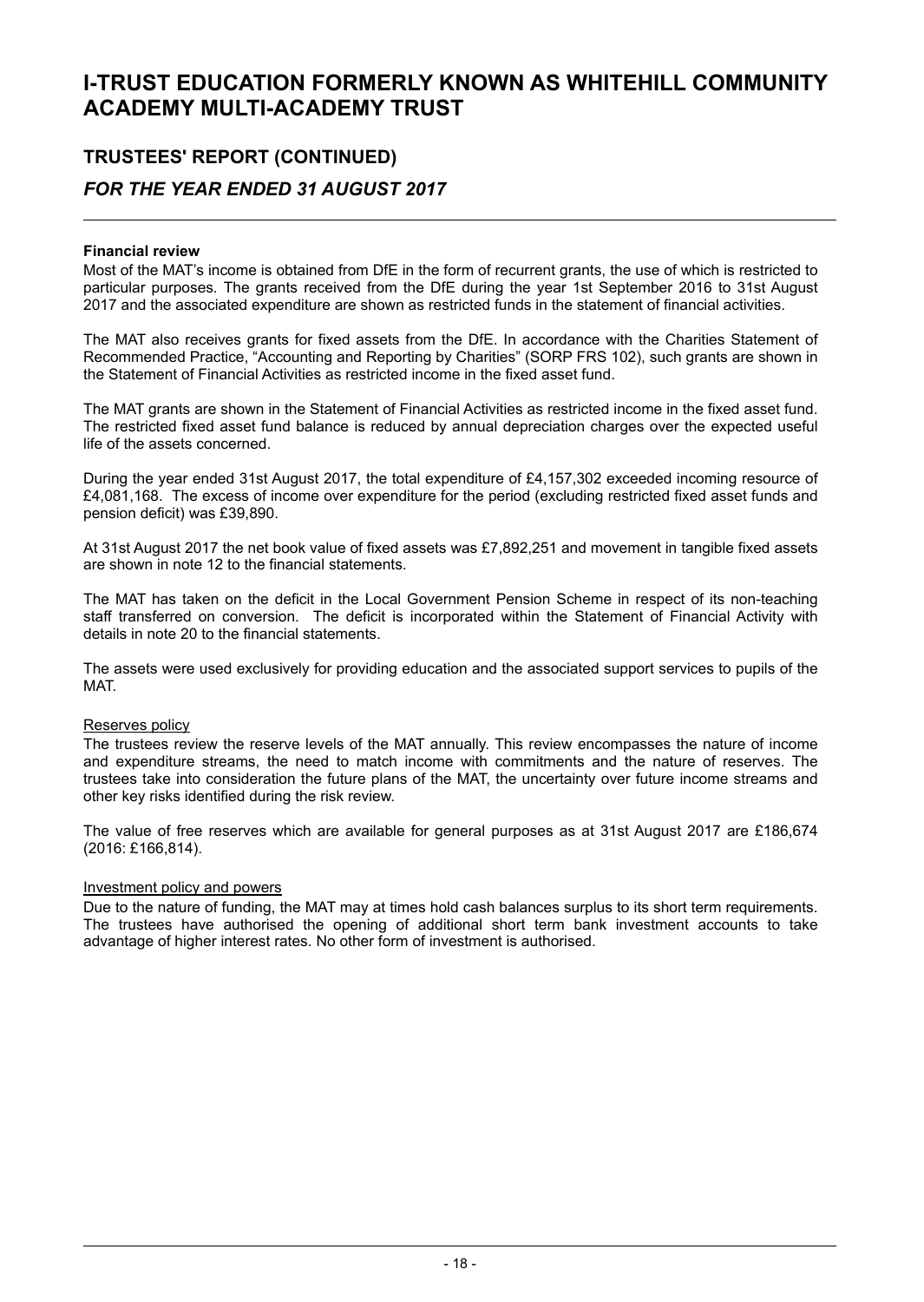# I-TRUST EDUCATION FORMERLY KNOWN AS WHITEHILL COMMUNITY ACADEMY MULTI-ACADEMY TRUST

## TRUSTEES' REPORT (CONTINUED)

### *FOR THE YEAR ENDED 31 AUGUST 2017*

**Financial review**

Most of the MAT's income is obtained from DfE in the form of recurrent grants, the use of which is restricted to particular purposes. The grants received from the DfE during the year 1st September 2016 to 31st August 2017 and the associated expenditure are shown as restricted funds in the statement of financial activities.

The MAT also receives grants for fixed assets from the DfE. In accordance with the Charities Statement of Recommended Practice, "Accounting and Reporting by Charities" (SORP FRS 102), such grants are shown in the Statement of Financial Activities as restricted income in the fixed asset fund.

The MAT grants are shown in the Statement of Financial Activities as restricted income in the fixed asset fund. The restricted fixed asset fund balance is reduced by annual depreciation charges over the expected useful life of the assets concerned.

During the year ended 31st August 2017, the total expenditure of £4,157,302 exceeded incoming resource of £4,081,168. The excess of income over expenditure for the period (excluding restricted fixed asset funds and pension deficit) was £39,890.

At 31st August 2017 the net book value of fixed assets was £7,892,251 and movement in tangible fixed assets are shown in note 12 to the financial statements.

The MAT has taken on the deficit in the Local Government Pension Scheme in respect of its non-teaching staff transferred on conversion. The deficit is incorporated within the Statement of Financial Activity with details in note 20 to the financial statements.

The assets were used exclusively for providing education and the associated support services to pupils of the MAT.

Reserves policy

The trustees review the reserve levels of the MAT annually. This review encompasses the nature of income and expenditure streams, the need to match income with commitments and the nature of reserves. The trustees take into consideration the future plans of the MAT, the uncertainty over future income streams and other key risks identified during the risk review.

The value of free reserves which are available for general purposes as at 31st August 2017 are £186,674 (2016: £166,814).

Investment policy and powers

Due to the nature of funding, the MAT may at times hold cash balances surplus to its short term requirements. The trustees have authorised the opening of additional short term bank investment accounts to take advantage of higher interest rates. No other form of investment is authorised.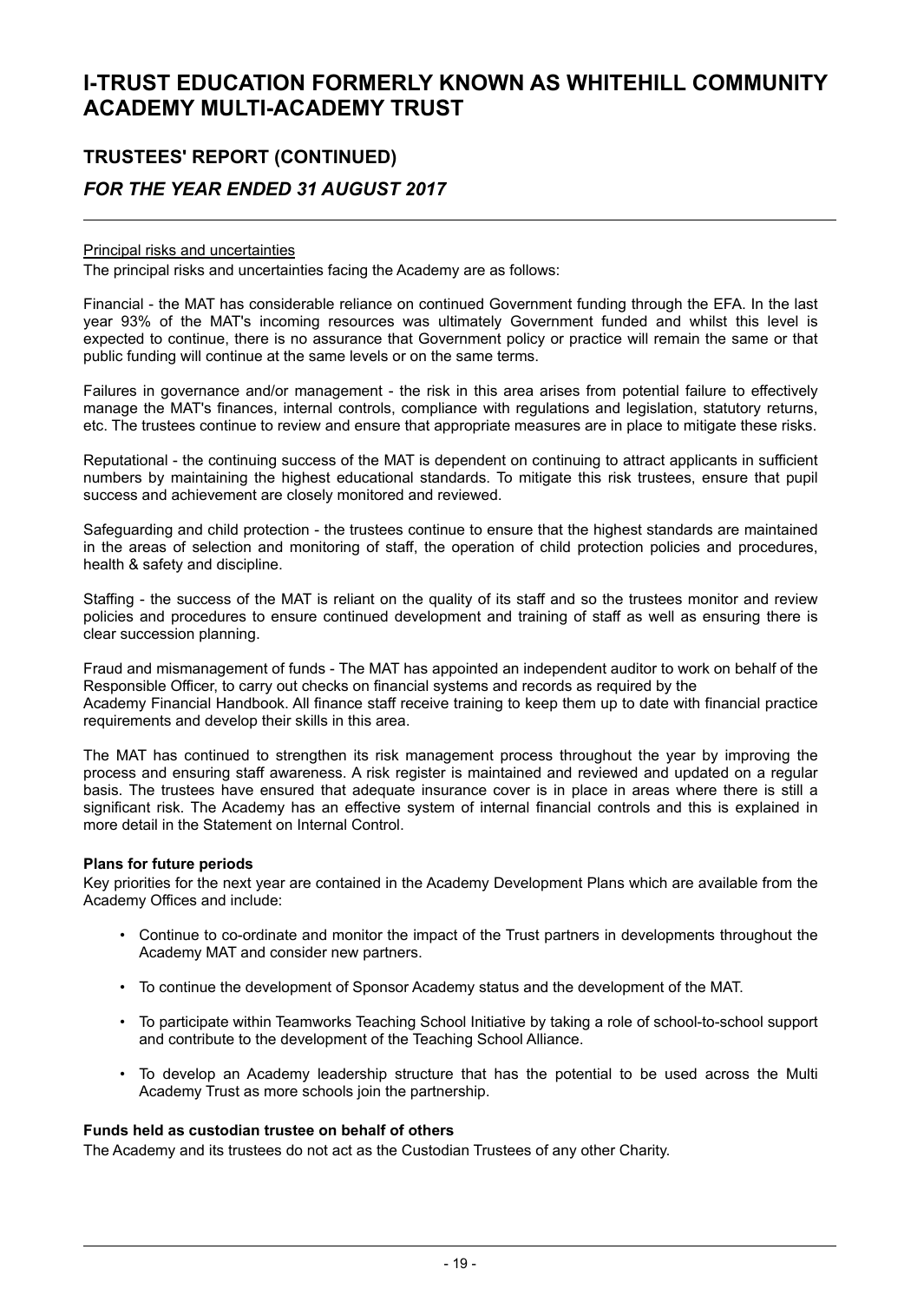# I-TRUST EDUCATION FORMERLY KNOWN AS WHITEHILL COMMUNITY ACADEMY MULTI-ACADEMY TRUST

## TRUSTEES' REPORT (CONTINUED)

### *FOR THE YEAR ENDED 31 AUGUST 2017*

Principal risks and uncertainties

The principal risks and uncertainties facing the Academy are as follows:

Financial - the MAT has considerable reliance on continued Government funding through the EFA. In the last year 93% of the MAT's incoming resources was ultimately Government funded and whilst this level is expected to continue, there is no assurance that Government policy or practice will remain the same or that public funding will continue at the same levels or on the same terms.

Failures in governance and/or management - the risk in this area arises from potential failure to effectively manage the MAT's finances, internal controls, compliance with regulations and legislation, statutory returns, etc. The trustees continue to review and ensure that appropriate measures are in place to mitigate these risks.

Reputational - the continuing success of the MAT is dependent on continuing to attract applicants in sufficient numbers by maintaining the highest educational standards. To mitigate this risk trustees, ensure that pupil success and achievement are closely monitored and reviewed.

Safeguarding and child protection - the trustees continue to ensure that the highest standards are maintained in the areas of selection and monitoring of staff, the operation of child protection policies and procedures, health & safety and discipline.

Staffing - the success of the MAT is reliant on the quality of its staff and so the trustees monitor and review policies and procedures to ensure continued development and training of staff as well as ensuring there is clear succession planning.

Fraud and mismanagement of funds - The MAT has appointed an independent auditor to work on behalf of the Responsible Officer, to carry out checks on financial systems and records as required by the Academy Financial Handbook. All finance staff receive training to keep them up to date with financial practice requirements and develop their skills in this area.

The MAT has continued to strengthen its risk management process throughout the year by improving the process and ensuring staff awareness. A risk register is maintained and reviewed and updated on a regular basis. The trustees have ensured that adequate insurance cover is in place in areas where there is still a significant risk. The Academy has an effective system of internal financial controls and this is explained in more detail in the Statement on Internal Control.

**Plans for future periods**

Key priorities for the next year are contained in the Academy Development Plans which are available from the Academy Offices and include:

- Continue to co-ordinate and monitor the impact of the Trust partners in developments throughout the Academy MAT and consider new partners.
- To continue the development of Sponsor Academy status and the development of the MAT.
- To participate within Teamworks Teaching School Initiative by taking a role of school-to-school support and contribute to the development of the Teaching School Alliance.
- To develop an Academy leadership structure that has the potential to be used across the Multi Academy Trust as more schools join the partnership.

**Funds held as custodian trustee on behalf of others**

The Academy and its trustees do not act as the Custodian Trustees of any other Charity.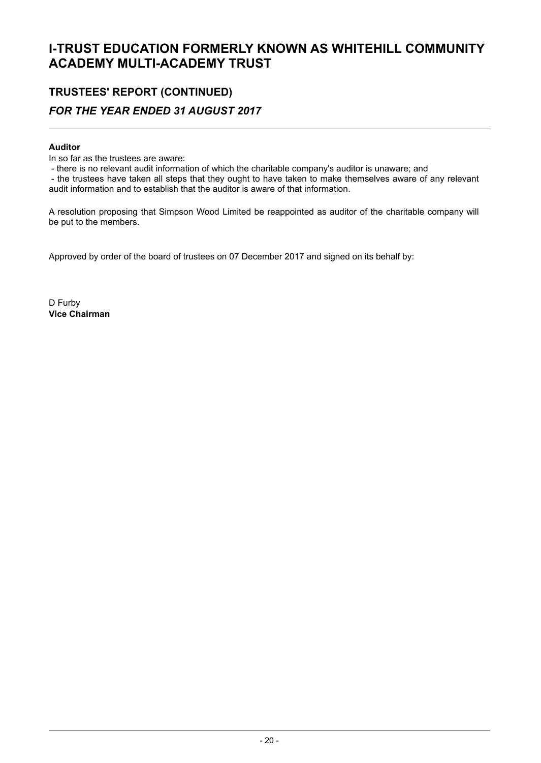**Auditor**

In so far as the trustees are aware:

- there is no relevant audit information of which the charitable company's auditor is unaware; and
- the trustees have taken all steps that they ought to have taken to make themselves aware of any relevant audit information and to establish that the auditor is aware of that information.

A resolution proposing that Simpson Wood Limited be reappointed as auditor of the charitable company will be put to the members.

Approved by order of the board of trustees on 07 December 2017 and signed on its behalf by:

D Furby
**Vice Chairman**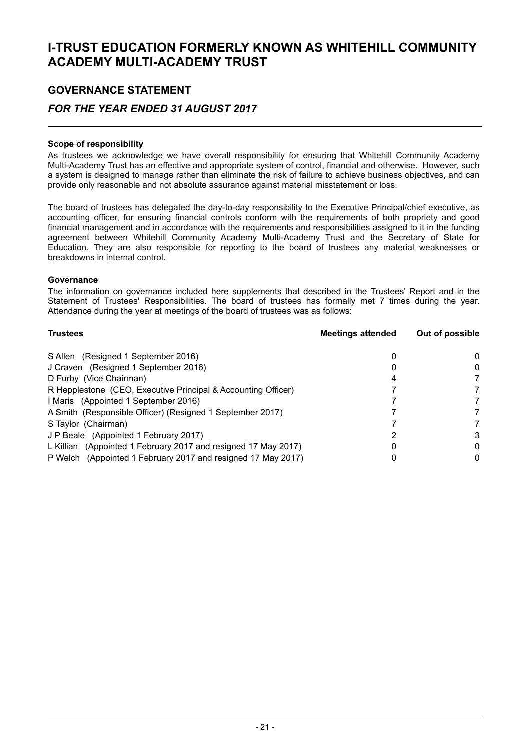# I-TRUST EDUCATION FORMERLY KNOWN AS WHITEHILL COMMUNITY ACADEMY MULTI-ACADEMY TRUST

## GOVERNANCE STATEMENT

### *FOR THE YEAR ENDED 31 AUGUST 2017*

**Scope of responsibility**

As trustees we acknowledge we have overall responsibility for ensuring that Whitehill Community Academy Multi-Academy Trust has an effective and appropriate system of control, financial and otherwise. However, such a system is designed to manage rather than eliminate the risk of failure to achieve business objectives, and can provide only reasonable and not absolute assurance against material misstatement or loss.

The board of trustees has delegated the day-to-day responsibility to the Executive Principal/chief executive, as accounting officer, for ensuring financial controls conform with the requirements of both propriety and good financial management and in accordance with the requirements and responsibilities assigned to it in the funding agreement between Whitehill Community Academy Multi-Academy Trust and the Secretary of State for Education. They are also responsible for reporting to the board of trustees any material weaknesses or breakdowns in internal control.

**Governance**

The information on governance included here supplements that described in the Trustees' Report and in the Statement of Trustees' Responsibilities. The board of trustees has formally met 7 times during the year. Attendance during the year at meetings of the board of trustees was as follows:

| Trustees | Meetings attended | Out of possible |
|---|---|---|
| S Allen (Resigned 1 September 2016) | 0 | 0 |
| J Craven (Resigned 1 September 2016) | 0 | 0 |
| D Furby (Vice Chairman) | 4 | 7 |
| R Hepplestone (CEO, Executive Principal & Accounting Officer) | 7 | 7 |
| I Maris (Appointed 1 September 2016) | 7 | 7 |
| A Smith (Responsible Officer) (Resigned 1 September 2017) | 7 | 7 |
| S Taylor (Chairman) | 7 | 7 |
| J P Beale (Appointed 1 February 2017) | 2 | 3 |
| L Killian (Appointed 1 February 2017 and resigned 17 May 2017) | 0 | 0 |
| P Welch (Appointed 1 February 2017 and resigned 17 May 2017) | 0 | 0 |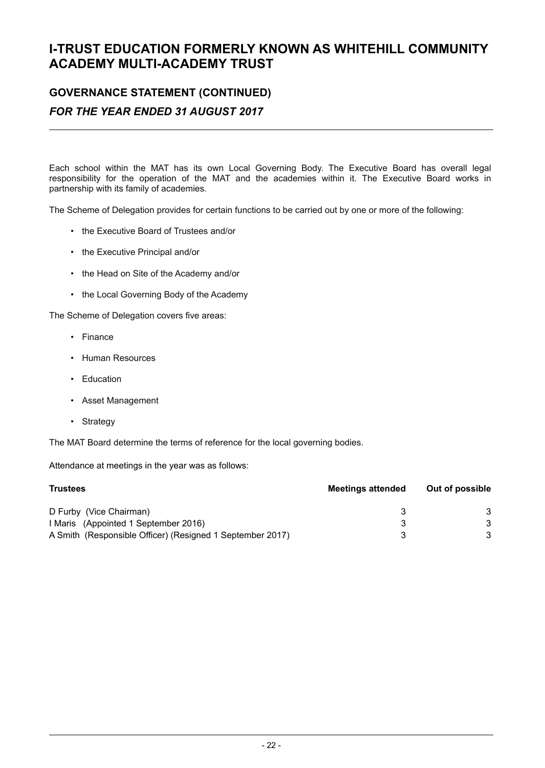# I-TRUST EDUCATION FORMERLY KNOWN AS WHITEHILL COMMUNITY ACADEMY MULTI-ACADEMY TRUST

## GOVERNANCE STATEMENT (CONTINUED)

### *FOR THE YEAR ENDED 31 AUGUST 2017*

Each school within the MAT has its own Local Governing Body. The Executive Board has overall legal responsibility for the operation of the MAT and the academies within it. The Executive Board works in partnership with its family of academies.

The Scheme of Delegation provides for certain functions to be carried out by one or more of the following:

- the Executive Board of Trustees and/or
- the Executive Principal and/or
- the Head on Site of the Academy and/or
- the Local Governing Body of the Academy

The Scheme of Delegation covers five areas:

- Finance
- Human Resources
- Education
- Asset Management
- Strategy

The MAT Board determine the terms of reference for the local governing bodies.

Attendance at meetings in the year was as follows:

| Trustees | Meetings attended | Out of possible |
|---|---|---|
| D Furby (Vice Chairman) | 3 | 3 |
| I Maris (Appointed 1 September 2016) | 3 | 3 |
| A Smith (Responsible Officer) (Resigned 1 September 2017) | 3 | 3 |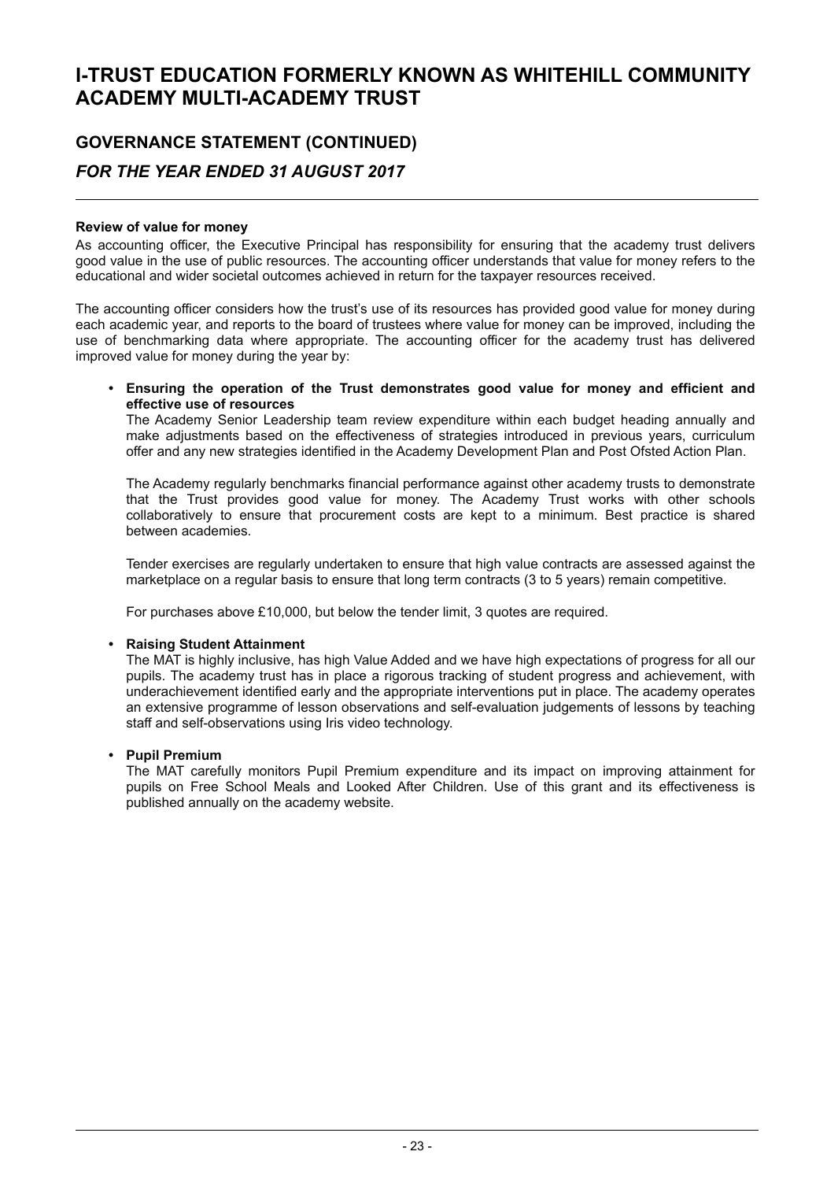# I-TRUST EDUCATION FORMERLY KNOWN AS WHITEHILL COMMUNITY ACADEMY MULTI-ACADEMY TRUST

## GOVERNANCE STATEMENT (CONTINUED)

### *FOR THE YEAR ENDED 31 AUGUST 2017*

**Review of value for money**

As accounting officer, the Executive Principal has responsibility for ensuring that the academy trust delivers good value in the use of public resources. The accounting officer understands that value for money refers to the educational and wider societal outcomes achieved in return for the taxpayer resources received.

The accounting officer considers how the trust's use of its resources has provided good value for money during each academic year, and reports to the board of trustees where value for money can be improved, including the use of benchmarking data where appropriate. The accounting officer for the academy trust has delivered improved value for money during the year by:

- **Ensuring the operation of the Trust demonstrates good value for money and efficient and effective use of resources**
  The Academy Senior Leadership team review expenditure within each budget heading annually and make adjustments based on the effectiveness of strategies introduced in previous years, curriculum offer and any new strategies identified in the Academy Development Plan and Post Ofsted Action Plan.

  The Academy regularly benchmarks financial performance against other academy trusts to demonstrate that the Trust provides good value for money. The Academy Trust works with other schools collaboratively to ensure that procurement costs are kept to a minimum. Best practice is shared between academies.

  Tender exercises are regularly undertaken to ensure that high value contracts are assessed against the marketplace on a regular basis to ensure that long term contracts (3 to 5 years) remain competitive.

  For purchases above £10,000, but below the tender limit, 3 quotes are required.

- **Raising Student Attainment**
  The MAT is highly inclusive, has high Value Added and we have high expectations of progress for all our pupils. The academy trust has in place a rigorous tracking of student progress and achievement, with underachievement identified early and the appropriate interventions put in place. The academy operates an extensive programme of lesson observations and self-evaluation judgements of lessons by teaching staff and self-observations using Iris video technology.

- **Pupil Premium**
  The MAT carefully monitors Pupil Premium expenditure and its impact on improving attainment for pupils on Free School Meals and Looked After Children. Use of this grant and its effectiveness is published annually on the academy website.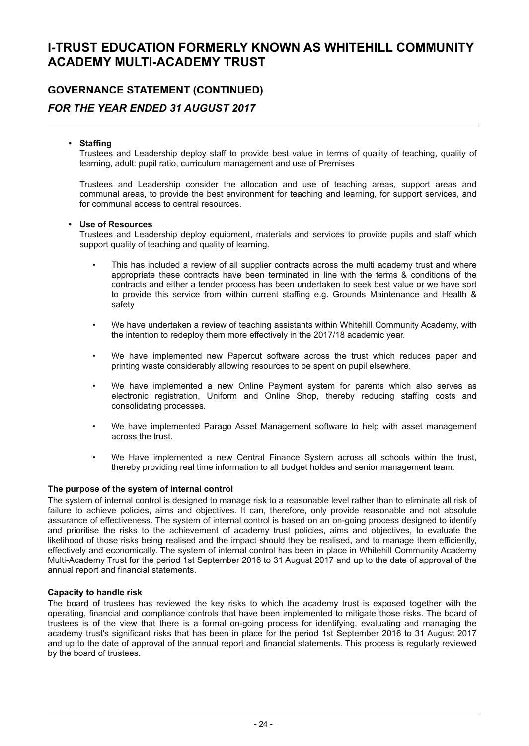# I-TRUST EDUCATION FORMERLY KNOWN AS WHITEHILL COMMUNITY ACADEMY MULTI-ACADEMY TRUST

## GOVERNANCE STATEMENT (CONTINUED)

### *FOR THE YEAR ENDED 31 AUGUST 2017*

- **Staffing**
  Trustees and Leadership deploy staff to provide best value in terms of quality of teaching, quality of learning, adult: pupil ratio, curriculum management and use of Premises

  Trustees and Leadership consider the allocation and use of teaching areas, support areas and communal areas, to provide the best environment for teaching and learning, for support services, and for communal access to central resources.

- **Use of Resources**
  Trustees and Leadership deploy equipment, materials and services to provide pupils and staff which support quality of teaching and quality of learning.

  - This has included a review of all supplier contracts across the multi academy trust and where appropriate these contracts have been terminated in line with the terms & conditions of the contracts and either a tender process has been undertaken to seek best value or we have sort to provide this service from within current staffing e.g. Grounds Maintenance and Health & safety

  - We have undertaken a review of teaching assistants within Whitehill Community Academy, with the intention to redeploy them more effectively in the 2017/18 academic year.

  - We have implemented new Papercut software across the trust which reduces paper and printing waste considerably allowing resources to be spent on pupil elsewhere.

  - We have implemented a new Online Payment system for parents which also serves as electronic registration, Uniform and Online Shop, thereby reducing staffing costs and consolidating processes.

  - We have implemented Parago Asset Management software to help with asset management across the trust.

  - We Have implemented a new Central Finance System across all schools within the trust, thereby providing real time information to all budget holdes and senior management team.

**The purpose of the system of internal control**

The system of internal control is designed to manage risk to a reasonable level rather than to eliminate all risk of failure to achieve policies, aims and objectives. It can, therefore, only provide reasonable and not absolute assurance of effectiveness. The system of internal control is based on an on-going process designed to identify and prioritise the risks to the achievement of academy trust policies, aims and objectives, to evaluate the likelihood of those risks being realised and the impact should they be realised, and to manage them efficiently, effectively and economically. The system of internal control has been in place in Whitehill Community Academy Multi-Academy Trust for the period 1st September 2016 to 31 August 2017 and up to the date of approval of the annual report and financial statements.

**Capacity to handle risk**

The board of trustees has reviewed the key risks to which the academy trust is exposed together with the operating, financial and compliance controls that have been implemented to mitigate those risks. The board of trustees is of the view that there is a formal on-going process for identifying, evaluating and managing the academy trust's significant risks that has been in place for the period 1st September 2016 to 31 August 2017 and up to the date of approval of the annual report and financial statements. This process is regularly reviewed by the board of trustees.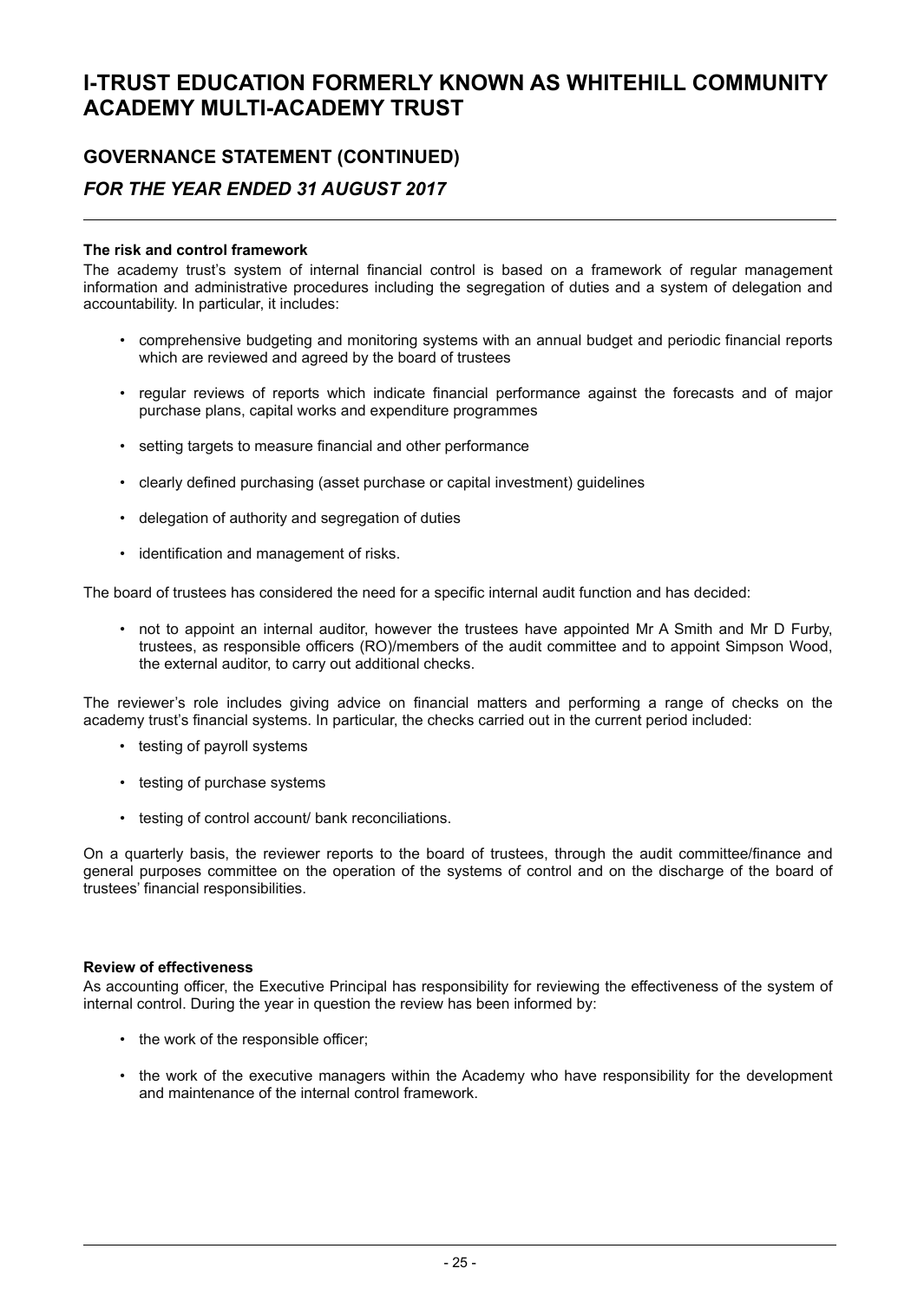## The risk and control framework

The academy trust's system of internal financial control is based on a framework of regular management information and administrative procedures including the segregation of duties and a system of delegation and accountability. In particular, it includes:

- comprehensive budgeting and monitoring systems with an annual budget and periodic financial reports which are reviewed and agreed by the board of trustees
- regular reviews of reports which indicate financial performance against the forecasts and of major purchase plans, capital works and expenditure programmes
- setting targets to measure financial and other performance
- clearly defined purchasing (asset purchase or capital investment) guidelines
- delegation of authority and segregation of duties
- identification and management of risks.

The board of trustees has considered the need for a specific internal audit function and has decided:

- not to appoint an internal auditor, however the trustees have appointed Mr A Smith and Mr D Furby, trustees, as responsible officers (RO)/members of the audit committee and to appoint Simpson Wood, the external auditor, to carry out additional checks.

The reviewer's role includes giving advice on financial matters and performing a range of checks on the academy trust's financial systems. In particular, the checks carried out in the current period included:

- testing of payroll systems
- testing of purchase systems
- testing of control account/ bank reconciliations.

On a quarterly basis, the reviewer reports to the board of trustees, through the audit committee/finance and general purposes committee on the operation of the systems of control and on the discharge of the board of trustees' financial responsibilities.

## Review of effectiveness

As accounting officer, the Executive Principal has responsibility for reviewing the effectiveness of the system of internal control. During the year in question the review has been informed by:

- the work of the responsible officer;
- the work of the executive managers within the Academy who have responsibility for the development and maintenance of the internal control framework.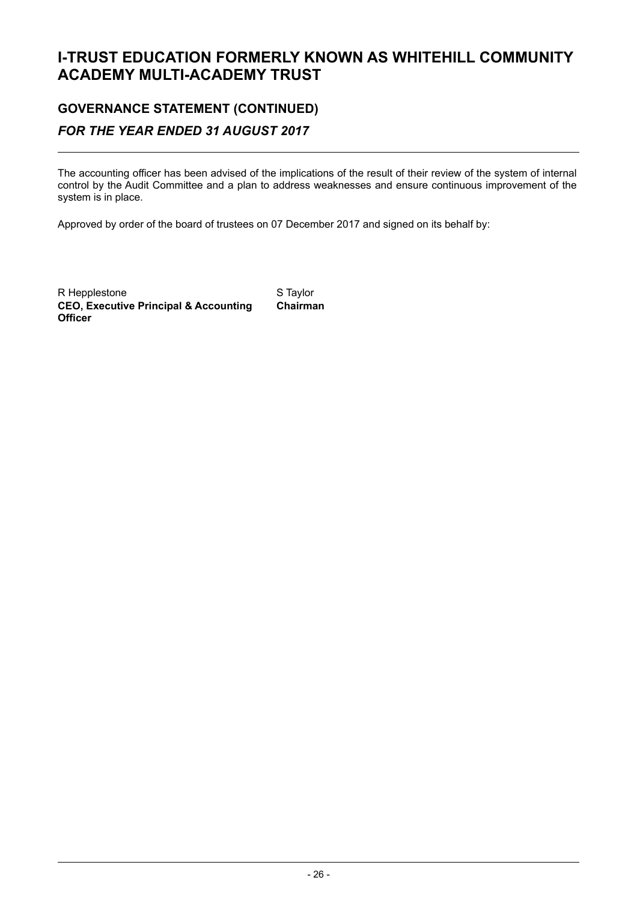# I-TRUST EDUCATION FORMERLY KNOWN AS WHITEHILL COMMUNITY ACADEMY MULTI-ACADEMY TRUST

## GOVERNANCE STATEMENT (CONTINUED)

### *FOR THE YEAR ENDED 31 AUGUST 2017*

The accounting officer has been advised of the implications of the result of their review of the system of internal control by the Audit Committee and a plan to address weaknesses and ensure continuous improvement of the system is in place.

Approved by order of the board of trustees on 07 December 2017 and signed on its behalf by:

R Hepplestone
**CEO, Executive Principal & Accounting Officer**

S Taylor
**Chairman**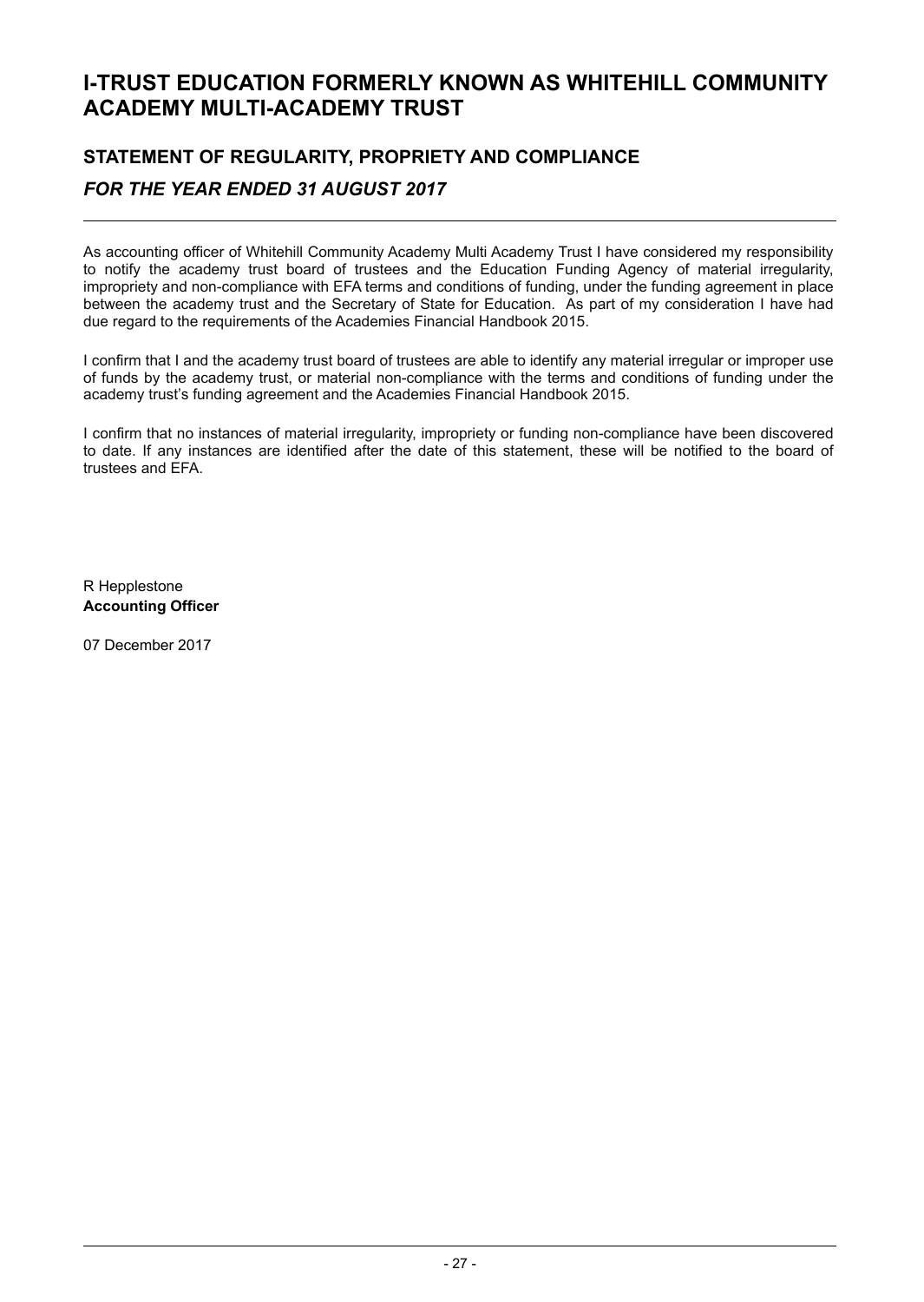# I-TRUST EDUCATION FORMERLY KNOWN AS WHITEHILL COMMUNITY ACADEMY MULTI-ACADEMY TRUST

## STATEMENT OF REGULARITY, PROPRIETY AND COMPLIANCE

### *FOR THE YEAR ENDED 31 AUGUST 2017*

As accounting officer of Whitehill Community Academy Multi Academy Trust I have considered my responsibility to notify the academy trust board of trustees and the Education Funding Agency of material irregularity, impropriety and non-compliance with EFA terms and conditions of funding, under the funding agreement in place between the academy trust and the Secretary of State for Education. As part of my consideration I have had due regard to the requirements of the Academies Financial Handbook 2015.

I confirm that I and the academy trust board of trustees are able to identify any material irregular or improper use of funds by the academy trust, or material non-compliance with the terms and conditions of funding under the academy trust's funding agreement and the Academies Financial Handbook 2015.

I confirm that no instances of material irregularity, impropriety or funding non-compliance have been discovered to date. If any instances are identified after the date of this statement, these will be notified to the board of trustees and EFA.

R Hepplestone
**Accounting Officer**

07 December 2017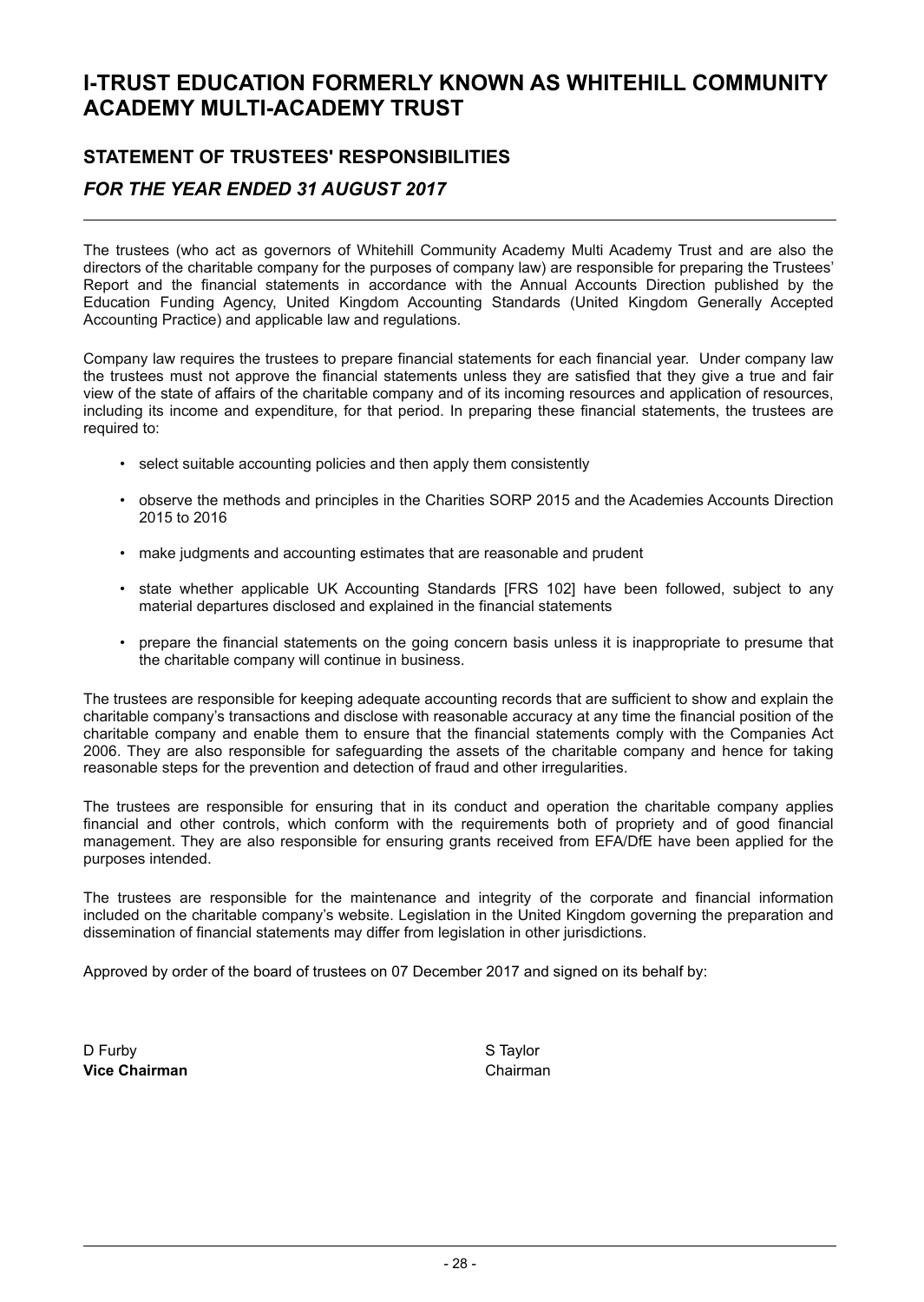# I-TRUST EDUCATION FORMERLY KNOWN AS WHITEHILL COMMUNITY ACADEMY MULTI-ACADEMY TRUST

## STATEMENT OF TRUSTEES' RESPONSIBILITIES

### *FOR THE YEAR ENDED 31 AUGUST 2017*

The trustees (who act as governors of Whitehill Community Academy Multi Academy Trust and are also the directors of the charitable company for the purposes of company law) are responsible for preparing the Trustees' Report and the financial statements in accordance with the Annual Accounts Direction published by the Education Funding Agency, United Kingdom Accounting Standards (United Kingdom Generally Accepted Accounting Practice) and applicable law and regulations.

Company law requires the trustees to prepare financial statements for each financial year. Under company law the trustees must not approve the financial statements unless they are satisfied that they give a true and fair view of the state of affairs of the charitable company and of its incoming resources and application of resources, including its income and expenditure, for that period. In preparing these financial statements, the trustees are required to:

- select suitable accounting policies and then apply them consistently
- observe the methods and principles in the Charities SORP 2015 and the Academies Accounts Direction 2015 to 2016
- make judgments and accounting estimates that are reasonable and prudent
- state whether applicable UK Accounting Standards [FRS 102] have been followed, subject to any material departures disclosed and explained in the financial statements
- prepare the financial statements on the going concern basis unless it is inappropriate to presume that the charitable company will continue in business.

The trustees are responsible for keeping adequate accounting records that are sufficient to show and explain the charitable company's transactions and disclose with reasonable accuracy at any time the financial position of the charitable company and enable them to ensure that the financial statements comply with the Companies Act 2006. They are also responsible for safeguarding the assets of the charitable company and hence for taking reasonable steps for the prevention and detection of fraud and other irregularities.

The trustees are responsible for ensuring that in its conduct and operation the charitable company applies financial and other controls, which conform with the requirements both of propriety and of good financial management. They are also responsible for ensuring grants received from EFA/DfE have been applied for the purposes intended.

The trustees are responsible for the maintenance and integrity of the corporate and financial information included on the charitable company's website. Legislation in the United Kingdom governing the preparation and dissemination of financial statements may differ from legislation in other jurisdictions.

Approved by order of the board of trustees on 07 December 2017 and signed on its behalf by:

D Furby
**Vice Chairman**

S Taylor
Chairman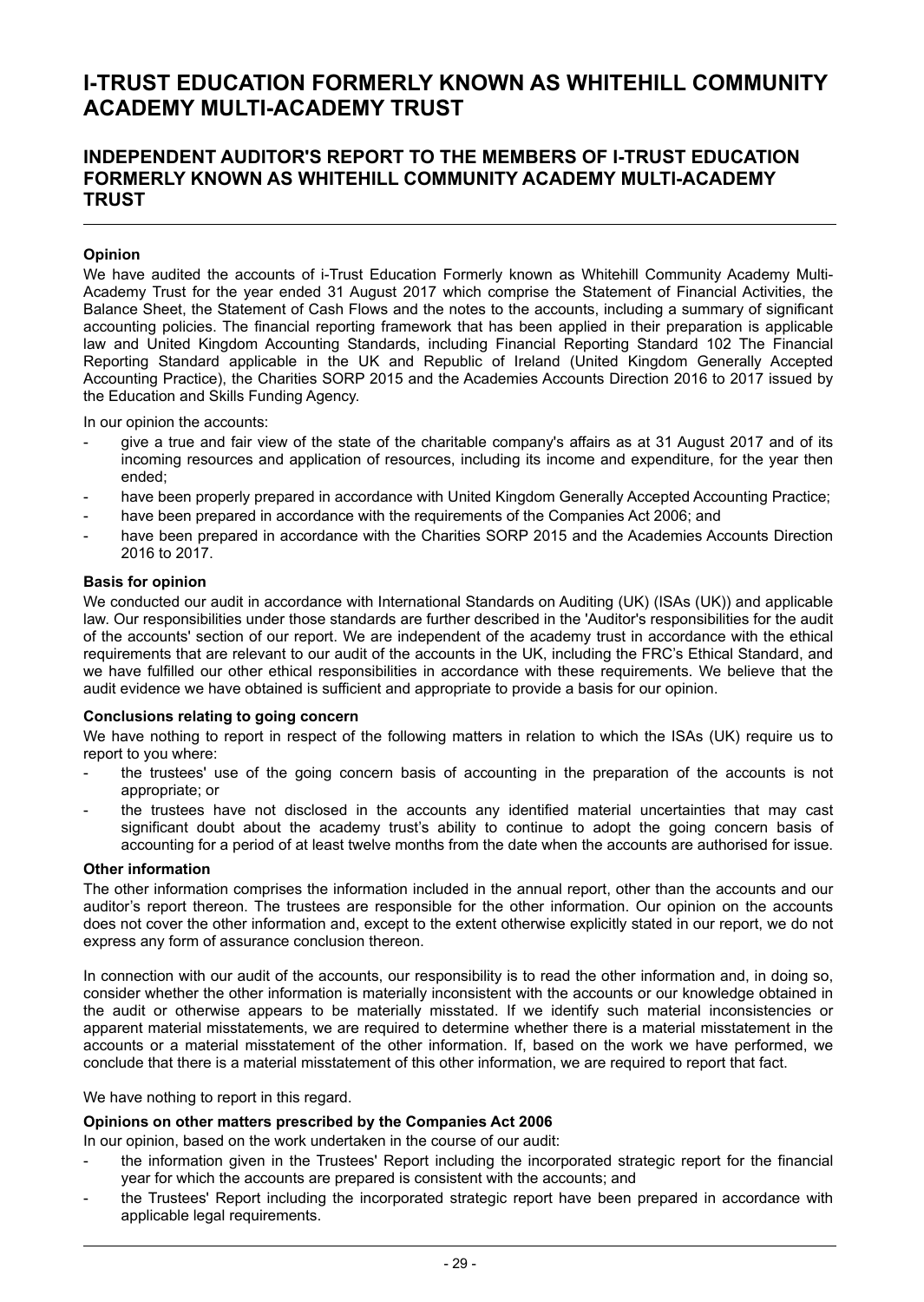# I-TRUST EDUCATION FORMERLY KNOWN AS WHITEHILL COMMUNITY ACADEMY MULTI-ACADEMY TRUST

## INDEPENDENT AUDITOR'S REPORT TO THE MEMBERS OF I-TRUST EDUCATION FORMERLY KNOWN AS WHITEHILL COMMUNITY ACADEMY MULTI-ACADEMY TRUST

**Opinion**

We have audited the accounts of i-Trust Education Formerly known as Whitehill Community Academy Multi-Academy Trust for the year ended 31 August 2017 which comprise the Statement of Financial Activities, the Balance Sheet, the Statement of Cash Flows and the notes to the accounts, including a summary of significant accounting policies. The financial reporting framework that has been applied in their preparation is applicable law and United Kingdom Accounting Standards, including Financial Reporting Standard 102 The Financial Reporting Standard applicable in the UK and Republic of Ireland (United Kingdom Generally Accepted Accounting Practice), the Charities SORP 2015 and the Academies Accounts Direction 2016 to 2017 issued by the Education and Skills Funding Agency.

In our opinion the accounts:

- give a true and fair view of the state of the charitable company's affairs as at 31 August 2017 and of its incoming resources and application of resources, including its income and expenditure, for the year then ended;
- have been properly prepared in accordance with United Kingdom Generally Accepted Accounting Practice;
- have been prepared in accordance with the requirements of the Companies Act 2006; and
- have been prepared in accordance with the Charities SORP 2015 and the Academies Accounts Direction 2016 to 2017.

**Basis for opinion**

We conducted our audit in accordance with International Standards on Auditing (UK) (ISAs (UK)) and applicable law. Our responsibilities under those standards are further described in the 'Auditor's responsibilities for the audit of the accounts' section of our report. We are independent of the academy trust in accordance with the ethical requirements that are relevant to our audit of the accounts in the UK, including the FRC's Ethical Standard, and we have fulfilled our other ethical responsibilities in accordance with these requirements. We believe that the audit evidence we have obtained is sufficient and appropriate to provide a basis for our opinion.

**Conclusions relating to going concern**

We have nothing to report in respect of the following matters in relation to which the ISAs (UK) require us to report to you where:

- the trustees' use of the going concern basis of accounting in the preparation of the accounts is not appropriate; or
- the trustees have not disclosed in the accounts any identified material uncertainties that may cast significant doubt about the academy trust's ability to continue to adopt the going concern basis of accounting for a period of at least twelve months from the date when the accounts are authorised for issue.

**Other information**

The other information comprises the information included in the annual report, other than the accounts and our auditor's report thereon. The trustees are responsible for the other information. Our opinion on the accounts does not cover the other information and, except to the extent otherwise explicitly stated in our report, we do not express any form of assurance conclusion thereon.

In connection with our audit of the accounts, our responsibility is to read the other information and, in doing so, consider whether the other information is materially inconsistent with the accounts or our knowledge obtained in the audit or otherwise appears to be materially misstated. If we identify such material inconsistencies or apparent material misstatements, we are required to determine whether there is a material misstatement in the accounts or a material misstatement of the other information. If, based on the work we have performed, we conclude that there is a material misstatement of this other information, we are required to report that fact.

We have nothing to report in this regard.

**Opinions on other matters prescribed by the Companies Act 2006**

In our opinion, based on the work undertaken in the course of our audit:

- the information given in the Trustees' Report including the incorporated strategic report for the financial year for which the accounts are prepared is consistent with the accounts; and
- the Trustees' Report including the incorporated strategic report have been prepared in accordance with applicable legal requirements.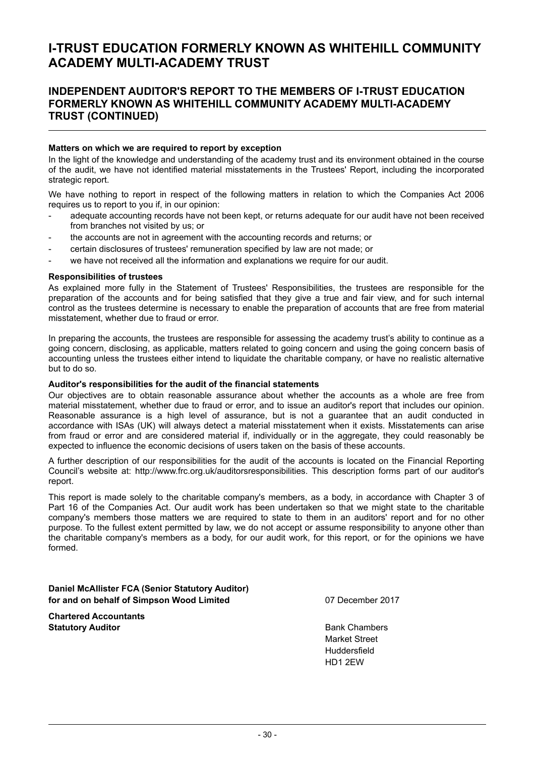### Matters on which we are required to report by exception

In the light of the knowledge and understanding of the academy trust and its environment obtained in the course of the audit, we have not identified material misstatements in the Trustees' Report, including the incorporated strategic report.

We have nothing to report in respect of the following matters in relation to which the Companies Act 2006 requires us to report to you if, in our opinion:

- adequate accounting records have not been kept, or returns adequate for our audit have not been received from branches not visited by us; or
- the accounts are not in agreement with the accounting records and returns; or
- certain disclosures of trustees' remuneration specified by law are not made; or
- we have not received all the information and explanations we require for our audit.

### Responsibilities of trustees

As explained more fully in the Statement of Trustees' Responsibilities, the trustees are responsible for the preparation of the accounts and for being satisfied that they give a true and fair view, and for such internal control as the trustees determine is necessary to enable the preparation of accounts that are free from material misstatement, whether due to fraud or error.

In preparing the accounts, the trustees are responsible for assessing the academy trust's ability to continue as a going concern, disclosing, as applicable, matters related to going concern and using the going concern basis of accounting unless the trustees either intend to liquidate the charitable company, or have no realistic alternative but to do so.

### Auditor's responsibilities for the audit of the financial statements

Our objectives are to obtain reasonable assurance about whether the accounts as a whole are free from material misstatement, whether due to fraud or error, and to issue an auditor's report that includes our opinion. Reasonable assurance is a high level of assurance, but is not a guarantee that an audit conducted in accordance with ISAs (UK) will always detect a material misstatement when it exists. Misstatements can arise from fraud or error and are considered material if, individually or in the aggregate, they could reasonably be expected to influence the economic decisions of users taken on the basis of these accounts.

A further description of our responsibilities for the audit of the accounts is located on the Financial Reporting Council's website at: http://www.frc.org.uk/auditorsresponsibilities. This description forms part of our auditor's report.

This report is made solely to the charitable company's members, as a body, in accordance with Chapter 3 of Part 16 of the Companies Act. Our audit work has been undertaken so that we might state to the charitable company's members those matters we are required to state to them in an auditors' report and for no other purpose. To the fullest extent permitted by law, we do not accept or assume responsibility to anyone other than the charitable company's members as a body, for our audit work, for this report, or for the opinions we have formed.

**Daniel McAllister FCA (Senior Statutory Auditor)**
**for and on behalf of Simpson Wood Limited**

07 December 2017

**Chartered Accountants**
**Statutory Auditor**

Bank Chambers
Market Street
Huddersfield
HD1 2EW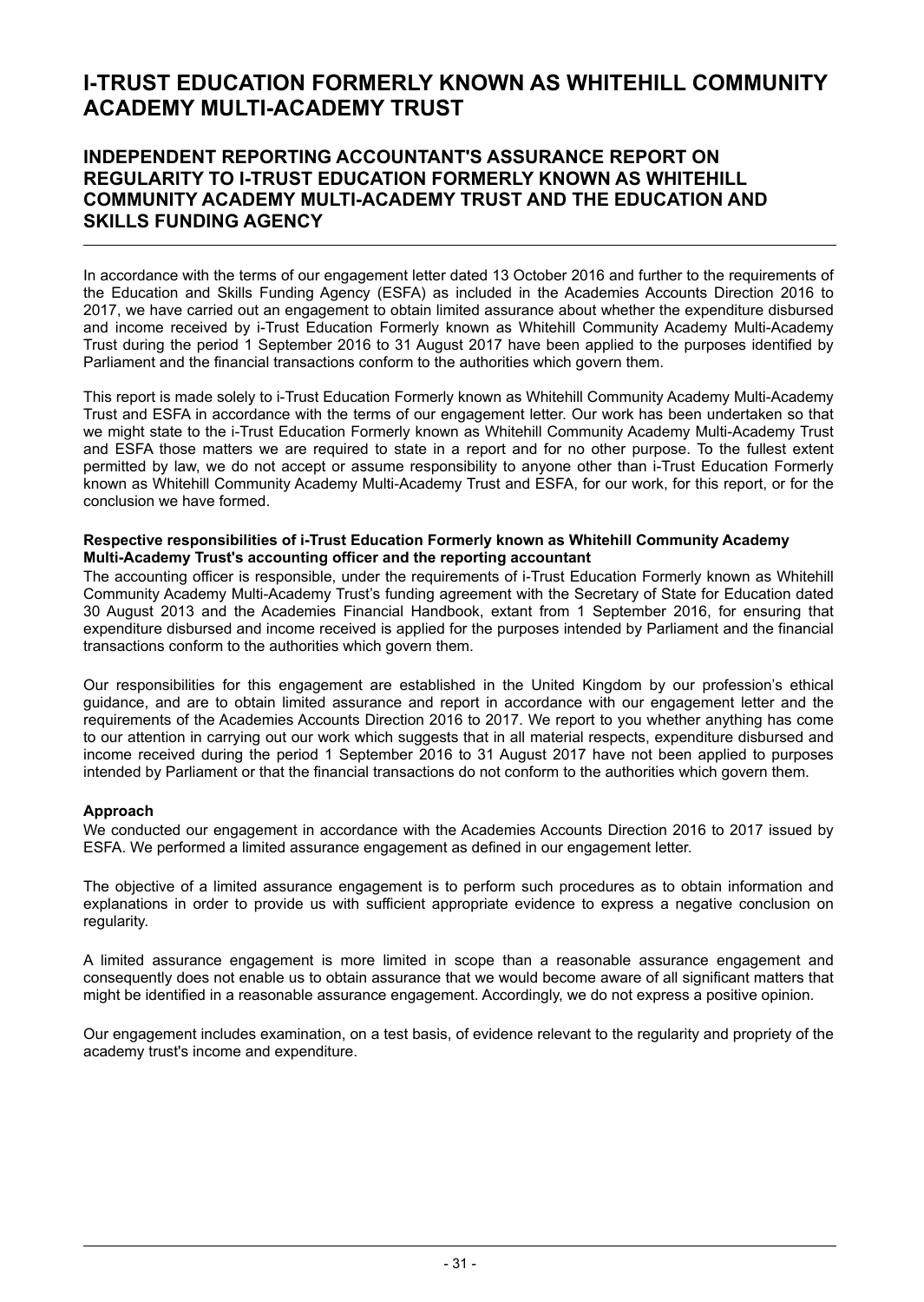# I-TRUST EDUCATION FORMERLY KNOWN AS WHITEHILL COMMUNITY ACADEMY MULTI-ACADEMY TRUST

## INDEPENDENT REPORTING ACCOUNTANT'S ASSURANCE REPORT ON REGULARITY TO I-TRUST EDUCATION FORMERLY KNOWN AS WHITEHILL COMMUNITY ACADEMY MULTI-ACADEMY TRUST AND THE EDUCATION AND SKILLS FUNDING AGENCY

In accordance with the terms of our engagement letter dated 13 October 2016 and further to the requirements of the Education and Skills Funding Agency (ESFA) as included in the Academies Accounts Direction 2016 to 2017, we have carried out an engagement to obtain limited assurance about whether the expenditure disbursed and income received by i-Trust Education Formerly known as Whitehill Community Academy Multi-Academy Trust during the period 1 September 2016 to 31 August 2017 have been applied to the purposes identified by Parliament and the financial transactions conform to the authorities which govern them.

This report is made solely to i-Trust Education Formerly known as Whitehill Community Academy Multi-Academy Trust and ESFA in accordance with the terms of our engagement letter. Our work has been undertaken so that we might state to the i-Trust Education Formerly known as Whitehill Community Academy Multi-Academy Trust and ESFA those matters we are required to state in a report and for no other purpose. To the fullest extent permitted by law, we do not accept or assume responsibility to anyone other than i-Trust Education Formerly known as Whitehill Community Academy Multi-Academy Trust and ESFA, for our work, for this report, or for the conclusion we have formed.

**Respective responsibilities of i-Trust Education Formerly known as Whitehill Community Academy Multi-Academy Trust's accounting officer and the reporting accountant**

The accounting officer is responsible, under the requirements of i-Trust Education Formerly known as Whitehill Community Academy Multi-Academy Trust's funding agreement with the Secretary of State for Education dated 30 August 2013 and the Academies Financial Handbook, extant from 1 September 2016, for ensuring that expenditure disbursed and income received is applied for the purposes intended by Parliament and the financial transactions conform to the authorities which govern them.

Our responsibilities for this engagement are established in the United Kingdom by our profession's ethical guidance, and are to obtain limited assurance and report in accordance with our engagement letter and the requirements of the Academies Accounts Direction 2016 to 2017. We report to you whether anything has come to our attention in carrying out our work which suggests that in all material respects, expenditure disbursed and income received during the period 1 September 2016 to 31 August 2017 have not been applied to purposes intended by Parliament or that the financial transactions do not conform to the authorities which govern them.

**Approach**

We conducted our engagement in accordance with the Academies Accounts Direction 2016 to 2017 issued by ESFA. We performed a limited assurance engagement as defined in our engagement letter.

The objective of a limited assurance engagement is to perform such procedures as to obtain information and explanations in order to provide us with sufficient appropriate evidence to express a negative conclusion on regularity.

A limited assurance engagement is more limited in scope than a reasonable assurance engagement and consequently does not enable us to obtain assurance that we would become aware of all significant matters that might be identified in a reasonable assurance engagement. Accordingly, we do not express a positive opinion.

Our engagement includes examination, on a test basis, of evidence relevant to the regularity and propriety of the academy trust's income and expenditure.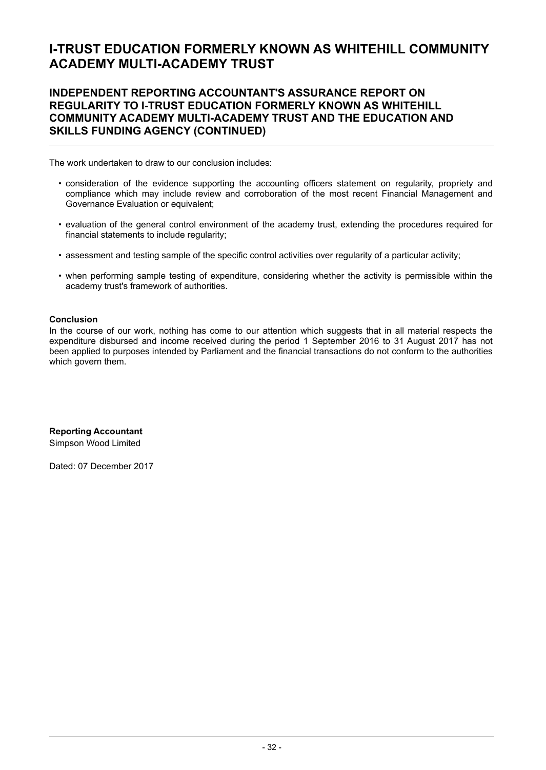# I-TRUST EDUCATION FORMERLY KNOWN AS WHITEHILL COMMUNITY ACADEMY MULTI-ACADEMY TRUST

## INDEPENDENT REPORTING ACCOUNTANT'S ASSURANCE REPORT ON REGULARITY TO I-TRUST EDUCATION FORMERLY KNOWN AS WHITEHILL COMMUNITY ACADEMY MULTI-ACADEMY TRUST AND THE EDUCATION AND SKILLS FUNDING AGENCY (CONTINUED)

The work undertaken to draw to our conclusion includes:

- consideration of the evidence supporting the accounting officers statement on regularity, propriety and compliance which may include review and corroboration of the most recent Financial Management and Governance Evaluation or equivalent;
- evaluation of the general control environment of the academy trust, extending the procedures required for financial statements to include regularity;
- assessment and testing sample of the specific control activities over regularity of a particular activity;
- when performing sample testing of expenditure, considering whether the activity is permissible within the academy trust's framework of authorities.

**Conclusion**

In the course of our work, nothing has come to our attention which suggests that in all material respects the expenditure disbursed and income received during the period 1 September 2016 to 31 August 2017 has not been applied to purposes intended by Parliament and the financial transactions do not conform to the authorities which govern them.

**Reporting Accountant**
Simpson Wood Limited

Dated: 07 December 2017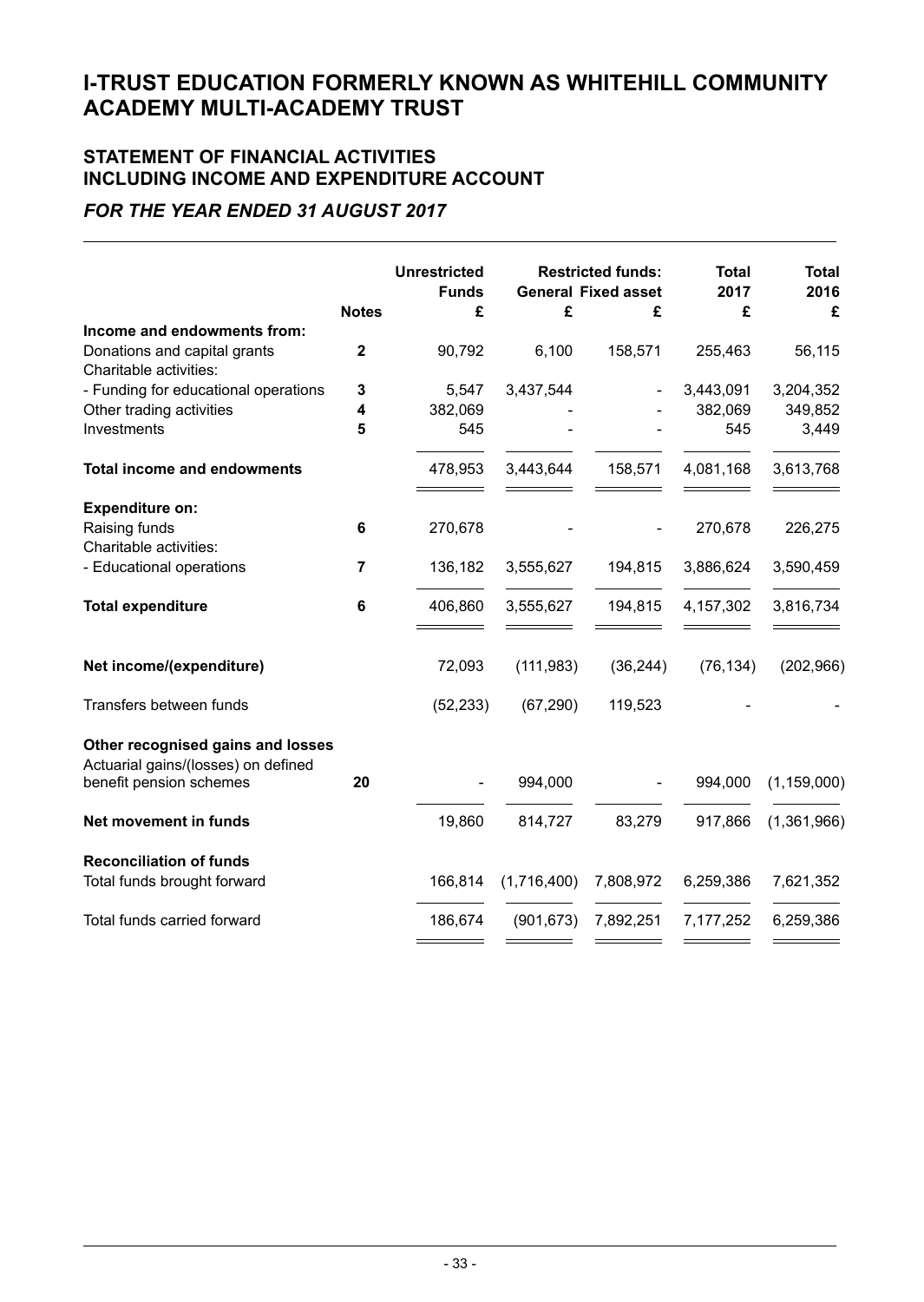# I-TRUST EDUCATION FORMERLY KNOWN AS WHITEHILL COMMUNITY ACADEMY MULTI-ACADEMY TRUST

## STATEMENT OF FINANCIAL ACTIVITIES INCLUDING INCOME AND EXPENDITURE ACCOUNT

### *FOR THE YEAR ENDED 31 AUGUST 2017*

| | Notes | Unrestricted Funds £ | Restricted funds: General £ | Restricted funds: Fixed asset £ | Total 2017 £ | Total 2016 £ |
|---|---|---|---|---|---|---|
| **Income and endowments from:** | | | | | | |
| Donations and capital grants | 2 | 90,792 | 6,100 | 158,571 | 255,463 | 56,115 |
| Charitable activities: | | | | | | |
| - Funding for educational operations | 3 | 5,547 | 3,437,544 | - | 3,443,091 | 3,204,352 |
| Other trading activities | 4 | 382,069 | - | - | 382,069 | 349,852 |
| Investments | 5 | 545 | - | - | 545 | 3,449 |
| **Total income and endowments** | | 478,953 | 3,443,644 | 158,571 | 4,081,168 | 3,613,768 |
| **Expenditure on:** | | | | | | |
| Raising funds | 6 | 270,678 | - | - | 270,678 | 226,275 |
| Charitable activities: | | | | | | |
| - Educational operations | 7 | 136,182 | 3,555,627 | 194,815 | 3,886,624 | 3,590,459 |
| **Total expenditure** | 6 | 406,860 | 3,555,627 | 194,815 | 4,157,302 | 3,816,734 |
| **Net income/(expenditure)** | | 72,093 | (111,983) | (36,244) | (76,134) | (202,966) |
| Transfers between funds | | (52,233) | (67,290) | 119,523 | - | - |
| **Other recognised gains and losses** | | | | | | |
| Actuarial gains/(losses) on defined benefit pension schemes | 20 | - | 994,000 | - | 994,000 | (1,159,000) |
| **Net movement in funds** | | 19,860 | 814,727 | 83,279 | 917,866 | (1,361,966) |
| **Reconciliation of funds** | | | | | | |
| Total funds brought forward | | 166,814 | (1,716,400) | 7,808,972 | 6,259,386 | 7,621,352 |
| Total funds carried forward | | 186,674 | (901,673) | 7,892,251 | 7,177,252 | 6,259,386 |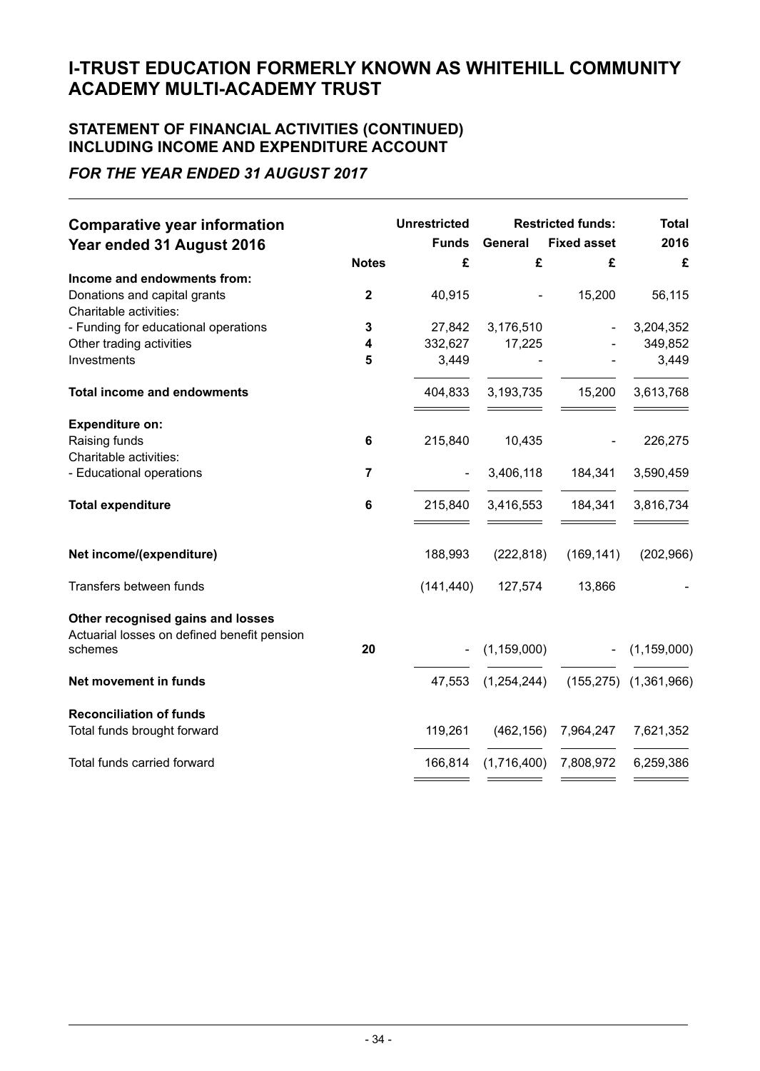# I-TRUST EDUCATION FORMERLY KNOWN AS WHITEHILL COMMUNITY ACADEMY MULTI-ACADEMY TRUST

## STATEMENT OF FINANCIAL ACTIVITIES (CONTINUED) INCLUDING INCOME AND EXPENDITURE ACCOUNT

### *FOR THE YEAR ENDED 31 AUGUST 2017*

| Comparative year information Year ended 31 August 2016 | Notes | Unrestricted Funds £ | Restricted funds: General £ | Restricted funds: Fixed asset £ | Total 2016 £ |
|---|---|---|---|---|---|
| **Income and endowments from:** | | | | | |
| Donations and capital grants | **2** | 40,915 | - | 15,200 | 56,115 |
| Charitable activities: | | | | | |
| - Funding for educational operations | **3** | 27,842 | 3,176,510 | - | 3,204,352 |
| Other trading activities | **4** | 332,627 | 17,225 | - | 349,852 |
| Investments | **5** | 3,449 | - | - | 3,449 |
| **Total income and endowments** | | 404,833 | 3,193,735 | 15,200 | 3,613,768 |
| **Expenditure on:** | | | | | |
| Raising funds | **6** | 215,840 | 10,435 | - | 226,275 |
| Charitable activities: | | | | | |
| - Educational operations | **7** | - | 3,406,118 | 184,341 | 3,590,459 |
| **Total expenditure** | **6** | 215,840 | 3,416,553 | 184,341 | 3,816,734 |
| **Net income/(expenditure)** | | 188,993 | (222,818) | (169,141) | (202,966) |
| Transfers between funds | | (141,440) | 127,574 | 13,866 | - |
| **Other recognised gains and losses** | | | | | |
| Actuarial losses on defined benefit pension schemes | **20** | - | (1,159,000) | - | (1,159,000) |
| **Net movement in funds** | | 47,553 | (1,254,244) | (155,275) | (1,361,966) |
| **Reconciliation of funds** | | | | | |
| Total funds brought forward | | 119,261 | (462,156) | 7,964,247 | 7,621,352 |
| Total funds carried forward | | 166,814 | (1,716,400) | 7,808,972 | 6,259,386 |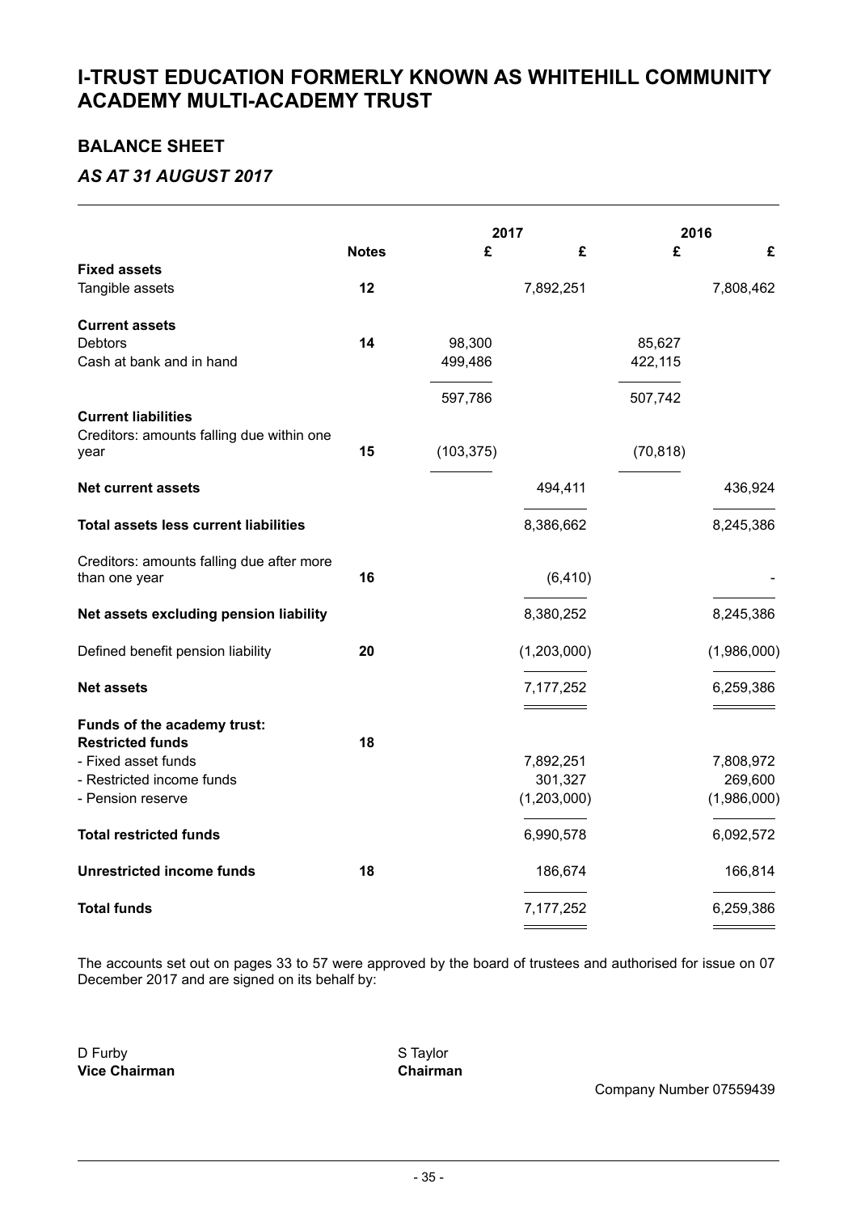# I-TRUST EDUCATION FORMERLY KNOWN AS WHITEHILL COMMUNITY ACADEMY MULTI-ACADEMY TRUST

## BALANCE SHEET

### *AS AT 31 AUGUST 2017*

| | Notes | 2017 £ | 2017 £ | 2016 £ | 2016 £ |
|---|---|---|---|---|---|
| **Fixed assets** | | | | | |
| Tangible assets | 12 | | 7,892,251 | | 7,808,462 |
| **Current assets** | | | | | |
| Debtors | 14 | 98,300 | | 85,627 | |
| Cash at bank and in hand | | 499,486 | | 422,115 | |
| | | 597,786 | | 507,742 | |
| **Current liabilities** | | | | | |
| Creditors: amounts falling due within one year | 15 | (103,375) | | (70,818) | |
| **Net current assets** | | | 494,411 | | 436,924 |
| **Total assets less current liabilities** | | | 8,386,662 | | 8,245,386 |
| Creditors: amounts falling due after more than one year | 16 | | (6,410) | | - |
| **Net assets excluding pension liability** | | | 8,380,252 | | 8,245,386 |
| Defined benefit pension liability | 20 | | (1,203,000) | | (1,986,000) |
| **Net assets** | | | 7,177,252 | | 6,259,386 |
| **Funds of the academy trust:** | | | | | |
| **Restricted funds** | 18 | | | | |
| - Fixed asset funds | | | 7,892,251 | | 7,808,972 |
| - Restricted income funds | | | 301,327 | | 269,600 |
| - Pension reserve | | | (1,203,000) | | (1,986,000) |
| **Total restricted funds** | | | 6,990,578 | | 6,092,572 |
| **Unrestricted income funds** | 18 | | 186,674 | | 166,814 |
| **Total funds** | | | 7,177,252 | | 6,259,386 |

The accounts set out on pages 33 to 57 were approved by the board of trustees and authorised for issue on 07 December 2017 and are signed on its behalf by:

D Furby
**Vice Chairman**

S Taylor
**Chairman**

Company Number 07559439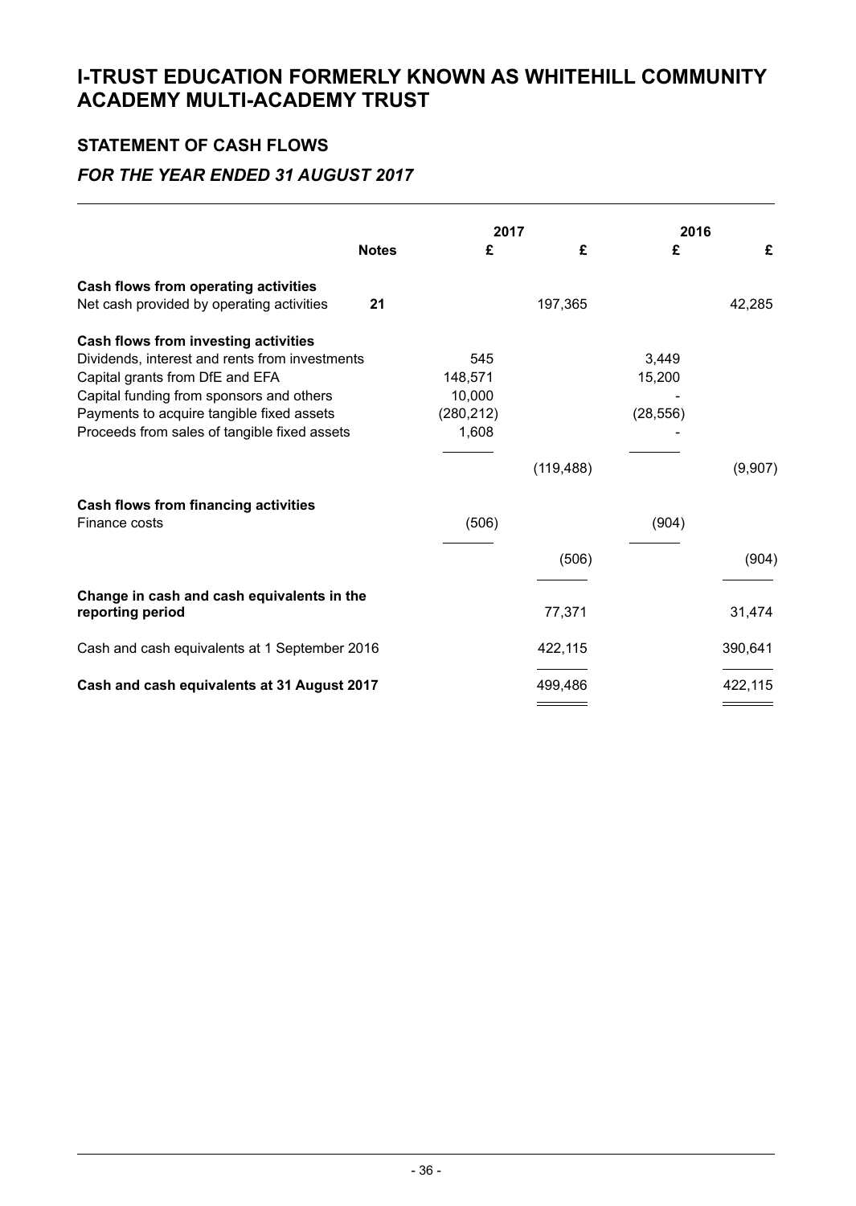# I-TRUST EDUCATION FORMERLY KNOWN AS WHITEHILL COMMUNITY ACADEMY MULTI-ACADEMY TRUST

## STATEMENT OF CASH FLOWS

### *FOR THE YEAR ENDED 31 AUGUST 2017*

| | Notes | 2017 £ | 2017 £ | 2016 £ | 2016 £ |
|---|---|---|---|---|---|
| **Cash flows from operating activities** | | | | | |
| Net cash provided by operating activities | **21** | | 197,365 | | 42,285 |
| **Cash flows from investing activities** | | | | | |
| Dividends, interest and rents from investments | | 545 | | 3,449 | |
| Capital grants from DfE and EFA | | 148,571 | | 15,200 | |
| Capital funding from sponsors and others | | 10,000 | | - | |
| Payments to acquire tangible fixed assets | | (280,212) | | (28,556) | |
| Proceeds from sales of tangible fixed assets | | 1,608 | | - | |
| | | | (119,488) | | (9,907) |
| **Cash flows from financing activities** | | | | | |
| Finance costs | | (506) | | (904) | |
| | | | (506) | | (904) |
| **Change in cash and cash equivalents in the reporting period** | | | 77,371 | | 31,474 |
| Cash and cash equivalents at 1 September 2016 | | | 422,115 | | 390,641 |
| **Cash and cash equivalents at 31 August 2017** | | | 499,486 | | 422,115 |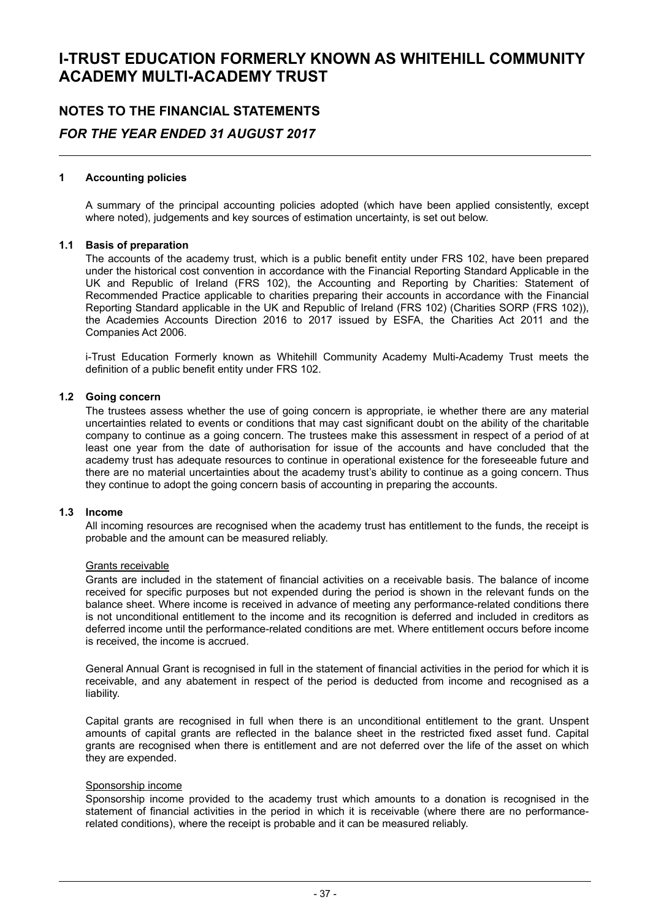# I-TRUST EDUCATION FORMERLY KNOWN AS WHITEHILL COMMUNITY ACADEMY MULTI-ACADEMY TRUST

## NOTES TO THE FINANCIAL STATEMENTS

### *FOR THE YEAR ENDED 31 AUGUST 2017*

**1 Accounting policies**

A summary of the principal accounting policies adopted (which have been applied consistently, except where noted), judgements and key sources of estimation uncertainty, is set out below.

**1.1 Basis of preparation**

The accounts of the academy trust, which is a public benefit entity under FRS 102, have been prepared under the historical cost convention in accordance with the Financial Reporting Standard Applicable in the UK and Republic of Ireland (FRS 102), the Accounting and Reporting by Charities: Statement of Recommended Practice applicable to charities preparing their accounts in accordance with the Financial Reporting Standard applicable in the UK and Republic of Ireland (FRS 102) (Charities SORP (FRS 102)), the Academies Accounts Direction 2016 to 2017 issued by ESFA, the Charities Act 2011 and the Companies Act 2006.

i-Trust Education Formerly known as Whitehill Community Academy Multi-Academy Trust meets the definition of a public benefit entity under FRS 102.

**1.2 Going concern**

The trustees assess whether the use of going concern is appropriate, ie whether there are any material uncertainties related to events or conditions that may cast significant doubt on the ability of the charitable company to continue as a going concern. The trustees make this assessment in respect of a period of at least one year from the date of authorisation for issue of the accounts and have concluded that the academy trust has adequate resources to continue in operational existence for the foreseeable future and there are no material uncertainties about the academy trust's ability to continue as a going concern. Thus they continue to adopt the going concern basis of accounting in preparing the accounts.

**1.3 Income**

All incoming resources are recognised when the academy trust has entitlement to the funds, the receipt is probable and the amount can be measured reliably.

Grants receivable

Grants are included in the statement of financial activities on a receivable basis. The balance of income received for specific purposes but not expended during the period is shown in the relevant funds on the balance sheet. Where income is received in advance of meeting any performance-related conditions there is not unconditional entitlement to the income and its recognition is deferred and included in creditors as deferred income until the performance-related conditions are met. Where entitlement occurs before income is received, the income is accrued.

General Annual Grant is recognised in full in the statement of financial activities in the period for which it is receivable, and any abatement in respect of the period is deducted from income and recognised as a liability.

Capital grants are recognised in full when there is an unconditional entitlement to the grant. Unspent amounts of capital grants are reflected in the balance sheet in the restricted fixed asset fund. Capital grants are recognised when there is entitlement and are not deferred over the life of the asset on which they are expended.

Sponsorship income

Sponsorship income provided to the academy trust which amounts to a donation is recognised in the statement of financial activities in the period in which it is receivable (where there are no performance-related conditions), where the receipt is probable and it can be measured reliably.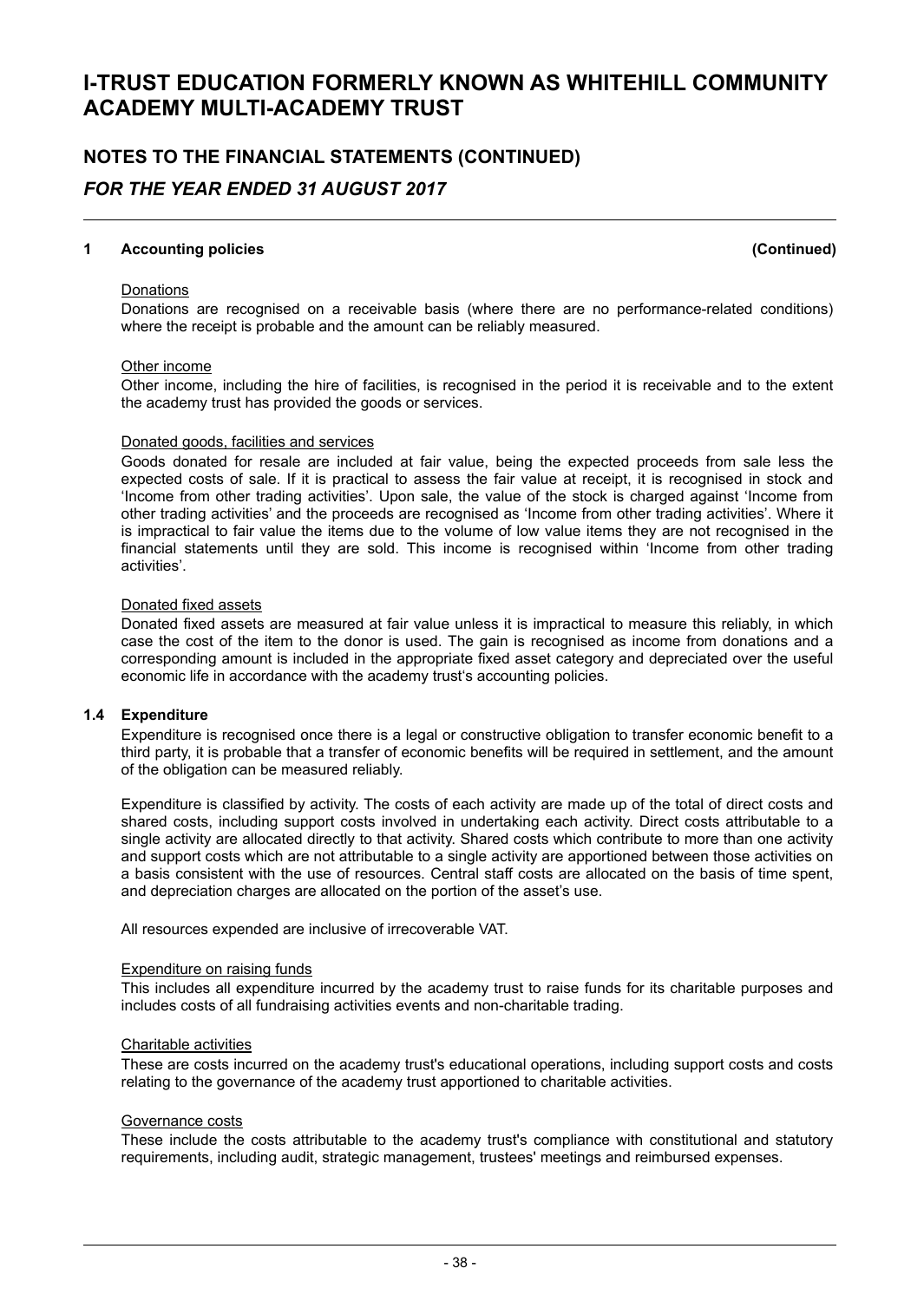## 1 Accounting policies (Continued)

Donations

Donations are recognised on a receivable basis (where there are no performance-related conditions) where the receipt is probable and the amount can be reliably measured.

Other income

Other income, including the hire of facilities, is recognised in the period it is receivable and to the extent the academy trust has provided the goods or services.

Donated goods, facilities and services

Goods donated for resale are included at fair value, being the expected proceeds from sale less the expected costs of sale. If it is practical to assess the fair value at receipt, it is recognised in stock and 'Income from other trading activities'. Upon sale, the value of the stock is charged against 'Income from other trading activities' and the proceeds are recognised as 'Income from other trading activities'. Where it is impractical to fair value the items due to the volume of low value items they are not recognised in the financial statements until they are sold. This income is recognised within 'Income from other trading activities'.

Donated fixed assets

Donated fixed assets are measured at fair value unless it is impractical to measure this reliably, in which case the cost of the item to the donor is used. The gain is recognised as income from donations and a corresponding amount is included in the appropriate fixed asset category and depreciated over the useful economic life in accordance with the academy trust's accounting policies.

### 1.4 Expenditure

Expenditure is recognised once there is a legal or constructive obligation to transfer economic benefit to a third party, it is probable that a transfer of economic benefits will be required in settlement, and the amount of the obligation can be measured reliably.

Expenditure is classified by activity. The costs of each activity are made up of the total of direct costs and shared costs, including support costs involved in undertaking each activity. Direct costs attributable to a single activity are allocated directly to that activity. Shared costs which contribute to more than one activity and support costs which are not attributable to a single activity are apportioned between those activities on a basis consistent with the use of resources. Central staff costs are allocated on the basis of time spent, and depreciation charges are allocated on the portion of the asset's use.

All resources expended are inclusive of irrecoverable VAT.

Expenditure on raising funds

This includes all expenditure incurred by the academy trust to raise funds for its charitable purposes and includes costs of all fundraising activities events and non-charitable trading.

Charitable activities

These are costs incurred on the academy trust's educational operations, including support costs and costs relating to the governance of the academy trust apportioned to charitable activities.

Governance costs

These include the costs attributable to the academy trust's compliance with constitutional and statutory requirements, including audit, strategic management, trustees' meetings and reimbursed expenses.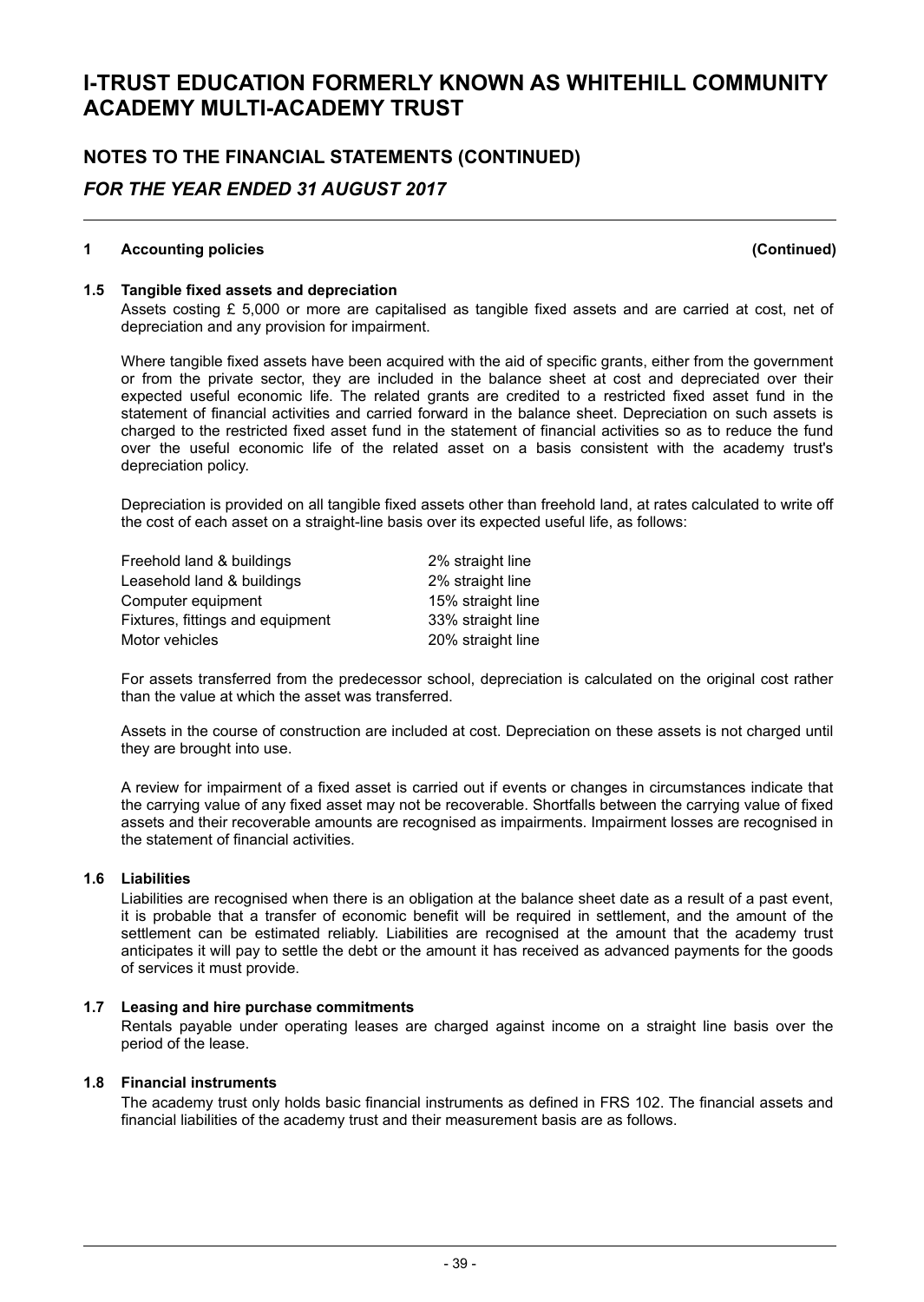# I-TRUST EDUCATION FORMERLY KNOWN AS WHITEHILL COMMUNITY ACADEMY MULTI-ACADEMY TRUST

## NOTES TO THE FINANCIAL STATEMENTS (CONTINUED)

### *FOR THE YEAR ENDED 31 AUGUST 2017*

**1 Accounting policies** **(Continued)**

**1.5 Tangible fixed assets and depreciation**

Assets costing £ 5,000 or more are capitalised as tangible fixed assets and are carried at cost, net of depreciation and any provision for impairment.

Where tangible fixed assets have been acquired with the aid of specific grants, either from the government or from the private sector, they are included in the balance sheet at cost and depreciated over their expected useful economic life. The related grants are credited to a restricted fixed asset fund in the statement of financial activities and carried forward in the balance sheet. Depreciation on such assets is charged to the restricted fixed asset fund in the statement of financial activities so as to reduce the fund over the useful economic life of the related asset on a basis consistent with the academy trust's depreciation policy.

Depreciation is provided on all tangible fixed assets other than freehold land, at rates calculated to write off the cost of each asset on a straight-line basis over its expected useful life, as follows:

| | |
|---|---|
| Freehold land & buildings | 2% straight line |
| Leasehold land & buildings | 2% straight line |
| Computer equipment | 15% straight line |
| Fixtures, fittings and equipment | 33% straight line |
| Motor vehicles | 20% straight line |

For assets transferred from the predecessor school, depreciation is calculated on the original cost rather than the value at which the asset was transferred.

Assets in the course of construction are included at cost. Depreciation on these assets is not charged until they are brought into use.

A review for impairment of a fixed asset is carried out if events or changes in circumstances indicate that the carrying value of any fixed asset may not be recoverable. Shortfalls between the carrying value of fixed assets and their recoverable amounts are recognised as impairments. Impairment losses are recognised in the statement of financial activities.

**1.6 Liabilities**

Liabilities are recognised when there is an obligation at the balance sheet date as a result of a past event, it is probable that a transfer of economic benefit will be required in settlement, and the amount of the settlement can be estimated reliably. Liabilities are recognised at the amount that the academy trust anticipates it will pay to settle the debt or the amount it has received as advanced payments for the goods of services it must provide.

**1.7 Leasing and hire purchase commitments**

Rentals payable under operating leases are charged against income on a straight line basis over the period of the lease.

**1.8 Financial instruments**

The academy trust only holds basic financial instruments as defined in FRS 102. The financial assets and financial liabilities of the academy trust and their measurement basis are as follows.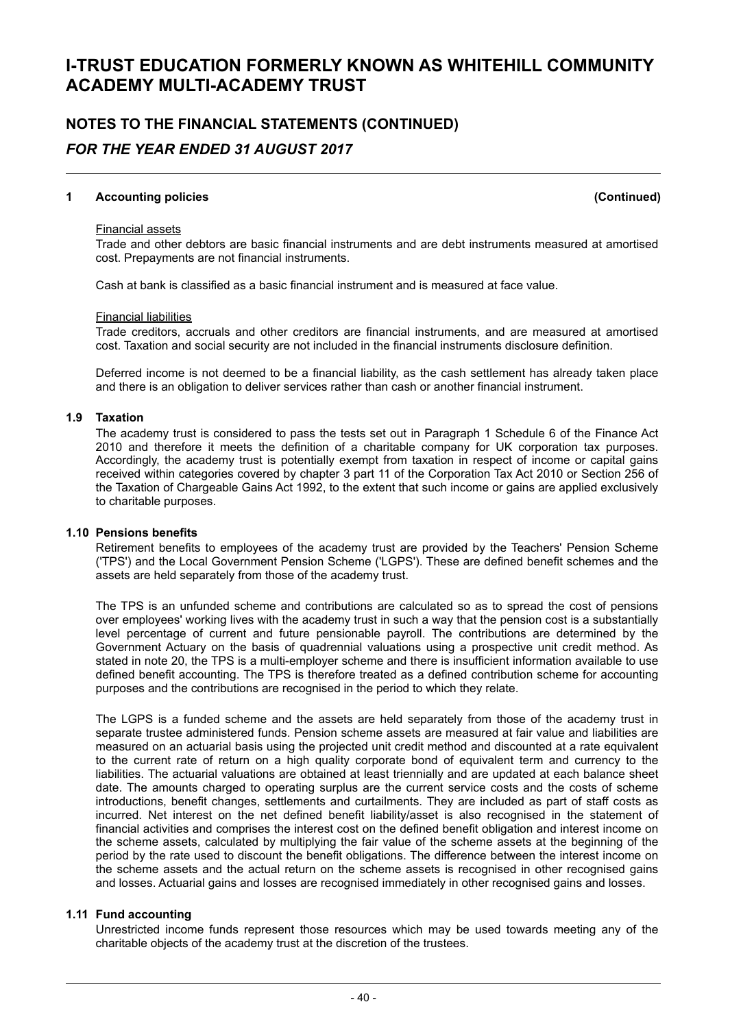## 1 Accounting policies (Continued)

Financial assets

Trade and other debtors are basic financial instruments and are debt instruments measured at amortised cost. Prepayments are not financial instruments.

Cash at bank is classified as a basic financial instrument and is measured at face value.

Financial liabilities

Trade creditors, accruals and other creditors are financial instruments, and are measured at amortised cost. Taxation and social security are not included in the financial instruments disclosure definition.

Deferred income is not deemed to be a financial liability, as the cash settlement has already taken place and there is an obligation to deliver services rather than cash or another financial instrument.

### 1.9 Taxation

The academy trust is considered to pass the tests set out in Paragraph 1 Schedule 6 of the Finance Act 2010 and therefore it meets the definition of a charitable company for UK corporation tax purposes. Accordingly, the academy trust is potentially exempt from taxation in respect of income or capital gains received within categories covered by chapter 3 part 11 of the Corporation Tax Act 2010 or Section 256 of the Taxation of Chargeable Gains Act 1992, to the extent that such income or gains are applied exclusively to charitable purposes.

### 1.10 Pensions benefits

Retirement benefits to employees of the academy trust are provided by the Teachers' Pension Scheme ('TPS') and the Local Government Pension Scheme ('LGPS'). These are defined benefit schemes and the assets are held separately from those of the academy trust.

The TPS is an unfunded scheme and contributions are calculated so as to spread the cost of pensions over employees' working lives with the academy trust in such a way that the pension cost is a substantially level percentage of current and future pensionable payroll. The contributions are determined by the Government Actuary on the basis of quadrennial valuations using a prospective unit credit method. As stated in note 20, the TPS is a multi-employer scheme and there is insufficient information available to use defined benefit accounting. The TPS is therefore treated as a defined contribution scheme for accounting purposes and the contributions are recognised in the period to which they relate.

The LGPS is a funded scheme and the assets are held separately from those of the academy trust in separate trustee administered funds. Pension scheme assets are measured at fair value and liabilities are measured on an actuarial basis using the projected unit credit method and discounted at a rate equivalent to the current rate of return on a high quality corporate bond of equivalent term and currency to the liabilities. The actuarial valuations are obtained at least triennially and are updated at each balance sheet date. The amounts charged to operating surplus are the current service costs and the costs of scheme introductions, benefit changes, settlements and curtailments. They are included as part of staff costs as incurred. Net interest on the net defined benefit liability/asset is also recognised in the statement of financial activities and comprises the interest cost on the defined benefit obligation and interest income on the scheme assets, calculated by multiplying the fair value of the scheme assets at the beginning of the period by the rate used to discount the benefit obligations. The difference between the interest income on the scheme assets and the actual return on the scheme assets is recognised in other recognised gains and losses. Actuarial gains and losses are recognised immediately in other recognised gains and losses.

### 1.11 Fund accounting

Unrestricted income funds represent those resources which may be used towards meeting any of the charitable objects of the academy trust at the discretion of the trustees.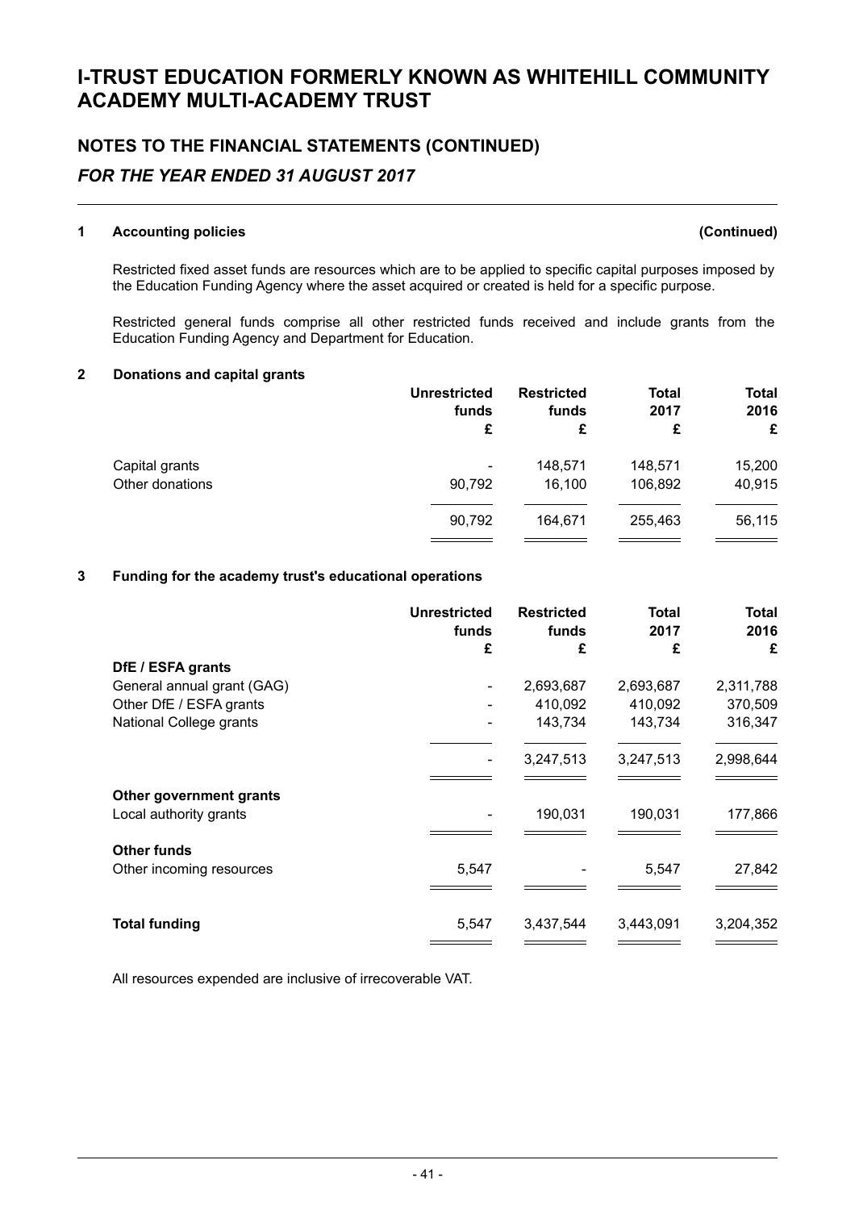# I-TRUST EDUCATION FORMERLY KNOWN AS WHITEHILL COMMUNITY ACADEMY MULTI-ACADEMY TRUST

## NOTES TO THE FINANCIAL STATEMENTS (CONTINUED)

### *FOR THE YEAR ENDED 31 AUGUST 2017*

**1 Accounting policies (Continued)**

Restricted fixed asset funds are resources which are to be applied to specific capital purposes imposed by the Education Funding Agency where the asset acquired or created is held for a specific purpose.

Restricted general funds comprise all other restricted funds received and include grants from the Education Funding Agency and Department for Education.

**2 Donations and capital grants**

| | Unrestricted funds £ | Restricted funds £ | Total 2017 £ | Total 2016 £ |
|---|---|---|---|---|
| Capital grants | - | 148,571 | 148,571 | 15,200 |
| Other donations | 90,792 | 16,100 | 106,892 | 40,915 |
| | 90,792 | 164,671 | 255,463 | 56,115 |

**3 Funding for the academy trust's educational operations**

| | Unrestricted funds £ | Restricted funds £ | Total 2017 £ | Total 2016 £ |
|---|---|---|---|---|
| **DfE / ESFA grants** | | | | |
| General annual grant (GAG) | - | 2,693,687 | 2,693,687 | 2,311,788 |
| Other DfE / ESFA grants | - | 410,092 | 410,092 | 370,509 |
| National College grants | - | 143,734 | 143,734 | 316,347 |
| | - | 3,247,513 | 3,247,513 | 2,998,644 |
| **Other government grants** | | | | |
| Local authority grants | - | 190,031 | 190,031 | 177,866 |
| **Other funds** | | | | |
| Other incoming resources | 5,547 | - | 5,547 | 27,842 |
| **Total funding** | 5,547 | 3,437,544 | 3,443,091 | 3,204,352 |

All resources expended are inclusive of irrecoverable VAT.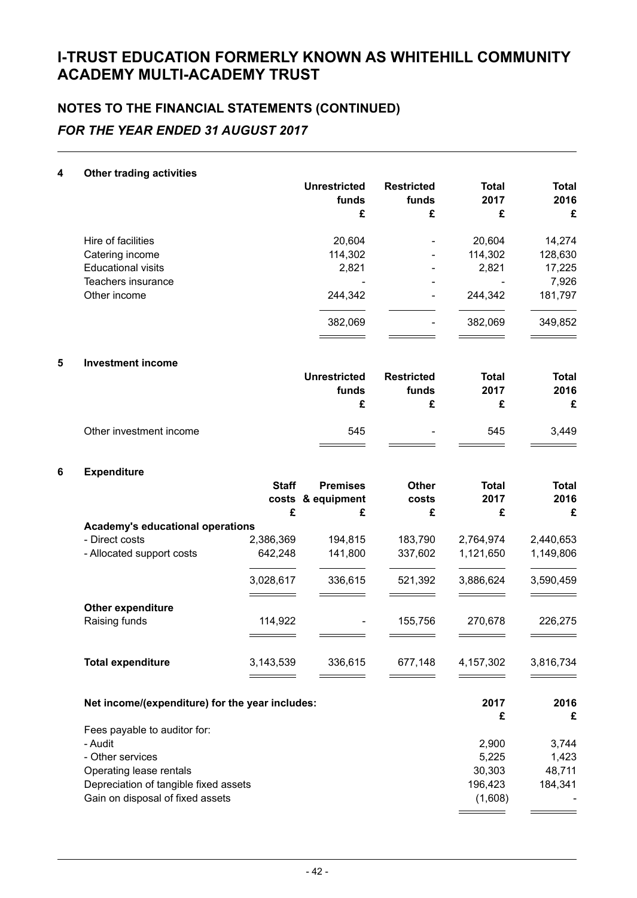# I-TRUST EDUCATION FORMERLY KNOWN AS WHITEHILL COMMUNITY ACADEMY MULTI-ACADEMY TRUST

## NOTES TO THE FINANCIAL STATEMENTS (CONTINUED)

### *FOR THE YEAR ENDED 31 AUGUST 2017*

**4 Other trading activities**

| | Unrestricted funds £ | Restricted funds £ | Total 2017 £ | Total 2016 £ |
|---|---|---|---|---|
| Hire of facilities | 20,604 | - | 20,604 | 14,274 |
| Catering income | 114,302 | - | 114,302 | 128,630 |
| Educational visits | 2,821 | - | 2,821 | 17,225 |
| Teachers insurance | - | - | - | 7,926 |
| Other income | 244,342 | - | 244,342 | 181,797 |
| | 382,069 | - | 382,069 | 349,852 |

**5 Investment income**

| | Unrestricted funds £ | Restricted funds £ | Total 2017 £ | Total 2016 £ |
|---|---|---|---|---|
| Other investment income | 545 | - | 545 | 3,449 |

**6 Expenditure**

| | Staff costs £ | Premises & equipment £ | Other costs £ | Total 2017 £ | Total 2016 £ |
|---|---|---|---|---|---|
| **Academy's educational operations** | | | | | |
| - Direct costs | 2,386,369 | 194,815 | 183,790 | 2,764,974 | 2,440,653 |
| - Allocated support costs | 642,248 | 141,800 | 337,602 | 1,121,650 | 1,149,806 |
| | 3,028,617 | 336,615 | 521,392 | 3,886,624 | 3,590,459 |
| **Other expenditure** | | | | | |
| Raising funds | 114,922 | - | 155,756 | 270,678 | 226,275 |
| **Total expenditure** | 3,143,539 | 336,615 | 677,148 | 4,157,302 | 3,816,734 |

| **Net income/(expenditure) for the year includes:** | 2017 £ | 2016 £ |
|---|---|---|
| Fees payable to auditor for: | | |
| - Audit | 2,900 | 3,744 |
| - Other services | 5,225 | 1,423 |
| Operating lease rentals | 30,303 | 48,711 |
| Depreciation of tangible fixed assets | 196,423 | 184,341 |
| Gain on disposal of fixed assets | (1,608) | - |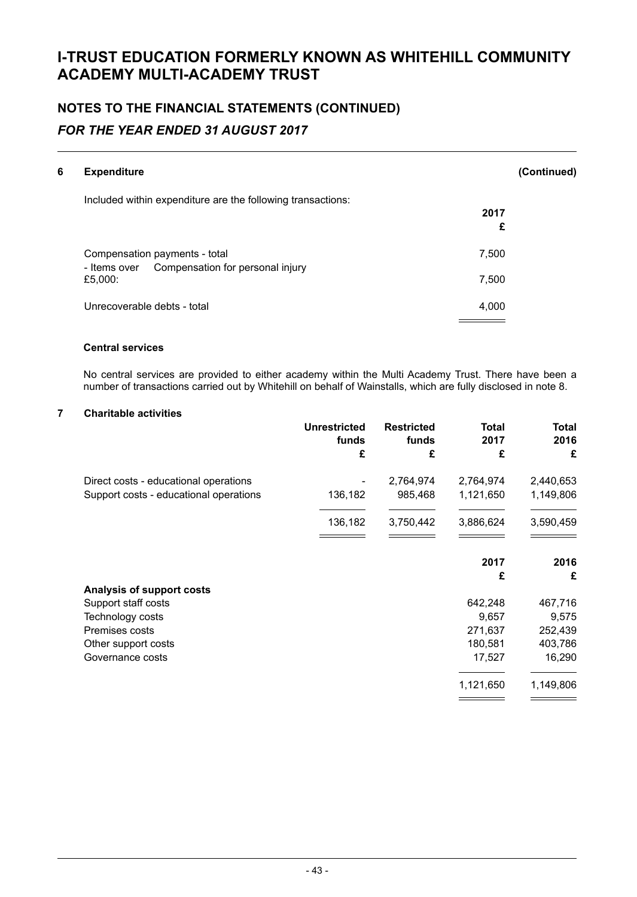# I-TRUST EDUCATION FORMERLY KNOWN AS WHITEHILL COMMUNITY ACADEMY MULTI-ACADEMY TRUST

## NOTES TO THE FINANCIAL STATEMENTS (CONTINUED)

### *FOR THE YEAR ENDED 31 AUGUST 2017*

**6 Expenditure (Continued)**

Included within expenditure are the following transactions:

| | 2017 £ |
|---|---|
| Compensation payments - total | 7,500 |
| - Items over £5,000: Compensation for personal injury | 7,500 |
| Unrecoverable debts - total | 4,000 |

**Central services**

No central services are provided to either academy within the Multi Academy Trust. There have been a number of transactions carried out by Whitehill on behalf of Wainstalls, which are fully disclosed in note 8.

**7 Charitable activities**

| | Unrestricted funds £ | Restricted funds £ | Total 2017 £ | Total 2016 £ |
|---|---|---|---|---|
| Direct costs - educational operations | - | 2,764,974 | 2,764,974 | 2,440,653 |
| Support costs - educational operations | 136,182 | 985,468 | 1,121,650 | 1,149,806 |
| | 136,182 | 3,750,442 | 3,886,624 | 3,590,459 |

| | 2017 £ | 2016 £ |
|---|---|---|
| **Analysis of support costs** | | |
| Support staff costs | 642,248 | 467,716 |
| Technology costs | 9,657 | 9,575 |
| Premises costs | 271,637 | 252,439 |
| Other support costs | 180,581 | 403,786 |
| Governance costs | 17,527 | 16,290 |
| | 1,121,650 | 1,149,806 |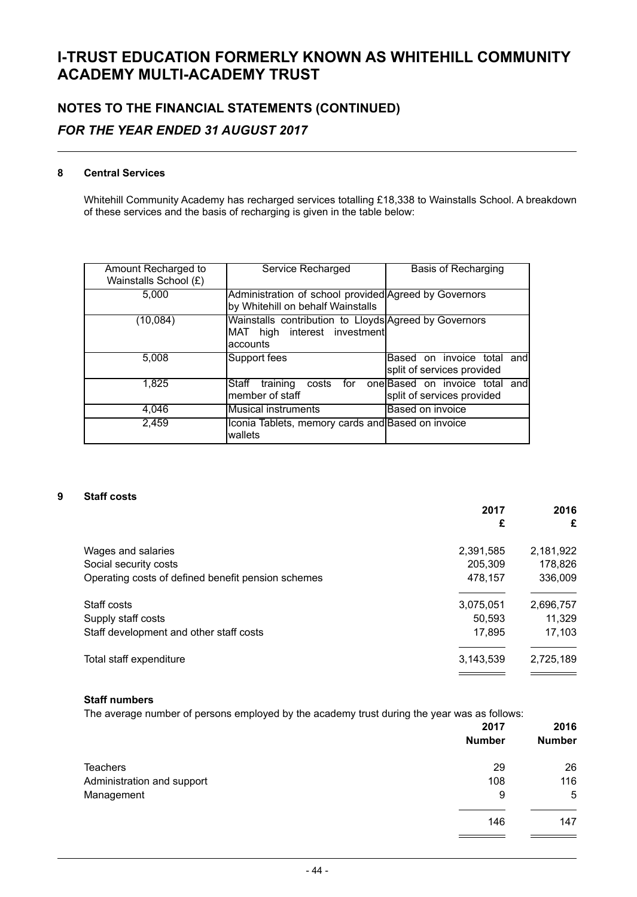# I-TRUST EDUCATION FORMERLY KNOWN AS WHITEHILL COMMUNITY ACADEMY MULTI-ACADEMY TRUST

## NOTES TO THE FINANCIAL STATEMENTS (CONTINUED)

### *FOR THE YEAR ENDED 31 AUGUST 2017*

#### 8 Central Services

Whitehill Community Academy has recharged services totalling £18,338 to Wainstalls School. A breakdown of these services and the basis of recharging is given in the table below:

| Amount Recharged to Wainstalls School (£) | Service Recharged | Basis of Recharging |
|---|---|---|
| 5,000 | Administration of school provided by Whitehill on behalf Wainstalls | Agreed by Governors |
| (10,084) | Wainstalls contribution to Lloyds MAT high interest investment accounts | Agreed by Governors |
| 5,008 | Support fees | Based on invoice total and split of services provided |
| 1,825 | Staff training costs for one member of staff | Based on invoice total and split of services provided |
| 4,046 | Musical instruments | Based on invoice |
| 2,459 | Iconia Tablets, memory cards and wallets | Based on invoice |

#### 9 Staff costs

| | 2017 £ | 2016 £ |
|---|---|---|
| Wages and salaries | 2,391,585 | 2,181,922 |
| Social security costs | 205,309 | 178,826 |
| Operating costs of defined benefit pension schemes | 478,157 | 336,009 |
| Staff costs | 3,075,051 | 2,696,757 |
| Supply staff costs | 50,593 | 11,329 |
| Staff development and other staff costs | 17,895 | 17,103 |
| Total staff expenditure | 3,143,539 | 2,725,189 |

**Staff numbers**

The average number of persons employed by the academy trust during the year was as follows:

| | 2017 Number | 2016 Number |
|---|---|---|
| Teachers | 29 | 26 |
| Administration and support | 108 | 116 |
| Management | 9 | 5 |
| | 146 | 147 |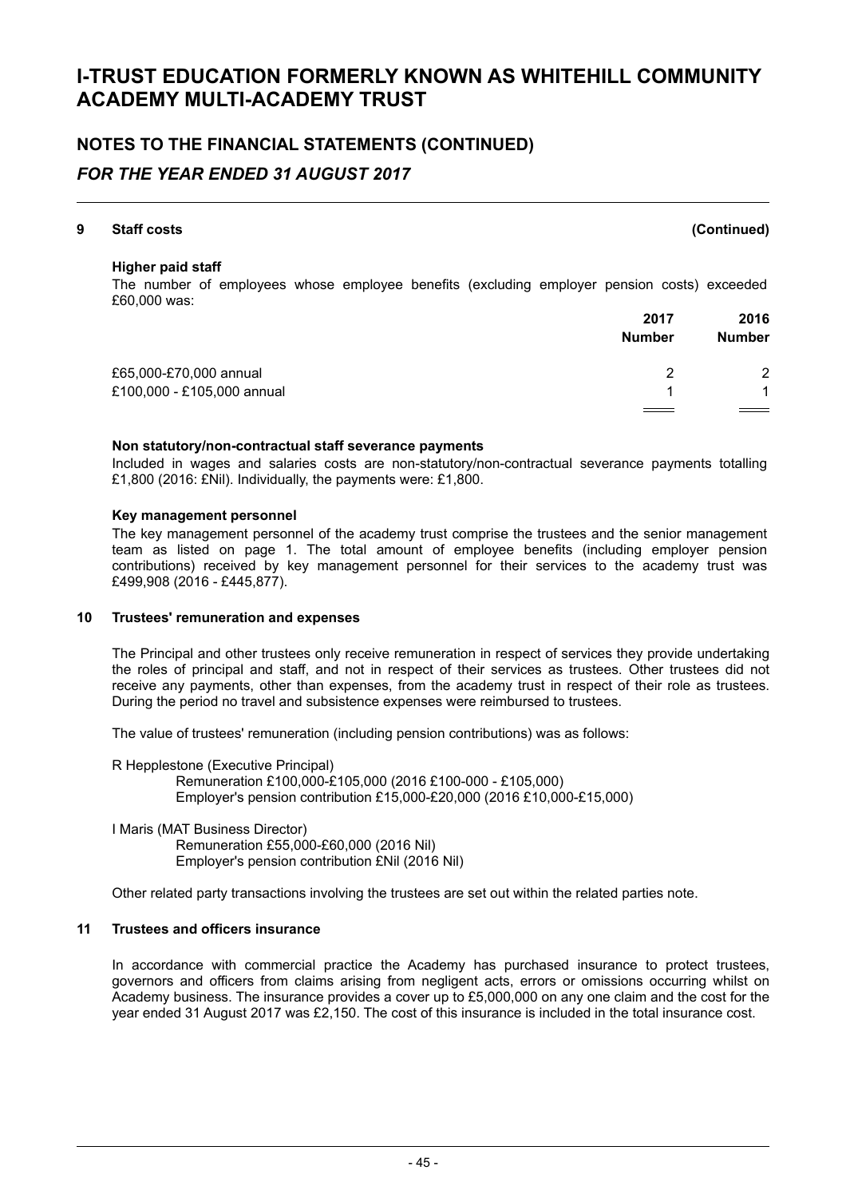# I-TRUST EDUCATION FORMERLY KNOWN AS WHITEHILL COMMUNITY ACADEMY MULTI-ACADEMY TRUST

## NOTES TO THE FINANCIAL STATEMENTS (CONTINUED)

### *FOR THE YEAR ENDED 31 AUGUST 2017*

**9 Staff costs (Continued)**

**Higher paid staff**

The number of employees whose employee benefits (excluding employer pension costs) exceeded £60,000 was:

| | 2017<br>Number | 2016<br>Number |
|---|---|---|
| £65,000-£70,000 annual | 2 | 2 |
| £100,000 - £105,000 annual | 1 | 1 |

**Non statutory/non-contractual staff severance payments**

Included in wages and salaries costs are non-statutory/non-contractual severance payments totalling £1,800 (2016: £Nil). Individually, the payments were: £1,800.

**Key management personnel**

The key management personnel of the academy trust comprise the trustees and the senior management team as listed on page 1. The total amount of employee benefits (including employer pension contributions) received by key management personnel for their services to the academy trust was £499,908 (2016 - £445,877).

**10 Trustees' remuneration and expenses**

The Principal and other trustees only receive remuneration in respect of services they provide undertaking the roles of principal and staff, and not in respect of their services as trustees. Other trustees did not receive any payments, other than expenses, from the academy trust in respect of their role as trustees. During the period no travel and subsistence expenses were reimbursed to trustees.

The value of trustees' remuneration (including pension contributions) was as follows:

R Hepplestone (Executive Principal)
Remuneration £100,000-£105,000 (2016 £100-000 - £105,000)
Employer's pension contribution £15,000-£20,000 (2016 £10,000-£15,000)

I Maris (MAT Business Director)
Remuneration £55,000-£60,000 (2016 Nil)
Employer's pension contribution £Nil (2016 Nil)

Other related party transactions involving the trustees are set out within the related parties note.

**11 Trustees and officers insurance**

In accordance with commercial practice the Academy has purchased insurance to protect trustees, governors and officers from claims arising from negligent acts, errors or omissions occurring whilst on Academy business. The insurance provides a cover up to £5,000,000 on any one claim and the cost for the year ended 31 August 2017 was £2,150. The cost of this insurance is included in the total insurance cost.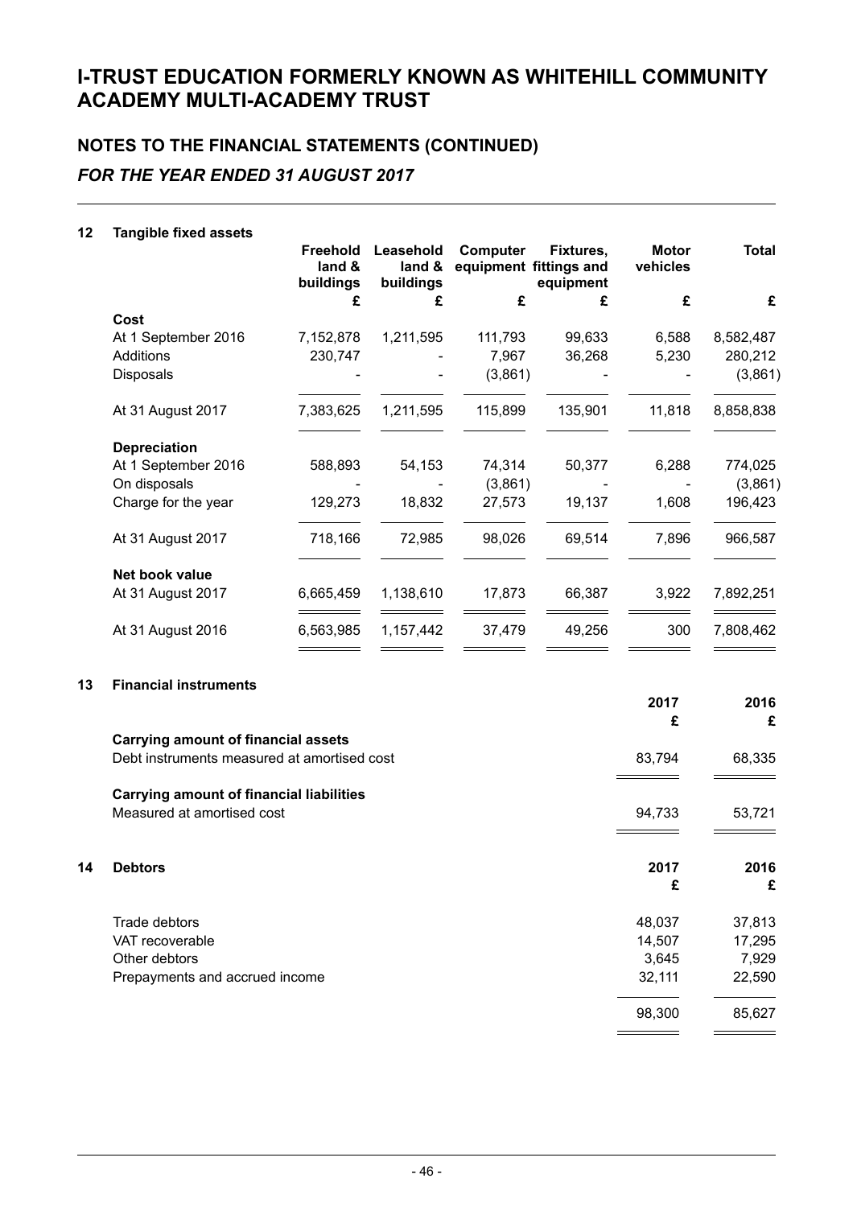# I-TRUST EDUCATION FORMERLY KNOWN AS WHITEHILL COMMUNITY ACADEMY MULTI-ACADEMY TRUST

## NOTES TO THE FINANCIAL STATEMENTS (CONTINUED)

### *FOR THE YEAR ENDED 31 AUGUST 2017*

**12 Tangible fixed assets**

| | Freehold land & buildings | Leasehold land & buildings | Computer equipment | Fixtures, fittings and equipment | Motor vehicles | Total |
|---|---|---|---|---|---|---|
| | £ | £ | £ | £ | £ | £ |
| **Cost** | | | | | | |
| At 1 September 2016 | 7,152,878 | 1,211,595 | 111,793 | 99,633 | 6,588 | 8,582,487 |
| Additions | 230,747 | - | 7,967 | 36,268 | 5,230 | 280,212 |
| Disposals | - | - | (3,861) | - | - | (3,861) |
| At 31 August 2017 | 7,383,625 | 1,211,595 | 115,899 | 135,901 | 11,818 | 8,858,838 |
| **Depreciation** | | | | | | |
| At 1 September 2016 | 588,893 | 54,153 | 74,314 | 50,377 | 6,288 | 774,025 |
| On disposals | - | - | (3,861) | - | - | (3,861) |
| Charge for the year | 129,273 | 18,832 | 27,573 | 19,137 | 1,608 | 196,423 |
| At 31 August 2017 | 718,166 | 72,985 | 98,026 | 69,514 | 7,896 | 966,587 |
| **Net book value** | | | | | | |
| At 31 August 2017 | 6,665,459 | 1,138,610 | 17,873 | 66,387 | 3,922 | 7,892,251 |
| At 31 August 2016 | 6,563,985 | 1,157,442 | 37,479 | 49,256 | 300 | 7,808,462 |

**13 Financial instruments**

| | 2017 | 2016 |
|---|---|---|
| | £ | £ |
| **Carrying amount of financial assets** | | |
| Debt instruments measured at amortised cost | 83,794 | 68,335 |
| **Carrying amount of financial liabilities** | | |
| Measured at amortised cost | 94,733 | 53,721 |

**14 Debtors**

| | 2017 | 2016 |
|---|---|---|
| | £ | £ |
| Trade debtors | 48,037 | 37,813 |
| VAT recoverable | 14,507 | 17,295 |
| Other debtors | 3,645 | 7,929 |
| Prepayments and accrued income | 32,111 | 22,590 |
| | 98,300 | 85,627 |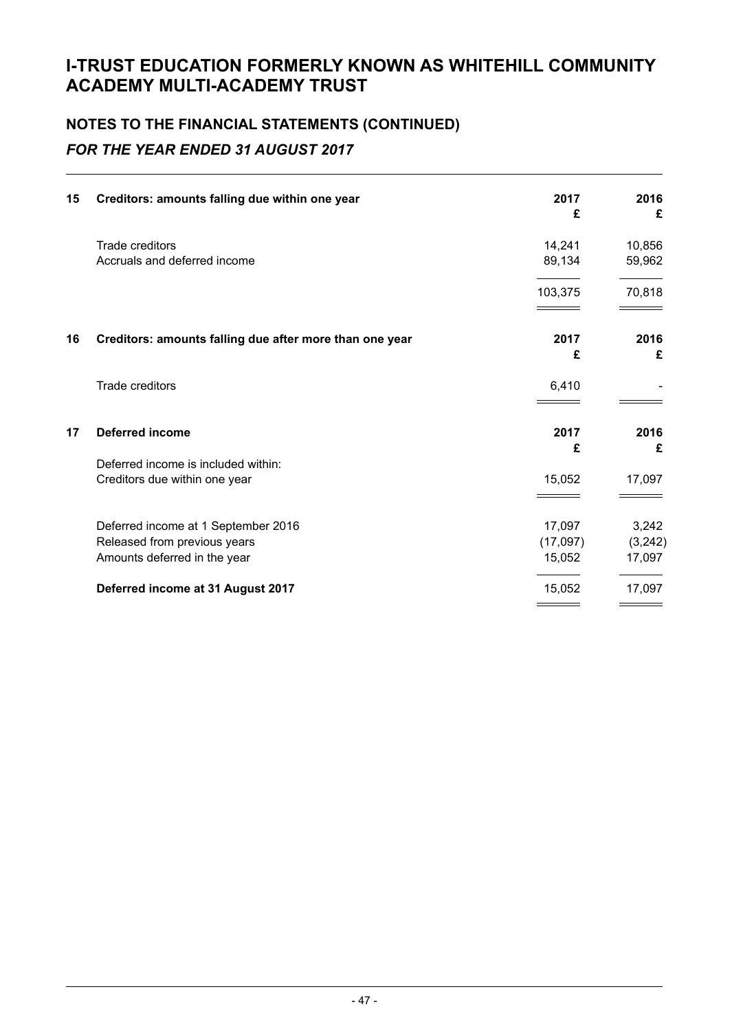# I-TRUST EDUCATION FORMERLY KNOWN AS WHITEHILL COMMUNITY ACADEMY MULTI-ACADEMY TRUST

## NOTES TO THE FINANCIAL STATEMENTS (CONTINUED)

### *FOR THE YEAR ENDED 31 AUGUST 2017*

| | | 2017 | 2016 |
|---|---|---|---|
| **15** | **Creditors: amounts falling due within one year** | **£** | **£** |
| | Trade creditors | 14,241 | 10,856 |
| | Accruals and deferred income | 89,134 | 59,962 |
| | | 103,375 | 70,818 |

| | | 2017 | 2016 |
|---|---|---|---|
| **16** | **Creditors: amounts falling due after more than one year** | **£** | **£** |
| | Trade creditors | 6,410 | - |

| | | 2017 | 2016 |
|---|---|---|---|
| **17** | **Deferred income** | **£** | **£** |
| | Deferred income is included within: | | |
| | Creditors due within one year | 15,052 | 17,097 |
| | | | |
| | Deferred income at 1 September 2016 | 17,097 | 3,242 |
| | Released from previous years | (17,097) | (3,242) |
| | Amounts deferred in the year | 15,052 | 17,097 |
| | **Deferred income at 31 August 2017** | 15,052 | 17,097 |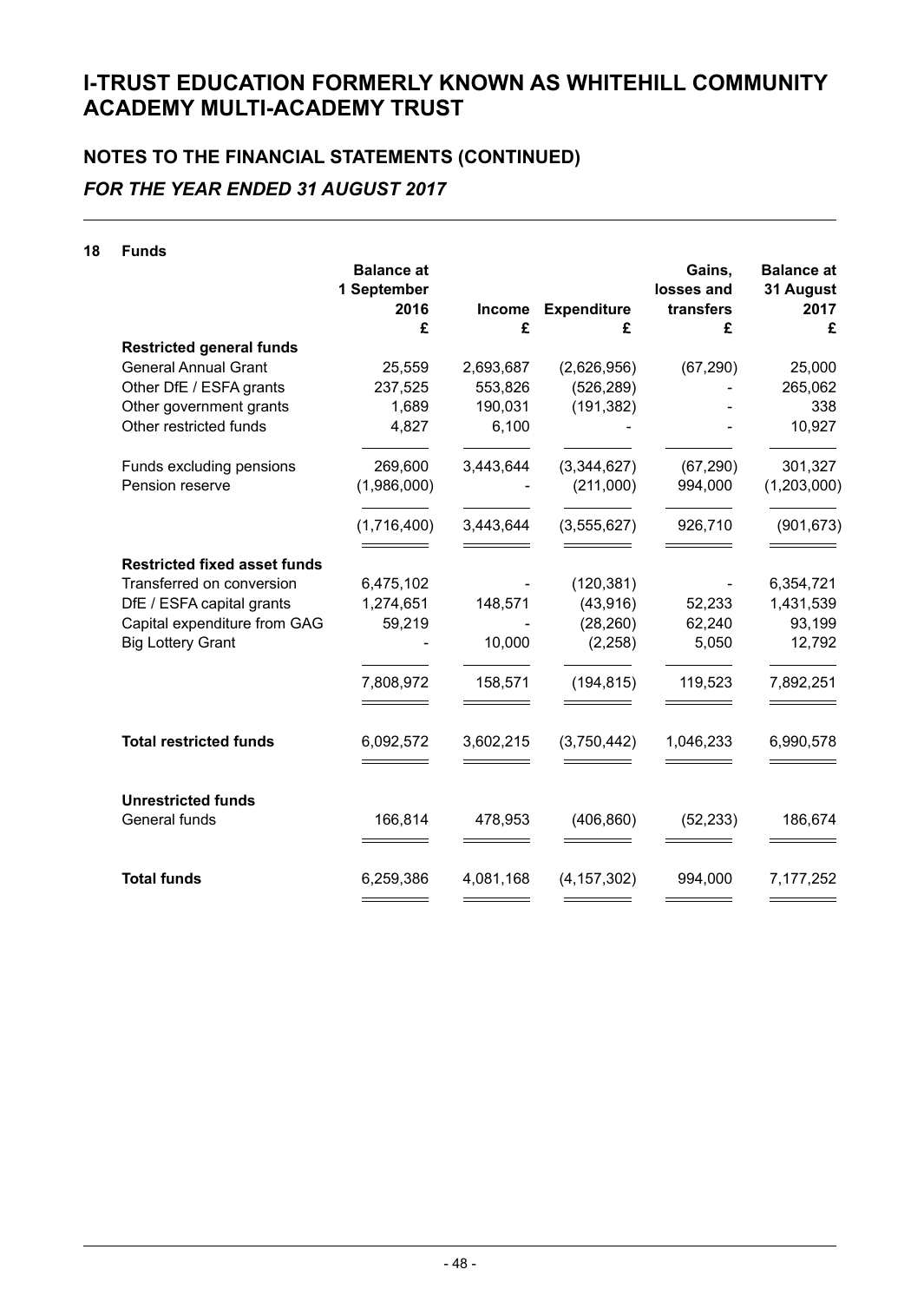# I-TRUST EDUCATION FORMERLY KNOWN AS WHITEHILL COMMUNITY ACADEMY MULTI-ACADEMY TRUST

## NOTES TO THE FINANCIAL STATEMENTS (CONTINUED)

### *FOR THE YEAR ENDED 31 AUGUST 2017*

**18 Funds**

| | Balance at 1 September 2016 | Income | Expenditure | Gains, losses and transfers | Balance at 31 August 2017 |
|---|---|---|---|---|---|
| | £ | £ | £ | £ | £ |
| **Restricted general funds** | | | | | |
| General Annual Grant | 25,559 | 2,693,687 | (2,626,956) | (67,290) | 25,000 |
| Other DfE / ESFA grants | 237,525 | 553,826 | (526,289) | - | 265,062 |
| Other government grants | 1,689 | 190,031 | (191,382) | - | 338 |
| Other restricted funds | 4,827 | 6,100 | - | - | 10,927 |
| Funds excluding pensions | 269,600 | 3,443,644 | (3,344,627) | (67,290) | 301,327 |
| Pension reserve | (1,986,000) | - | (211,000) | 994,000 | (1,203,000) |
| | (1,716,400) | 3,443,644 | (3,555,627) | 926,710 | (901,673) |
| **Restricted fixed asset funds** | | | | | |
| Transferred on conversion | 6,475,102 | - | (120,381) | - | 6,354,721 |
| DfE / ESFA capital grants | 1,274,651 | 148,571 | (43,916) | 52,233 | 1,431,539 |
| Capital expenditure from GAG | 59,219 | - | (28,260) | 62,240 | 93,199 |
| Big Lottery Grant | - | 10,000 | (2,258) | 5,050 | 12,792 |
| | 7,808,972 | 158,571 | (194,815) | 119,523 | 7,892,251 |
| **Total restricted funds** | 6,092,572 | 3,602,215 | (3,750,442) | 1,046,233 | 6,990,578 |
| **Unrestricted funds** | | | | | |
| General funds | 166,814 | 478,953 | (406,860) | (52,233) | 186,674 |
| **Total funds** | 6,259,386 | 4,081,168 | (4,157,302) | 994,000 | 7,177,252 |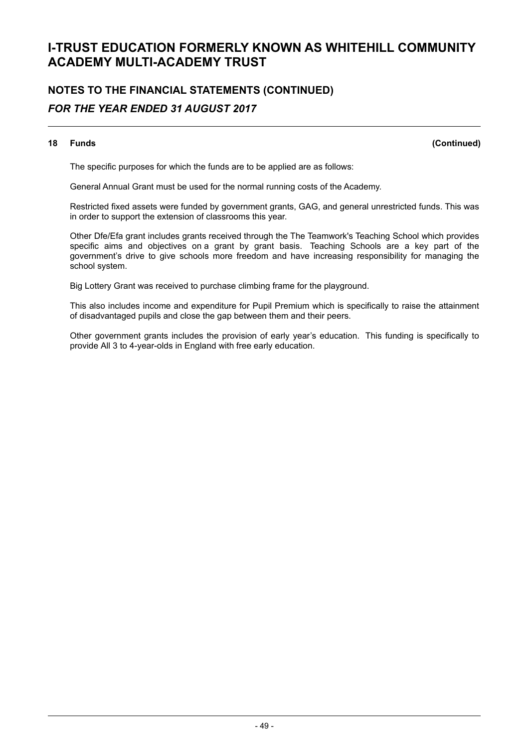# I-TRUST EDUCATION FORMERLY KNOWN AS WHITEHILL COMMUNITY ACADEMY MULTI-ACADEMY TRUST

## NOTES TO THE FINANCIAL STATEMENTS (CONTINUED)

### *FOR THE YEAR ENDED 31 AUGUST 2017*

**18 Funds** **(Continued)**

The specific purposes for which the funds are to be applied are as follows:

General Annual Grant must be used for the normal running costs of the Academy.

Restricted fixed assets were funded by government grants, GAG, and general unrestricted funds. This was in order to support the extension of classrooms this year.

Other Dfe/Efa grant includes grants received through the The Teamwork's Teaching School which provides specific aims and objectives on a grant by grant basis. Teaching Schools are a key part of the government's drive to give schools more freedom and have increasing responsibility for managing the school system.

Big Lottery Grant was received to purchase climbing frame for the playground.

This also includes income and expenditure for Pupil Premium which is specifically to raise the attainment of disadvantaged pupils and close the gap between them and their peers.

Other government grants includes the provision of early year's education. This funding is specifically to provide All 3 to 4-year-olds in England with free early education.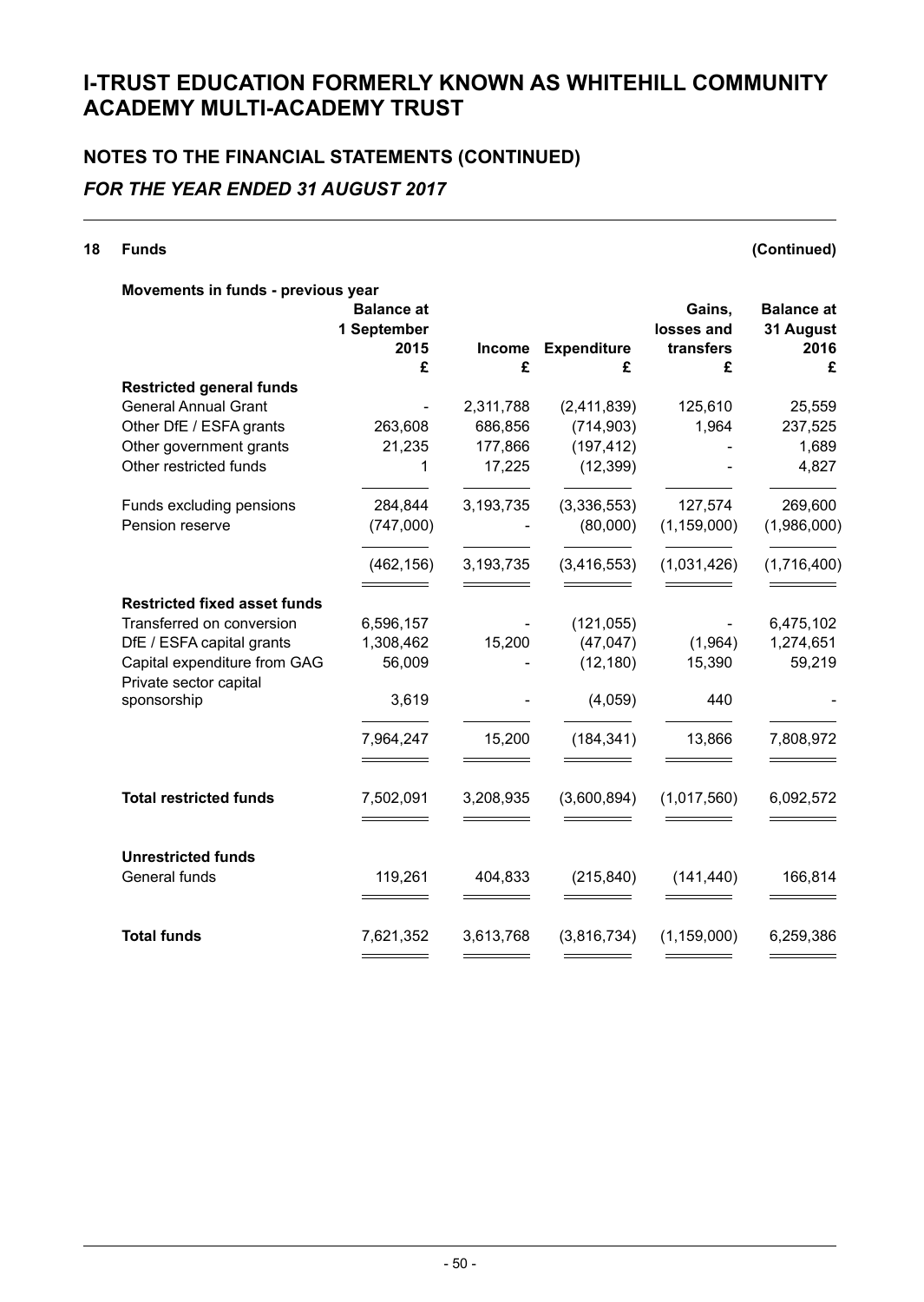# I-TRUST EDUCATION FORMERLY KNOWN AS WHITEHILL COMMUNITY ACADEMY MULTI-ACADEMY TRUST

## NOTES TO THE FINANCIAL STATEMENTS (CONTINUED)

### *FOR THE YEAR ENDED 31 AUGUST 2017*

**18 Funds (Continued)**

**Movements in funds - previous year**

| | Balance at 1 September 2015 £ | Income £ | Expenditure £ | Gains, losses and transfers £ | Balance at 31 August 2016 £ |
|---|---|---|---|---|---|
| **Restricted general funds** | | | | | |
| General Annual Grant | - | 2,311,788 | (2,411,839) | 125,610 | 25,559 |
| Other DfE / ESFA grants | 263,608 | 686,856 | (714,903) | 1,964 | 237,525 |
| Other government grants | 21,235 | 177,866 | (197,412) | - | 1,689 |
| Other restricted funds | 1 | 17,225 | (12,399) | - | 4,827 |
| Funds excluding pensions | 284,844 | 3,193,735 | (3,336,553) | 127,574 | 269,600 |
| Pension reserve | (747,000) | - | (80,000) | (1,159,000) | (1,986,000) |
| | (462,156) | 3,193,735 | (3,416,553) | (1,031,426) | (1,716,400) |
| **Restricted fixed asset funds** | | | | | |
| Transferred on conversion | 6,596,157 | - | (121,055) | - | 6,475,102 |
| DfE / ESFA capital grants | 1,308,462 | 15,200 | (47,047) | (1,964) | 1,274,651 |
| Capital expenditure from GAG | 56,009 | - | (12,180) | 15,390 | 59,219 |
| Private sector capital sponsorship | 3,619 | - | (4,059) | 440 | - |
| | 7,964,247 | 15,200 | (184,341) | 13,866 | 7,808,972 |
| **Total restricted funds** | 7,502,091 | 3,208,935 | (3,600,894) | (1,017,560) | 6,092,572 |
| **Unrestricted funds** | | | | | |
| General funds | 119,261 | 404,833 | (215,840) | (141,440) | 166,814 |
| **Total funds** | 7,621,352 | 3,613,768 | (3,816,734) | (1,159,000) | 6,259,386 |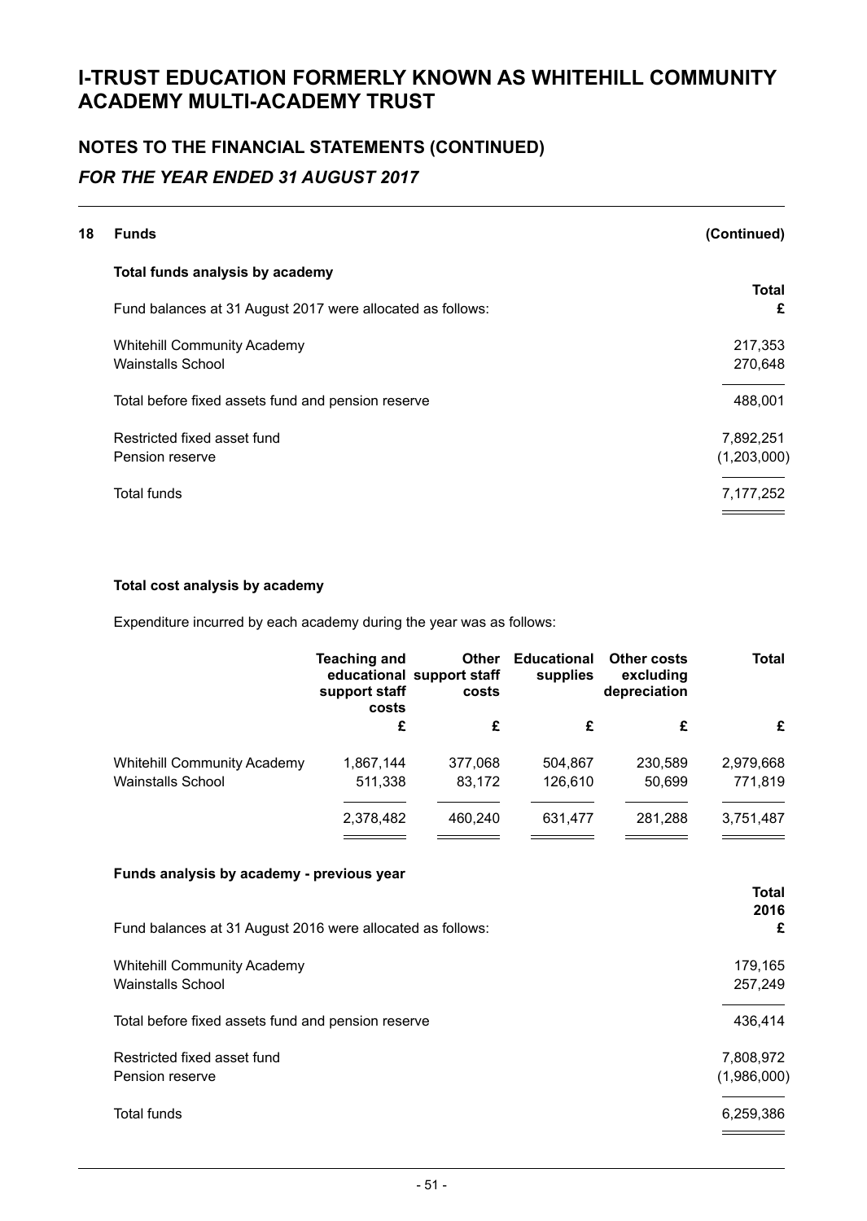# I-TRUST EDUCATION FORMERLY KNOWN AS WHITEHILL COMMUNITY ACADEMY MULTI-ACADEMY TRUST

## NOTES TO THE FINANCIAL STATEMENTS (CONTINUED)

### *FOR THE YEAR ENDED 31 AUGUST 2017*

**18 Funds** **(Continued)**

**Total funds analysis by academy**

| Fund balances at 31 August 2017 were allocated as follows: | Total £ |
|---|---|
| Whitehill Community Academy | 217,353 |
| Wainstalls School | 270,648 |
| Total before fixed assets fund and pension reserve | 488,001 |
| Restricted fixed asset fund | 7,892,251 |
| Pension reserve | (1,203,000) |
| Total funds | 7,177,252 |

**Total cost analysis by academy**

Expenditure incurred by each academy during the year was as follows:

| | Teaching and educational support staff costs | Other support staff costs | Educational supplies | Other costs excluding depreciation | Total |
|---|---|---|---|---|---|
| | £ | £ | £ | £ | £ |
| Whitehill Community Academy | 1,867,144 | 377,068 | 504,867 | 230,589 | 2,979,668 |
| Wainstalls School | 511,338 | 83,172 | 126,610 | 50,699 | 771,819 |
| | 2,378,482 | 460,240 | 631,477 | 281,288 | 3,751,487 |

**Funds analysis by academy - previous year**

| Fund balances at 31 August 2016 were allocated as follows: | Total 2016 £ |
|---|---|
| Whitehill Community Academy | 179,165 |
| Wainstalls School | 257,249 |
| Total before fixed assets fund and pension reserve | 436,414 |
| Restricted fixed asset fund | 7,808,972 |
| Pension reserve | (1,986,000) |
| Total funds | 6,259,386 |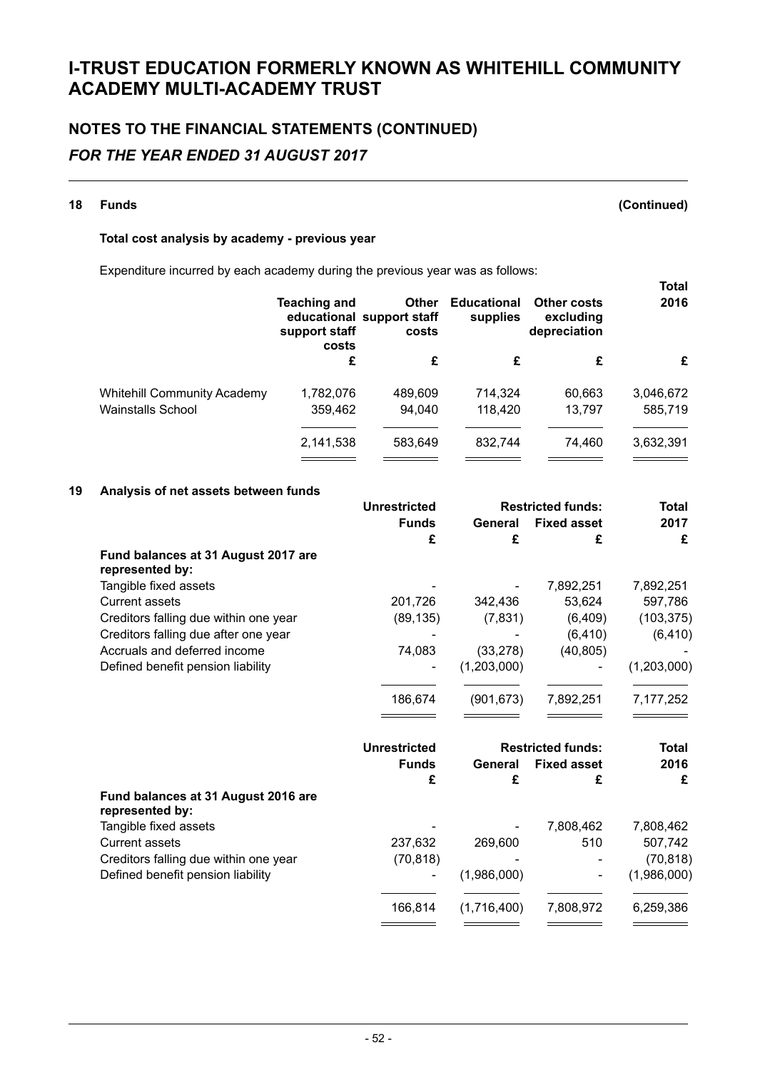# I-TRUST EDUCATION FORMERLY KNOWN AS WHITEHILL COMMUNITY ACADEMY MULTI-ACADEMY TRUST

## NOTES TO THE FINANCIAL STATEMENTS (CONTINUED)

### *FOR THE YEAR ENDED 31 AUGUST 2017*

**18 Funds (Continued)**

**Total cost analysis by academy - previous year**

Expenditure incurred by each academy during the previous year was as follows:

| | Teaching and educational support staff costs | Other support staff costs | Educational supplies | Other costs excluding depreciation | Total 2016 |
|---|---|---|---|---|---|
| | £ | £ | £ | £ | £ |
| Whitehill Community Academy | 1,782,076 | 489,609 | 714,324 | 60,663 | 3,046,672 |
| Wainstalls School | 359,462 | 94,040 | 118,420 | 13,797 | 585,719 |
| | 2,141,538 | 583,649 | 832,744 | 74,460 | 3,632,391 |

**19 Analysis of net assets between funds**

| | Unrestricted Funds | Restricted funds: General | Restricted funds: Fixed asset | Total 2017 |
|---|---|---|---|---|
| | £ | £ | £ | £ |
| **Fund balances at 31 August 2017 are represented by:** | | | | |
| Tangible fixed assets | - | - | 7,892,251 | 7,892,251 |
| Current assets | 201,726 | 342,436 | 53,624 | 597,786 |
| Creditors falling due within one year | (89,135) | (7,831) | (6,409) | (103,375) |
| Creditors falling due after one year | - | - | (6,410) | (6,410) |
| Accruals and deferred income | 74,083 | (33,278) | (40,805) | - |
| Defined benefit pension liability | - | (1,203,000) | - | (1,203,000) |
| | 186,674 | (901,673) | 7,892,251 | 7,177,252 |

| | Unrestricted Funds | Restricted funds: General | Restricted funds: Fixed asset | Total 2016 |
|---|---|---|---|---|
| | £ | £ | £ | £ |
| **Fund balances at 31 August 2016 are represented by:** | | | | |
| Tangible fixed assets | - | - | 7,808,462 | 7,808,462 |
| Current assets | 237,632 | 269,600 | 510 | 507,742 |
| Creditors falling due within one year | (70,818) | - | - | (70,818) |
| Defined benefit pension liability | - | (1,986,000) | - | (1,986,000) |
| | 166,814 | (1,716,400) | 7,808,972 | 6,259,386 |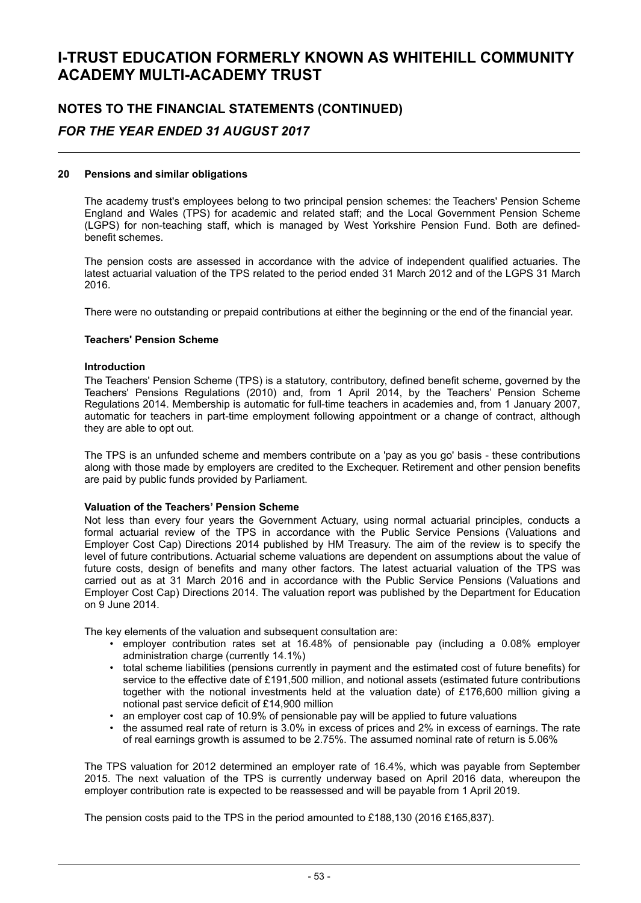## 20 Pensions and similar obligations

The academy trust's employees belong to two principal pension schemes: the Teachers' Pension Scheme England and Wales (TPS) for academic and related staff; and the Local Government Pension Scheme (LGPS) for non-teaching staff, which is managed by West Yorkshire Pension Fund. Both are defined-benefit schemes.

The pension costs are assessed in accordance with the advice of independent qualified actuaries. The latest actuarial valuation of the TPS related to the period ended 31 March 2012 and of the LGPS 31 March 2016.

There were no outstanding or prepaid contributions at either the beginning or the end of the financial year.

### Teachers' Pension Scheme

#### Introduction

The Teachers' Pension Scheme (TPS) is a statutory, contributory, defined benefit scheme, governed by the Teachers' Pensions Regulations (2010) and, from 1 April 2014, by the Teachers' Pension Scheme Regulations 2014. Membership is automatic for full-time teachers in academies and, from 1 January 2007, automatic for teachers in part-time employment following appointment or a change of contract, although they are able to opt out.

The TPS is an unfunded scheme and members contribute on a 'pay as you go' basis - these contributions along with those made by employers are credited to the Exchequer. Retirement and other pension benefits are paid by public funds provided by Parliament.

#### Valuation of the Teachers' Pension Scheme

Not less than every four years the Government Actuary, using normal actuarial principles, conducts a formal actuarial review of the TPS in accordance with the Public Service Pensions (Valuations and Employer Cost Cap) Directions 2014 published by HM Treasury. The aim of the review is to specify the level of future contributions. Actuarial scheme valuations are dependent on assumptions about the value of future costs, design of benefits and many other factors. The latest actuarial valuation of the TPS was carried out as at 31 March 2016 and in accordance with the Public Service Pensions (Valuations and Employer Cost Cap) Directions 2014. The valuation report was published by the Department for Education on 9 June 2014.

The key elements of the valuation and subsequent consultation are:

- employer contribution rates set at 16.48% of pensionable pay (including a 0.08% employer administration charge (currently 14.1%)
- total scheme liabilities (pensions currently in payment and the estimated cost of future benefits) for service to the effective date of £191,500 million, and notional assets (estimated future contributions together with the notional investments held at the valuation date) of £176,600 million giving a notional past service deficit of £14,900 million
- an employer cost cap of 10.9% of pensionable pay will be applied to future valuations
- the assumed real rate of return is 3.0% in excess of prices and 2% in excess of earnings. The rate of real earnings growth is assumed to be 2.75%. The assumed nominal rate of return is 5.06%

The TPS valuation for 2012 determined an employer rate of 16.4%, which was payable from September 2015. The next valuation of the TPS is currently underway based on April 2016 data, whereupon the employer contribution rate is expected to be reassessed and will be payable from 1 April 2019.

The pension costs paid to the TPS in the period amounted to £188,130 (2016 £165,837).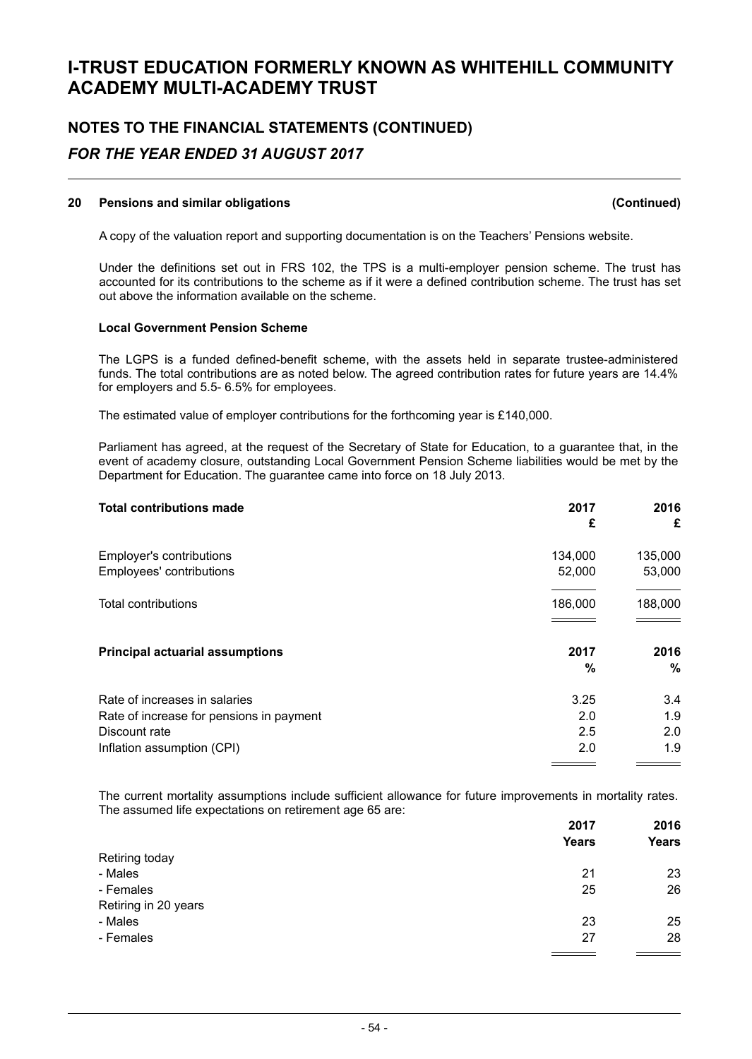# I-TRUST EDUCATION FORMERLY KNOWN AS WHITEHILL COMMUNITY ACADEMY MULTI-ACADEMY TRUST

## NOTES TO THE FINANCIAL STATEMENTS (CONTINUED)

### *FOR THE YEAR ENDED 31 AUGUST 2017*

**20 Pensions and similar obligations (Continued)**

A copy of the valuation report and supporting documentation is on the Teachers' Pensions website.

Under the definitions set out in FRS 102, the TPS is a multi-employer pension scheme. The trust has accounted for its contributions to the scheme as if it were a defined contribution scheme. The trust has set out above the information available on the scheme.

**Local Government Pension Scheme**

The LGPS is a funded defined-benefit scheme, with the assets held in separate trustee-administered funds. The total contributions are as noted below. The agreed contribution rates for future years are 14.4% for employers and 5.5- 6.5% for employees.

The estimated value of employer contributions for the forthcoming year is £140,000.

Parliament has agreed, at the request of the Secretary of State for Education, to a guarantee that, in the event of academy closure, outstanding Local Government Pension Scheme liabilities would be met by the Department for Education. The guarantee came into force on 18 July 2013.

| **Total contributions made** | **2017 £** | **2016 £** |
|---|---|---|
| Employer's contributions | 134,000 | 135,000 |
| Employees' contributions | 52,000 | 53,000 |
| Total contributions | 186,000 | 188,000 |

| **Principal actuarial assumptions** | **2017 %** | **2016 %** |
|---|---|---|
| Rate of increases in salaries | 3.25 | 3.4 |
| Rate of increase for pensions in payment | 2.0 | 1.9 |
| Discount rate | 2.5 | 2.0 |
| Inflation assumption (CPI) | 2.0 | 1.9 |

The current mortality assumptions include sufficient allowance for future improvements in mortality rates. The assumed life expectations on retirement age 65 are:

| | **2017 Years** | **2016 Years** |
|---|---|---|
| Retiring today | | |
| - Males | 21 | 23 |
| - Females | 25 | 26 |
| Retiring in 20 years | | |
| - Males | 23 | 25 |
| - Females | 27 | 28 |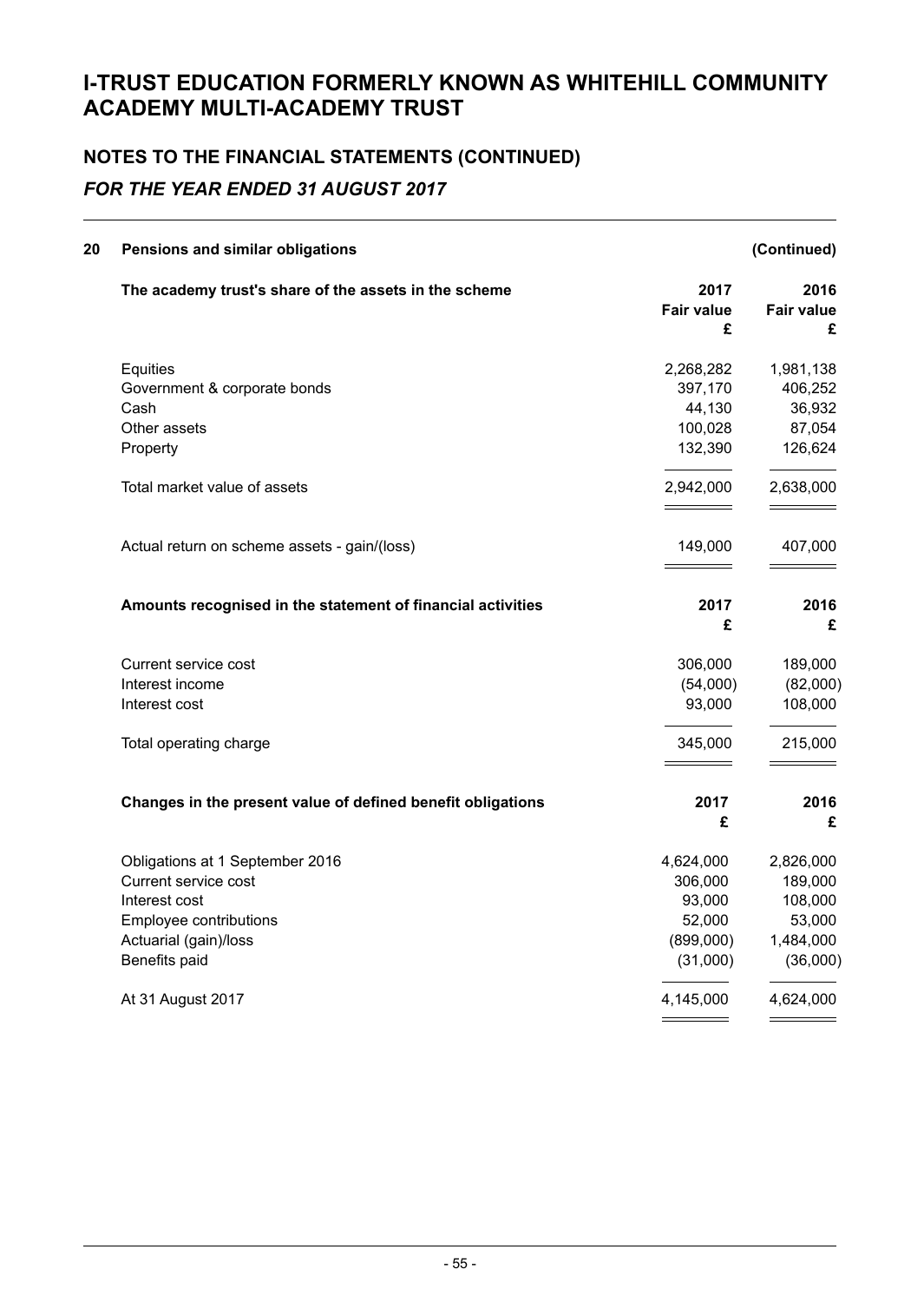# I-TRUST EDUCATION FORMERLY KNOWN AS WHITEHILL COMMUNITY ACADEMY MULTI-ACADEMY TRUST

## NOTES TO THE FINANCIAL STATEMENTS (CONTINUED)

### *FOR THE YEAR ENDED 31 AUGUST 2017*

**20 Pensions and similar obligations** **(Continued)**

| **The academy trust's share of the assets in the scheme** | **2017 Fair value £** | **2016 Fair value £** |
|---|---|---|
| Equities | 2,268,282 | 1,981,138 |
| Government & corporate bonds | 397,170 | 406,252 |
| Cash | 44,130 | 36,932 |
| Other assets | 100,028 | 87,054 |
| Property | 132,390 | 126,624 |
| Total market value of assets | 2,942,000 | 2,638,000 |
| Actual return on scheme assets - gain/(loss) | 149,000 | 407,000 |

| **Amounts recognised in the statement of financial activities** | **2017 £** | **2016 £** |
|---|---|---|
| Current service cost | 306,000 | 189,000 |
| Interest income | (54,000) | (82,000) |
| Interest cost | 93,000 | 108,000 |
| Total operating charge | 345,000 | 215,000 |

| **Changes in the present value of defined benefit obligations** | **2017 £** | **2016 £** |
|---|---|---|
| Obligations at 1 September 2016 | 4,624,000 | 2,826,000 |
| Current service cost | 306,000 | 189,000 |
| Interest cost | 93,000 | 108,000 |
| Employee contributions | 52,000 | 53,000 |
| Actuarial (gain)/loss | (899,000) | 1,484,000 |
| Benefits paid | (31,000) | (36,000) |
| At 31 August 2017 | 4,145,000 | 4,624,000 |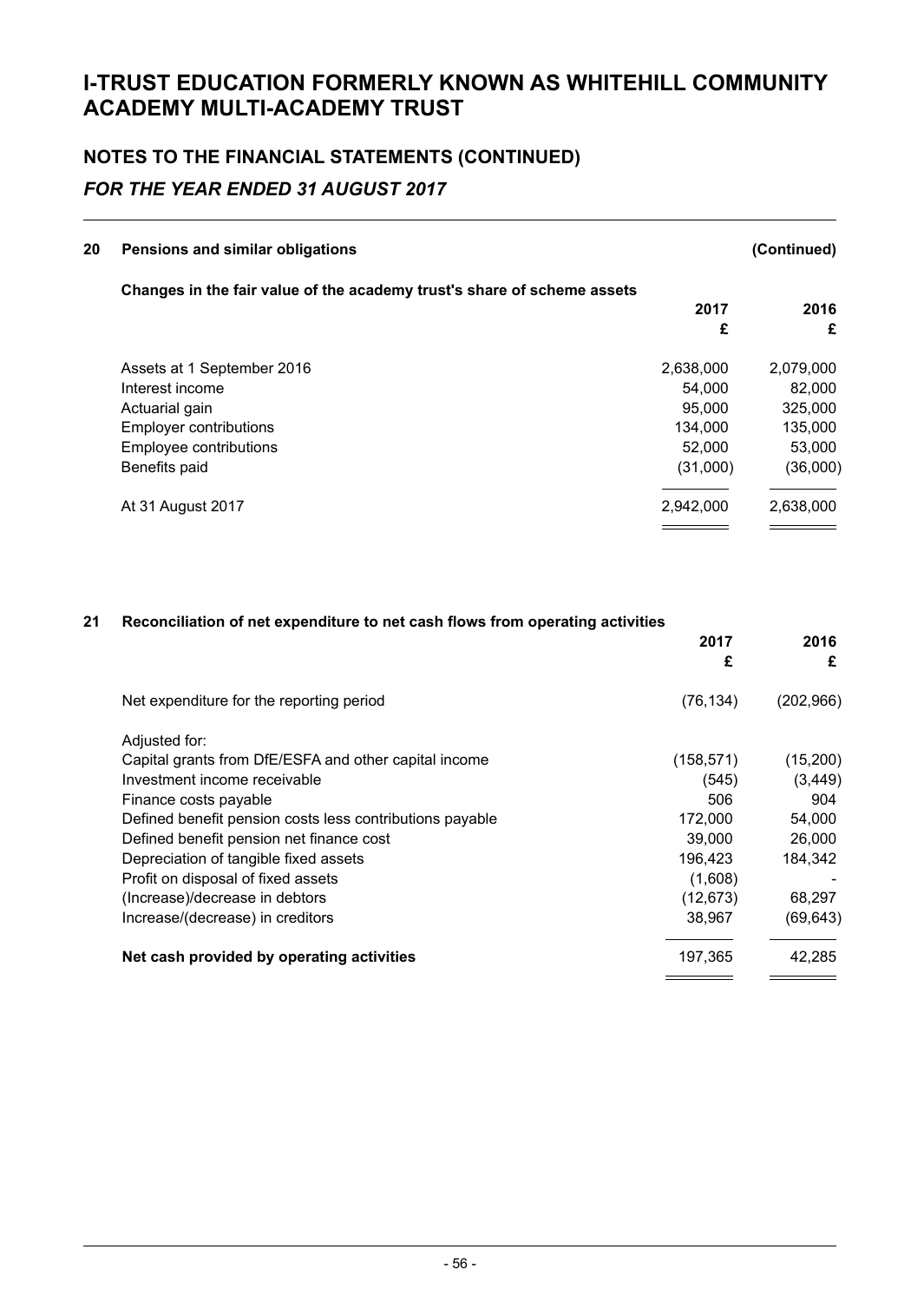# I-TRUST EDUCATION FORMERLY KNOWN AS WHITEHILL COMMUNITY ACADEMY MULTI-ACADEMY TRUST

## NOTES TO THE FINANCIAL STATEMENTS (CONTINUED)

### *FOR THE YEAR ENDED 31 AUGUST 2017*

**20 Pensions and similar obligations** **(Continued)**

**Changes in the fair value of the academy trust's share of scheme assets**

| | 2017 £ | 2016 £ |
|---|---|---|
| Assets at 1 September 2016 | 2,638,000 | 2,079,000 |
| Interest income | 54,000 | 82,000 |
| Actuarial gain | 95,000 | 325,000 |
| Employer contributions | 134,000 | 135,000 |
| Employee contributions | 52,000 | 53,000 |
| Benefits paid | (31,000) | (36,000) |
| At 31 August 2017 | 2,942,000 | 2,638,000 |

**21 Reconciliation of net expenditure to net cash flows from operating activities**

| | 2017 £ | 2016 £ |
|---|---|---|
| Net expenditure for the reporting period | (76,134) | (202,966) |
| Adjusted for: | | |
| Capital grants from DfE/ESFA and other capital income | (158,571) | (15,200) |
| Investment income receivable | (545) | (3,449) |
| Finance costs payable | 506 | 904 |
| Defined benefit pension costs less contributions payable | 172,000 | 54,000 |
| Defined benefit pension net finance cost | 39,000 | 26,000 |
| Depreciation of tangible fixed assets | 196,423 | 184,342 |
| Profit on disposal of fixed assets | (1,608) | - |
| (Increase)/decrease in debtors | (12,673) | 68,297 |
| Increase/(decrease) in creditors | 38,967 | (69,643) |
| **Net cash provided by operating activities** | 197,365 | 42,285 |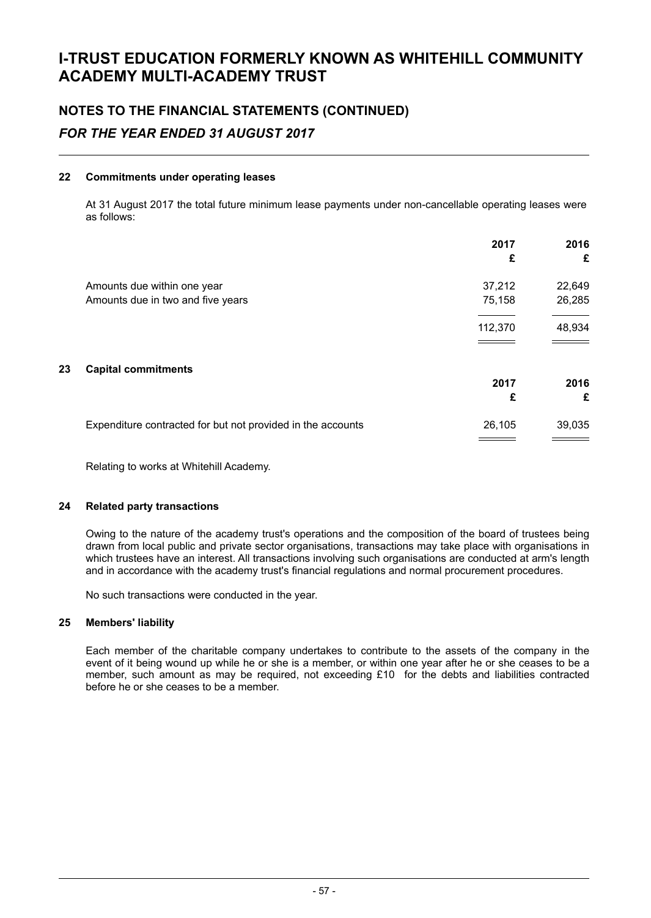# I-TRUST EDUCATION FORMERLY KNOWN AS WHITEHILL COMMUNITY ACADEMY MULTI-ACADEMY TRUST

## NOTES TO THE FINANCIAL STATEMENTS (CONTINUED)

### *FOR THE YEAR ENDED 31 AUGUST 2017*

#### 22 Commitments under operating leases

At 31 August 2017 the total future minimum lease payments under non-cancellable operating leases were as follows:

| | 2017 £ | 2016 £ |
|---|---|---|
| Amounts due within one year | 37,212 | 22,649 |
| Amounts due in two and five years | 75,158 | 26,285 |
| | 112,370 | 48,934 |

#### 23 Capital commitments

| | 2017 £ | 2016 £ |
|---|---|---|
| Expenditure contracted for but not provided in the accounts | 26,105 | 39,035 |

Relating to works at Whitehill Academy.

#### 24 Related party transactions

Owing to the nature of the academy trust's operations and the composition of the board of trustees being drawn from local public and private sector organisations, transactions may take place with organisations in which trustees have an interest. All transactions involving such organisations are conducted at arm's length and in accordance with the academy trust's financial regulations and normal procurement procedures.

No such transactions were conducted in the year.

#### 25 Members' liability

Each member of the charitable company undertakes to contribute to the assets of the company in the event of it being wound up while he or she is a member, or within one year after he or she ceases to be a member, such amount as may be required, not exceeding £10 for the debts and liabilities contracted before he or she ceases to be a member.